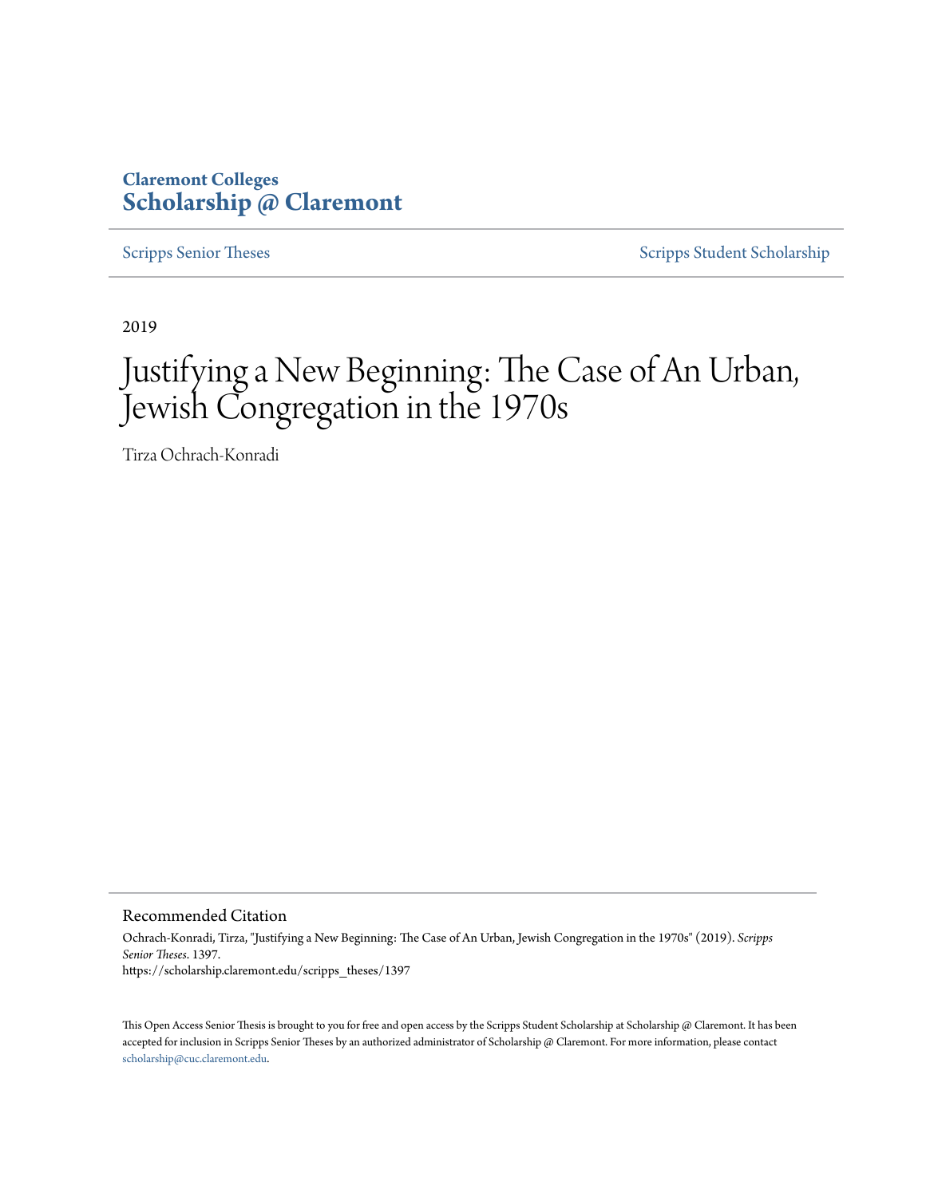**Claremont Colleges**
**Scholarship @ Claremont**

Scripps Senior Theses | Scripps Student Scholarship

2019

# Justifying a New Beginning: The Case of An Urban, Jewish Congregation in the 1970s

Tirza Ochrach-Konradi

## Recommended Citation

Ochrach-Konradi, Tirza, "Justifying a New Beginning: The Case of An Urban, Jewish Congregation in the 1970s" (2019). *Scripps Senior Theses*. 1397.
https://scholarship.claremont.edu/scripps_theses/1397

This Open Access Senior Thesis is brought to you for free and open access by the Scripps Student Scholarship at Scholarship @ Claremont. It has been accepted for inclusion in Scripps Senior Theses by an authorized administrator of Scholarship @ Claremont. For more information, please contact scholarship@cuc.claremont.edu.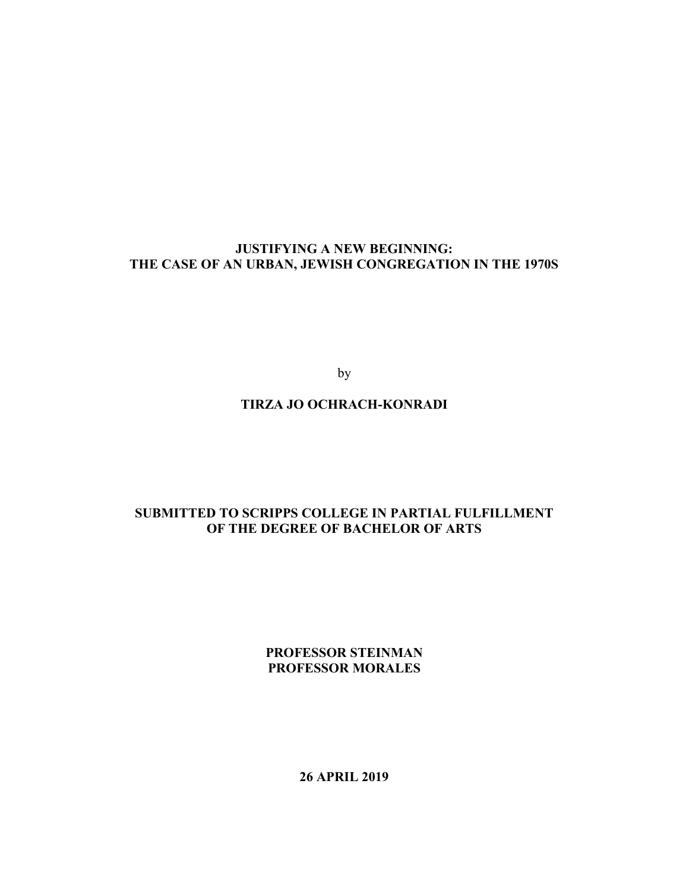# JUSTIFYING A NEW BEGINNING:
# THE CASE OF AN URBAN, JEWISH CONGREGATION IN THE 1970S

by

**TIRZA JO OCHRACH-KONRADI**

**SUBMITTED TO SCRIPPS COLLEGE IN PARTIAL FULFILLMENT OF THE DEGREE OF BACHELOR OF ARTS**

**PROFESSOR STEINMAN**
**PROFESSOR MORALES**

**26 APRIL 2019**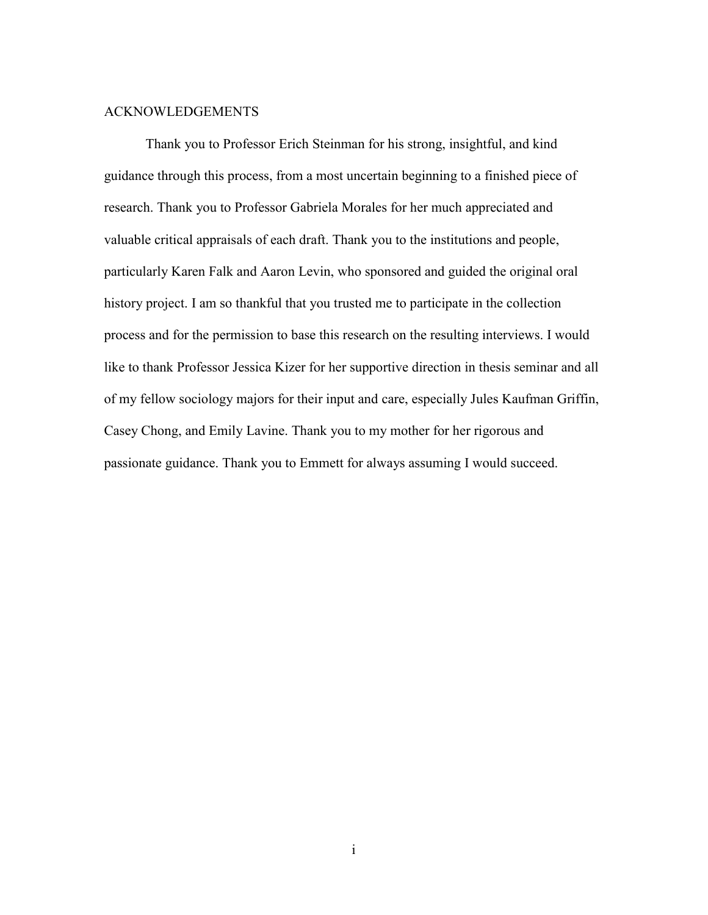# ACKNOWLEDGEMENTS

Thank you to Professor Erich Steinman for his strong, insightful, and kind guidance through this process, from a most uncertain beginning to a finished piece of research. Thank you to Professor Gabriela Morales for her much appreciated and valuable critical appraisals of each draft. Thank you to the institutions and people, particularly Karen Falk and Aaron Levin, who sponsored and guided the original oral history project. I am so thankful that you trusted me to participate in the collection process and for the permission to base this research on the resulting interviews. I would like to thank Professor Jessica Kizer for her supportive direction in thesis seminar and all of my fellow sociology majors for their input and care, especially Jules Kaufman Griffin, Casey Chong, and Emily Lavine. Thank you to my mother for her rigorous and passionate guidance. Thank you to Emmett for always assuming I would succeed.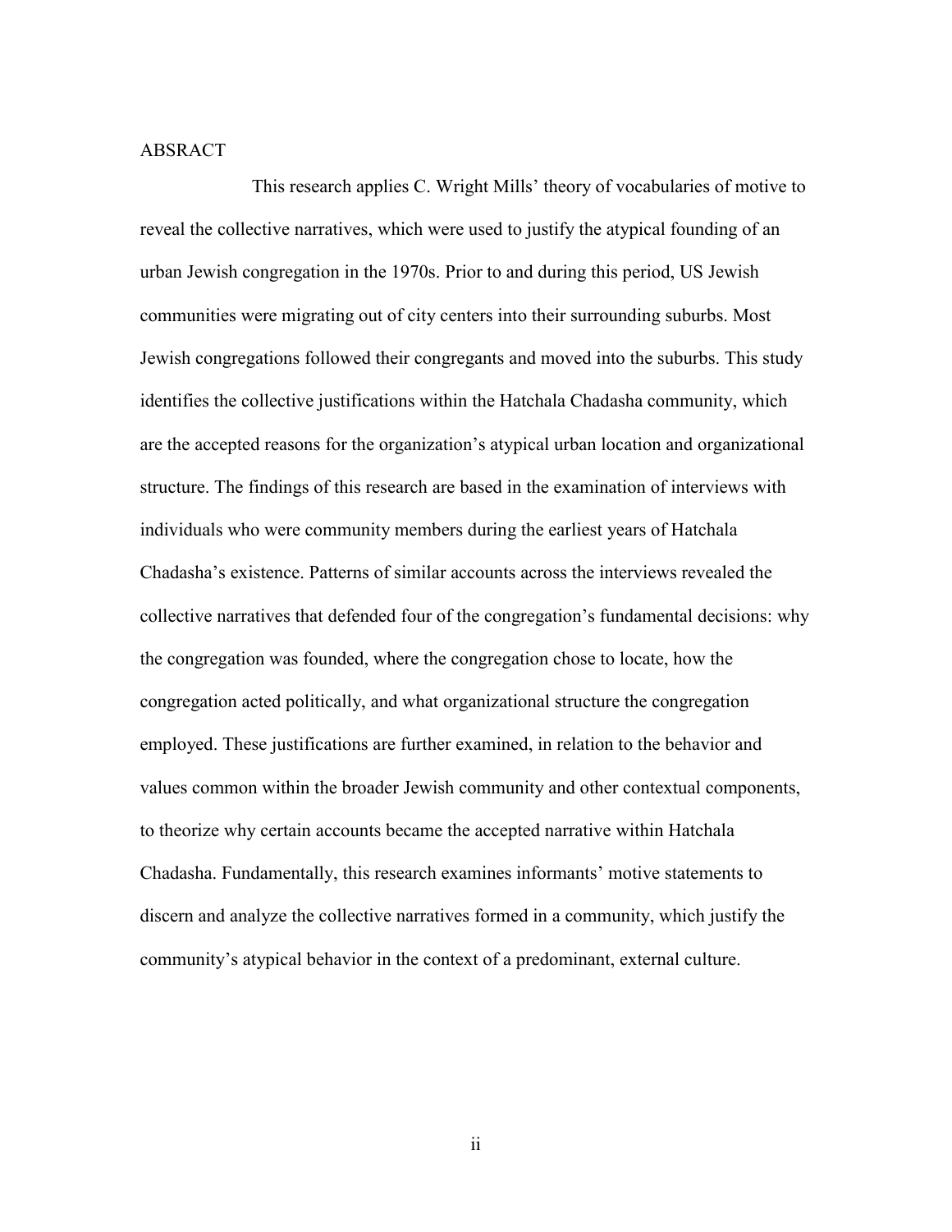ABSRACT

This research applies C. Wright Mills' theory of vocabularies of motive to reveal the collective narratives, which were used to justify the atypical founding of an urban Jewish congregation in the 1970s. Prior to and during this period, US Jewish communities were migrating out of city centers into their surrounding suburbs. Most Jewish congregations followed their congregants and moved into the suburbs. This study identifies the collective justifications within the Hatchala Chadasha community, which are the accepted reasons for the organization's atypical urban location and organizational structure. The findings of this research are based in the examination of interviews with individuals who were community members during the earliest years of Hatchala Chadasha's existence. Patterns of similar accounts across the interviews revealed the collective narratives that defended four of the congregation's fundamental decisions: why the congregation was founded, where the congregation chose to locate, how the congregation acted politically, and what organizational structure the congregation employed. These justifications are further examined, in relation to the behavior and values common within the broader Jewish community and other contextual components, to theorize why certain accounts became the accepted narrative within Hatchala Chadasha. Fundamentally, this research examines informants' motive statements to discern and analyze the collective narratives formed in a community, which justify the community's atypical behavior in the context of a predominant, external culture.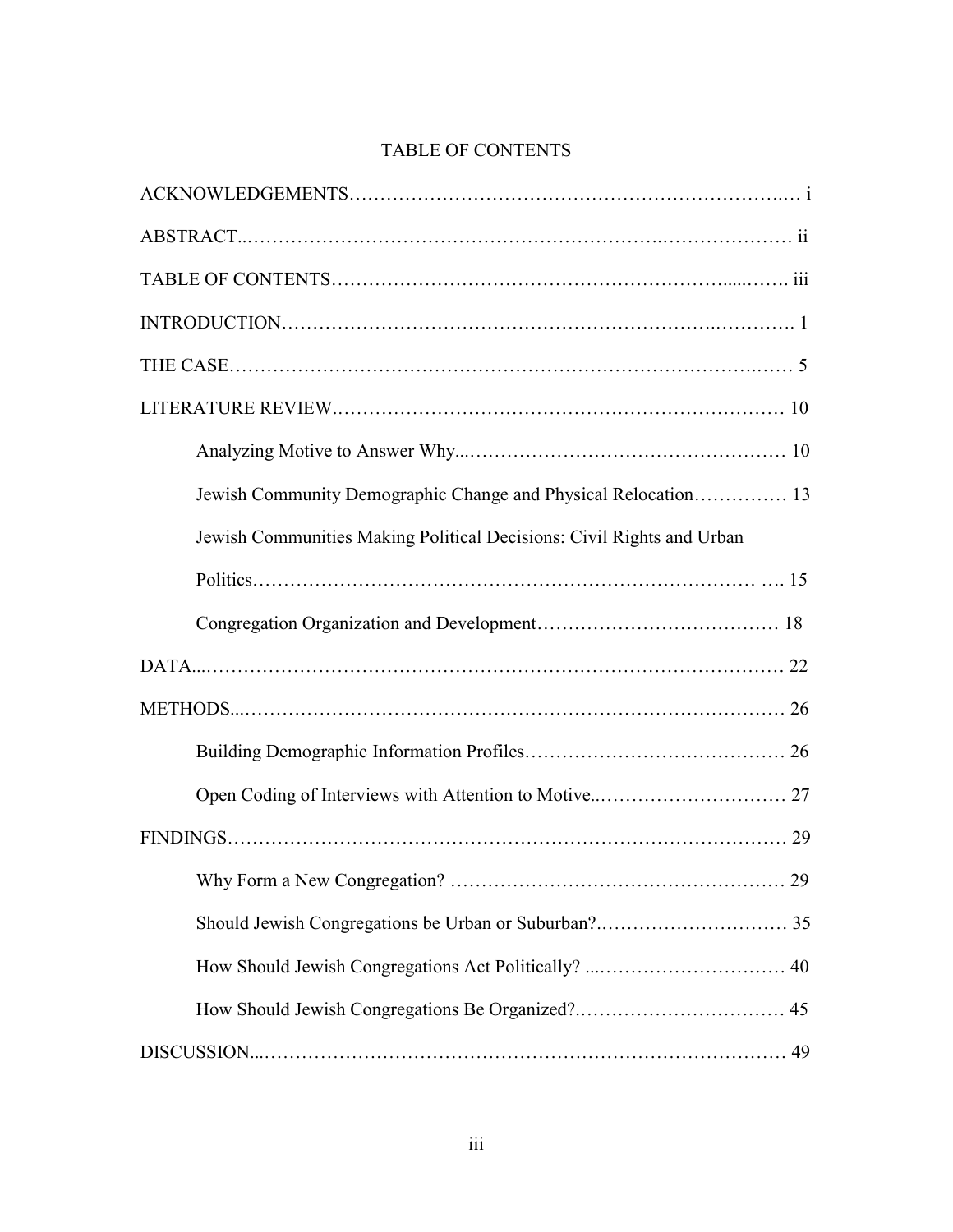# TABLE OF CONTENTS

ACKNOWLEDGEMENTS ... i

ABSTRACT ... ii

TABLE OF CONTENTS ... iii

INTRODUCTION ... 1

THE CASE ... 5

LITERATURE REVIEW ... 10

- Analyzing Motive to Answer Why ... 10
- Jewish Community Demographic Change and Physical Relocation ... 13
- Jewish Communities Making Political Decisions: Civil Rights and Urban Politics ... 15
- Congregation Organization and Development ... 18

DATA ... 22

METHODS ... 26

- Building Demographic Information Profiles ... 26
- Open Coding of Interviews with Attention to Motive ... 27

FINDINGS ... 29

- Why Form a New Congregation? ... 29
- Should Jewish Congregations be Urban or Suburban? ... 35
- How Should Jewish Congregations Act Politically? ... 40
- How Should Jewish Congregations Be Organized? ... 45

DISCUSSION ... 49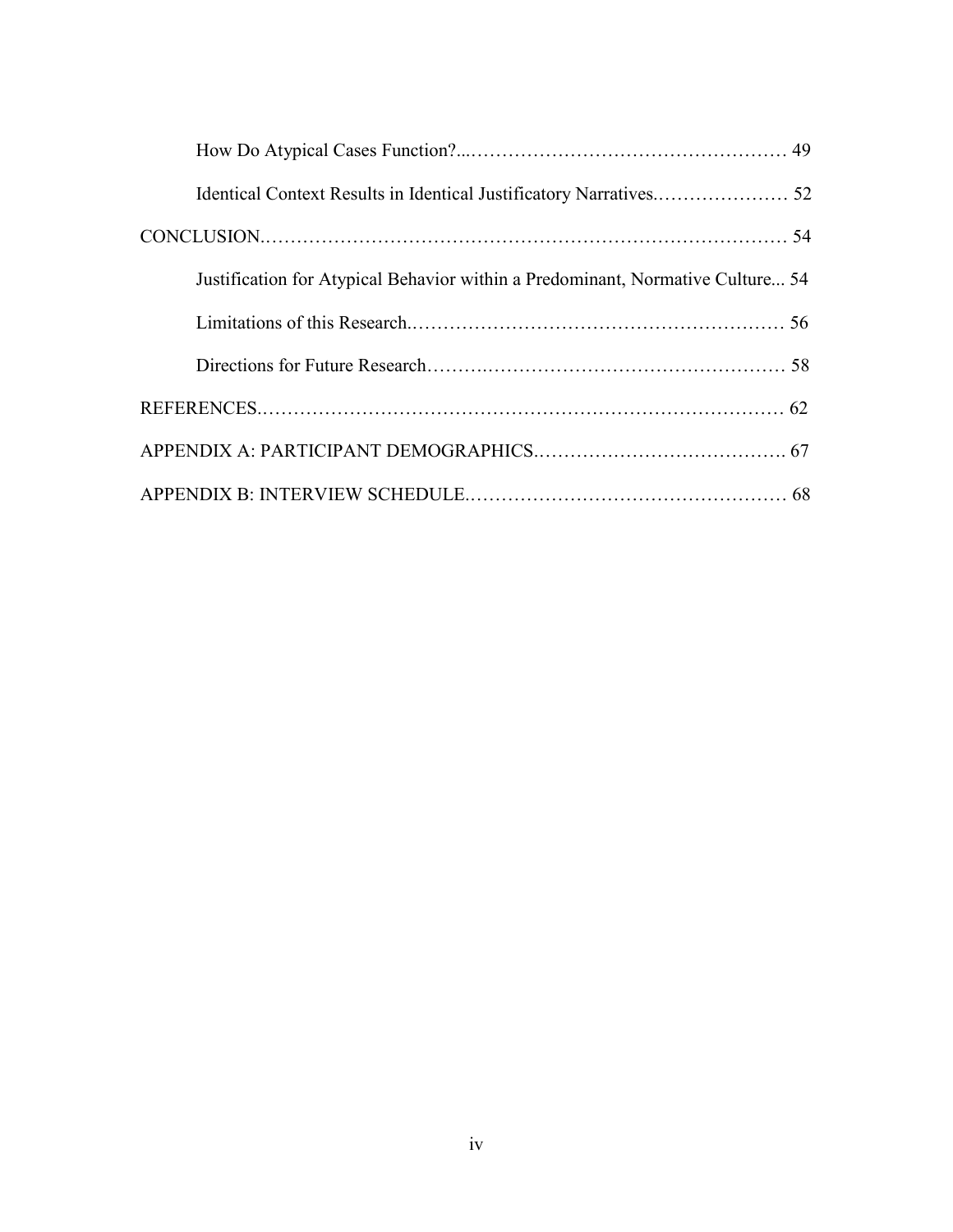How Do Atypical Cases Function?...…………………………………………… 49

Identical Context Results in Identical Justificatory Narratives.………………… 52

CONCLUSION……………………………………………………………………… 54

Justification for Atypical Behavior within a Predominant, Normative Culture... 54

Limitations of this Research.…………………………………………………… 56

Directions for Future Research……….………………………………………… 58

REFERENCES.…………………………………………………………………… 62

APPENDIX A: PARTICIPANT DEMOGRAPHICS.…………………………………. 67

APPENDIX B: INTERVIEW SCHEDULE.…………………………………………… 68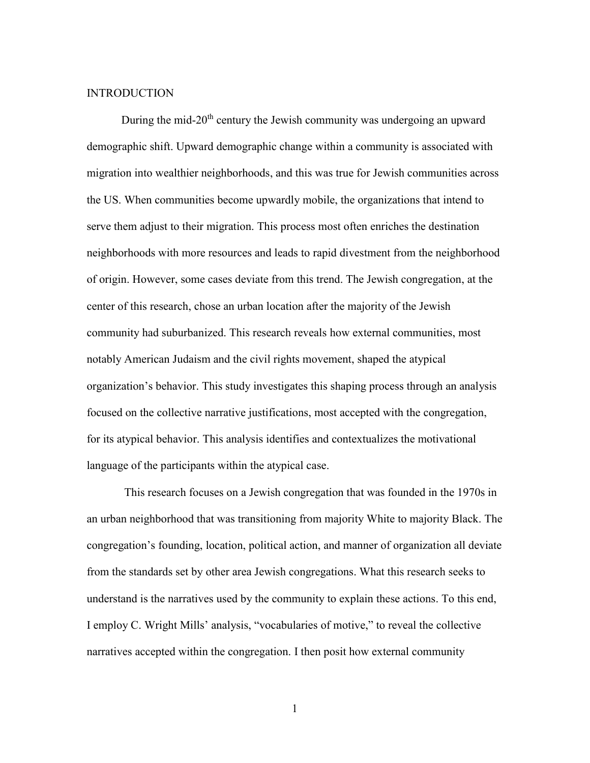# INTRODUCTION

During the mid-20th century the Jewish community was undergoing an upward demographic shift. Upward demographic change within a community is associated with migration into wealthier neighborhoods, and this was true for Jewish communities across the US. When communities become upwardly mobile, the organizations that intend to serve them adjust to their migration. This process most often enriches the destination neighborhoods with more resources and leads to rapid divestment from the neighborhood of origin. However, some cases deviate from this trend. The Jewish congregation, at the center of this research, chose an urban location after the majority of the Jewish community had suburbanized. This research reveals how external communities, most notably American Judaism and the civil rights movement, shaped the atypical organization's behavior. This study investigates this shaping process through an analysis focused on the collective narrative justifications, most accepted with the congregation, for its atypical behavior. This analysis identifies and contextualizes the motivational language of the participants within the atypical case.

This research focuses on a Jewish congregation that was founded in the 1970s in an urban neighborhood that was transitioning from majority White to majority Black. The congregation's founding, location, political action, and manner of organization all deviate from the standards set by other area Jewish congregations. What this research seeks to understand is the narratives used by the community to explain these actions. To this end, I employ C. Wright Mills' analysis, "vocabularies of motive," to reveal the collective narratives accepted within the congregation. I then posit how external community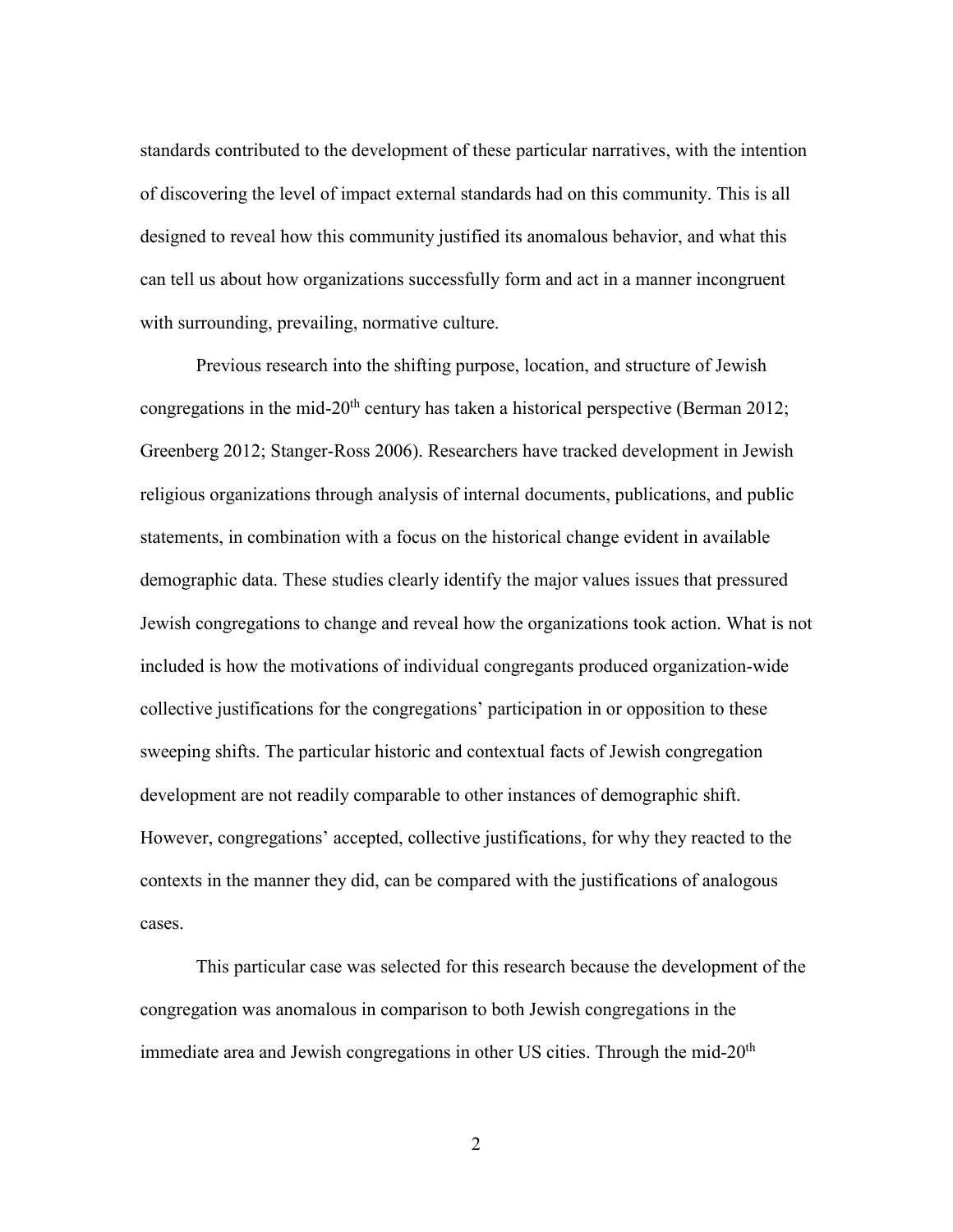standards contributed to the development of these particular narratives, with the intention of discovering the level of impact external standards had on this community. This is all designed to reveal how this community justified its anomalous behavior, and what this can tell us about how organizations successfully form and act in a manner incongruent with surrounding, prevailing, normative culture.

Previous research into the shifting purpose, location, and structure of Jewish congregations in the mid-20th century has taken a historical perspective (Berman 2012; Greenberg 2012; Stanger-Ross 2006). Researchers have tracked development in Jewish religious organizations through analysis of internal documents, publications, and public statements, in combination with a focus on the historical change evident in available demographic data. These studies clearly identify the major values issues that pressured Jewish congregations to change and reveal how the organizations took action. What is not included is how the motivations of individual congregants produced organization-wide collective justifications for the congregations' participation in or opposition to these sweeping shifts. The particular historic and contextual facts of Jewish congregation development are not readily comparable to other instances of demographic shift. However, congregations' accepted, collective justifications, for why they reacted to the contexts in the manner they did, can be compared with the justifications of analogous cases.

This particular case was selected for this research because the development of the congregation was anomalous in comparison to both Jewish congregations in the immediate area and Jewish congregations in other US cities. Through the mid-20th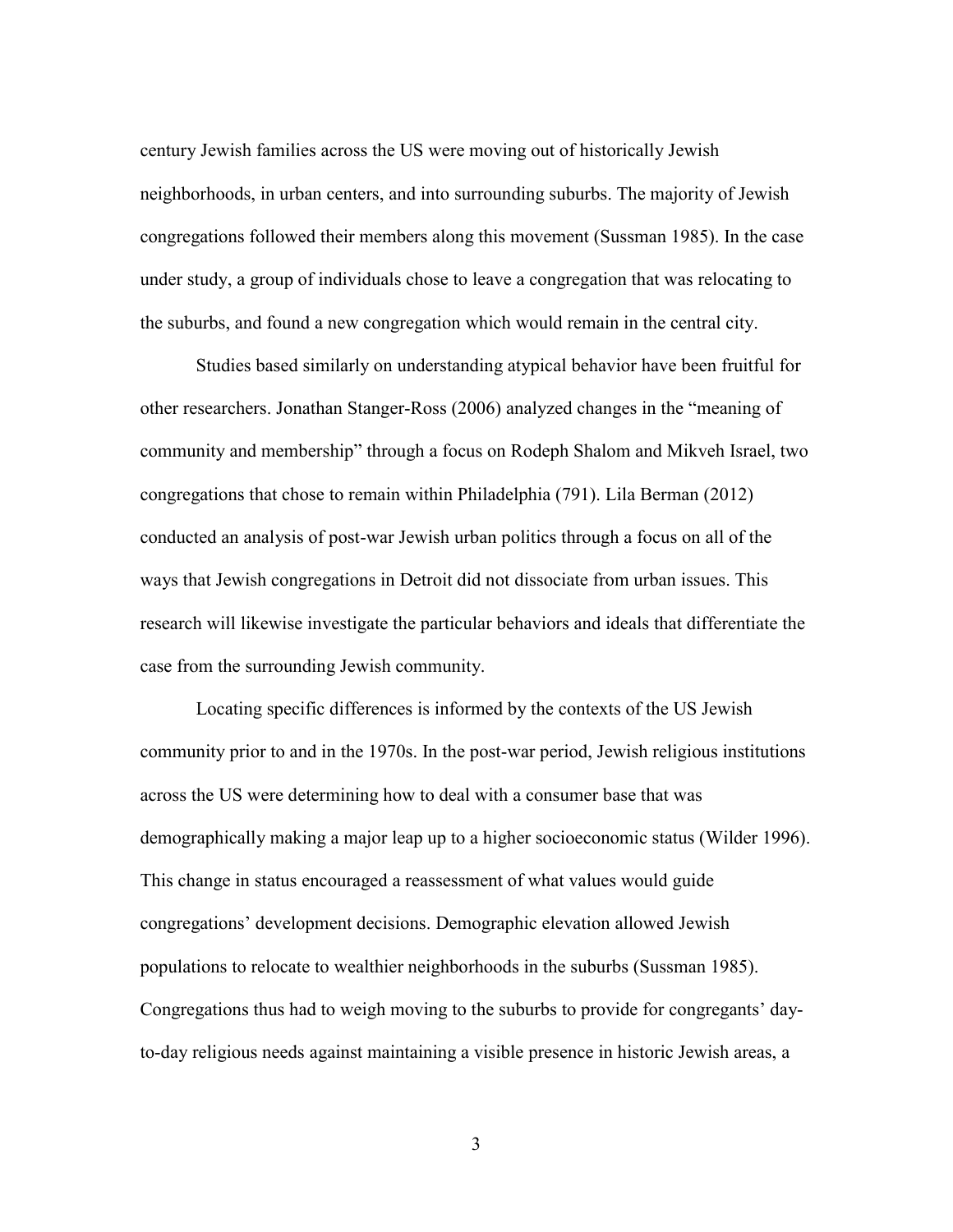century Jewish families across the US were moving out of historically Jewish neighborhoods, in urban centers, and into surrounding suburbs. The majority of Jewish congregations followed their members along this movement (Sussman 1985). In the case under study, a group of individuals chose to leave a congregation that was relocating to the suburbs, and found a new congregation which would remain in the central city.

Studies based similarly on understanding atypical behavior have been fruitful for other researchers. Jonathan Stanger-Ross (2006) analyzed changes in the "meaning of community and membership" through a focus on Rodeph Shalom and Mikveh Israel, two congregations that chose to remain within Philadelphia (791). Lila Berman (2012) conducted an analysis of post-war Jewish urban politics through a focus on all of the ways that Jewish congregations in Detroit did not dissociate from urban issues. This research will likewise investigate the particular behaviors and ideals that differentiate the case from the surrounding Jewish community.

Locating specific differences is informed by the contexts of the US Jewish community prior to and in the 1970s. In the post-war period, Jewish religious institutions across the US were determining how to deal with a consumer base that was demographically making a major leap up to a higher socioeconomic status (Wilder 1996). This change in status encouraged a reassessment of what values would guide congregations' development decisions. Demographic elevation allowed Jewish populations to relocate to wealthier neighborhoods in the suburbs (Sussman 1985). Congregations thus had to weigh moving to the suburbs to provide for congregants' day-to-day religious needs against maintaining a visible presence in historic Jewish areas, a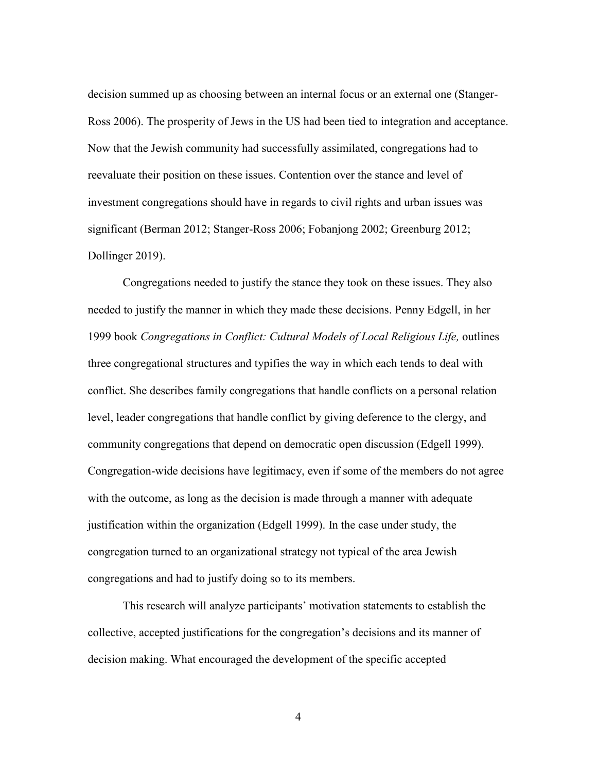decision summed up as choosing between an internal focus or an external one (Stanger-Ross 2006). The prosperity of Jews in the US had been tied to integration and acceptance. Now that the Jewish community had successfully assimilated, congregations had to reevaluate their position on these issues. Contention over the stance and level of investment congregations should have in regards to civil rights and urban issues was significant (Berman 2012; Stanger-Ross 2006; Fobanjong 2002; Greenburg 2012; Dollinger 2019).

Congregations needed to justify the stance they took on these issues. They also needed to justify the manner in which they made these decisions. Penny Edgell, in her 1999 book *Congregations in Conflict: Cultural Models of Local Religious Life,* outlines three congregational structures and typifies the way in which each tends to deal with conflict. She describes family congregations that handle conflicts on a personal relation level, leader congregations that handle conflict by giving deference to the clergy, and community congregations that depend on democratic open discussion (Edgell 1999). Congregation-wide decisions have legitimacy, even if some of the members do not agree with the outcome, as long as the decision is made through a manner with adequate justification within the organization (Edgell 1999). In the case under study, the congregation turned to an organizational strategy not typical of the area Jewish congregations and had to justify doing so to its members.

This research will analyze participants' motivation statements to establish the collective, accepted justifications for the congregation's decisions and its manner of decision making. What encouraged the development of the specific accepted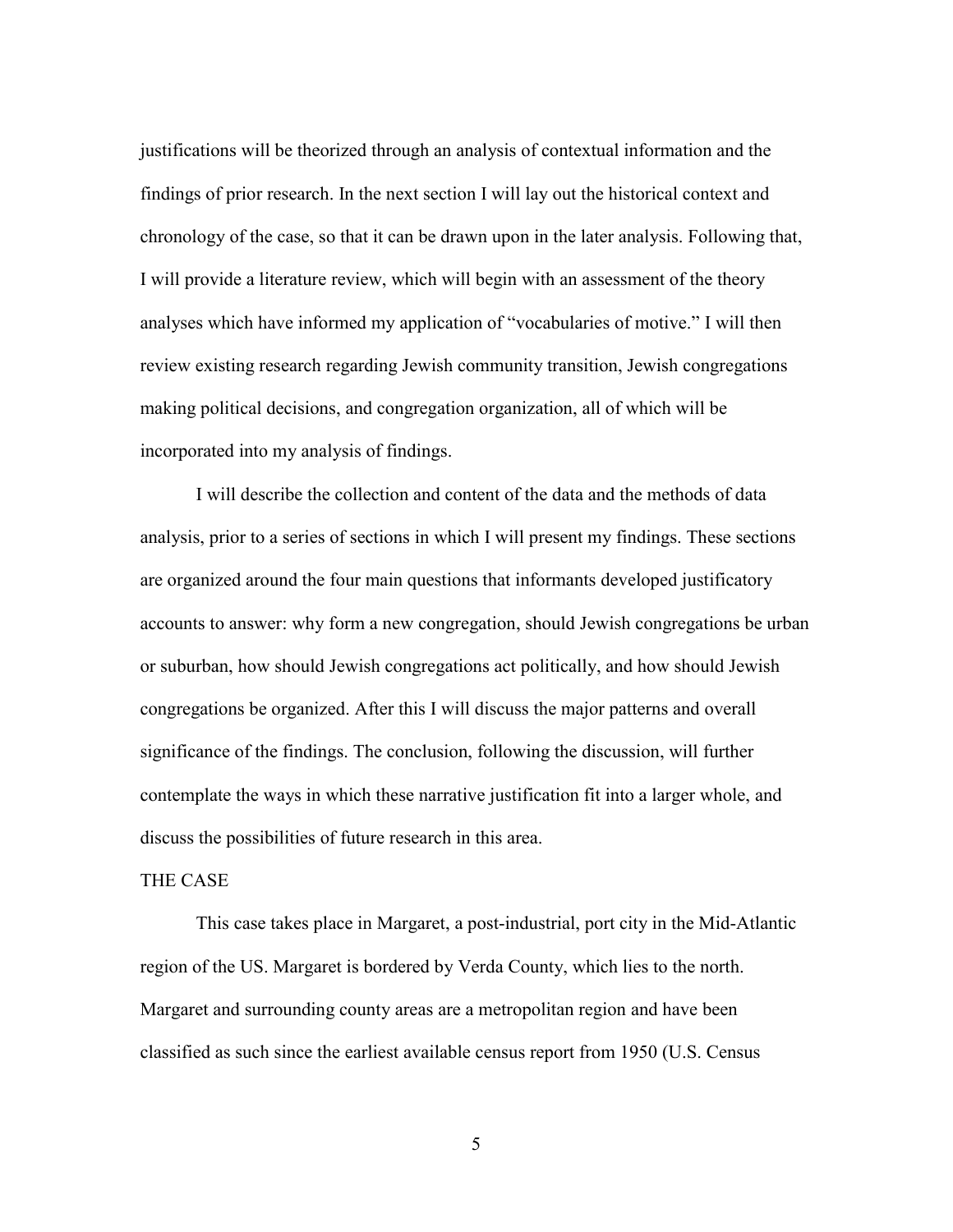justifications will be theorized through an analysis of contextual information and the findings of prior research. In the next section I will lay out the historical context and chronology of the case, so that it can be drawn upon in the later analysis. Following that, I will provide a literature review, which will begin with an assessment of the theory analyses which have informed my application of "vocabularies of motive." I will then review existing research regarding Jewish community transition, Jewish congregations making political decisions, and congregation organization, all of which will be incorporated into my analysis of findings.

I will describe the collection and content of the data and the methods of data analysis, prior to a series of sections in which I will present my findings. These sections are organized around the four main questions that informants developed justificatory accounts to answer: why form a new congregation, should Jewish congregations be urban or suburban, how should Jewish congregations act politically, and how should Jewish congregations be organized. After this I will discuss the major patterns and overall significance of the findings. The conclusion, following the discussion, will further contemplate the ways in which these narrative justification fit into a larger whole, and discuss the possibilities of future research in this area.

## THE CASE

This case takes place in Margaret, a post-industrial, port city in the Mid-Atlantic region of the US. Margaret is bordered by Verda County, which lies to the north. Margaret and surrounding county areas are a metropolitan region and have been classified as such since the earliest available census report from 1950 (U.S. Census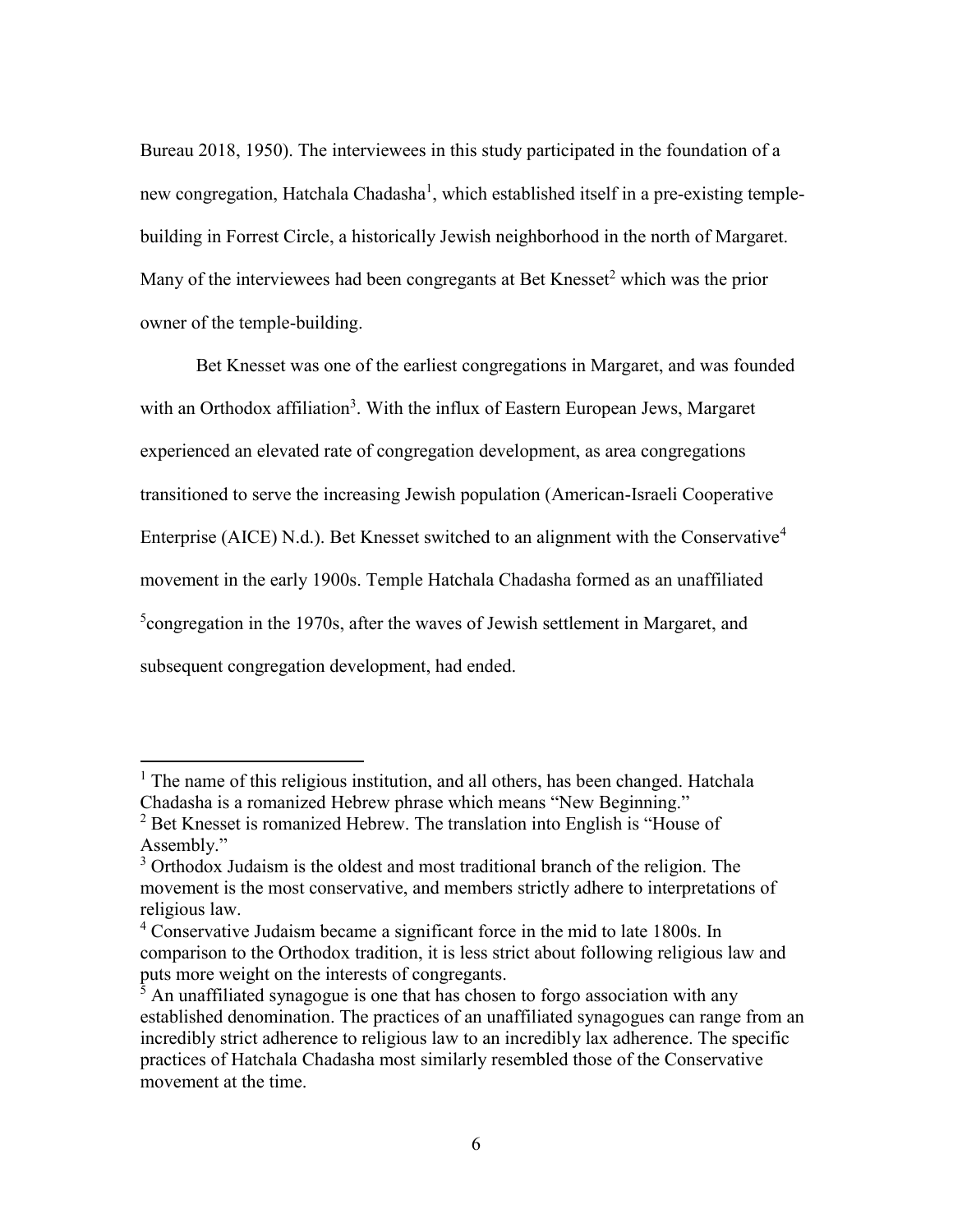Bureau 2018, 1950). The interviewees in this study participated in the foundation of a new congregation, Hatchala Chadasha[1], which established itself in a pre-existing temple-building in Forrest Circle, a historically Jewish neighborhood in the north of Margaret. Many of the interviewees had been congregants at Bet Knesset[2] which was the prior owner of the temple-building.

Bet Knesset was one of the earliest congregations in Margaret, and was founded with an Orthodox affiliation[3]. With the influx of Eastern European Jews, Margaret experienced an elevated rate of congregation development, as area congregations transitioned to serve the increasing Jewish population (American-Israeli Cooperative Enterprise (AICE) N.d.). Bet Knesset switched to an alignment with the Conservative[4] movement in the early 1900s. Temple Hatchala Chadasha formed as an unaffiliated [5]congregation in the 1970s, after the waves of Jewish settlement in Margaret, and subsequent congregation development, had ended.

---

[1] The name of this religious institution, and all others, has been changed. Hatchala Chadasha is a romanized Hebrew phrase which means "New Beginning."

[2] Bet Knesset is romanized Hebrew. The translation into English is "House of Assembly."

[3] Orthodox Judaism is the oldest and most traditional branch of the religion. The movement is the most conservative, and members strictly adhere to interpretations of religious law.

[4] Conservative Judaism became a significant force in the mid to late 1800s. In comparison to the Orthodox tradition, it is less strict about following religious law and puts more weight on the interests of congregants.

[5] An unaffiliated synagogue is one that has chosen to forgo association with any established denomination. The practices of an unaffiliated synagogues can range from an incredibly strict adherence to religious law to an incredibly lax adherence. The specific practices of Hatchala Chadasha most similarly resembled those of the Conservative movement at the time.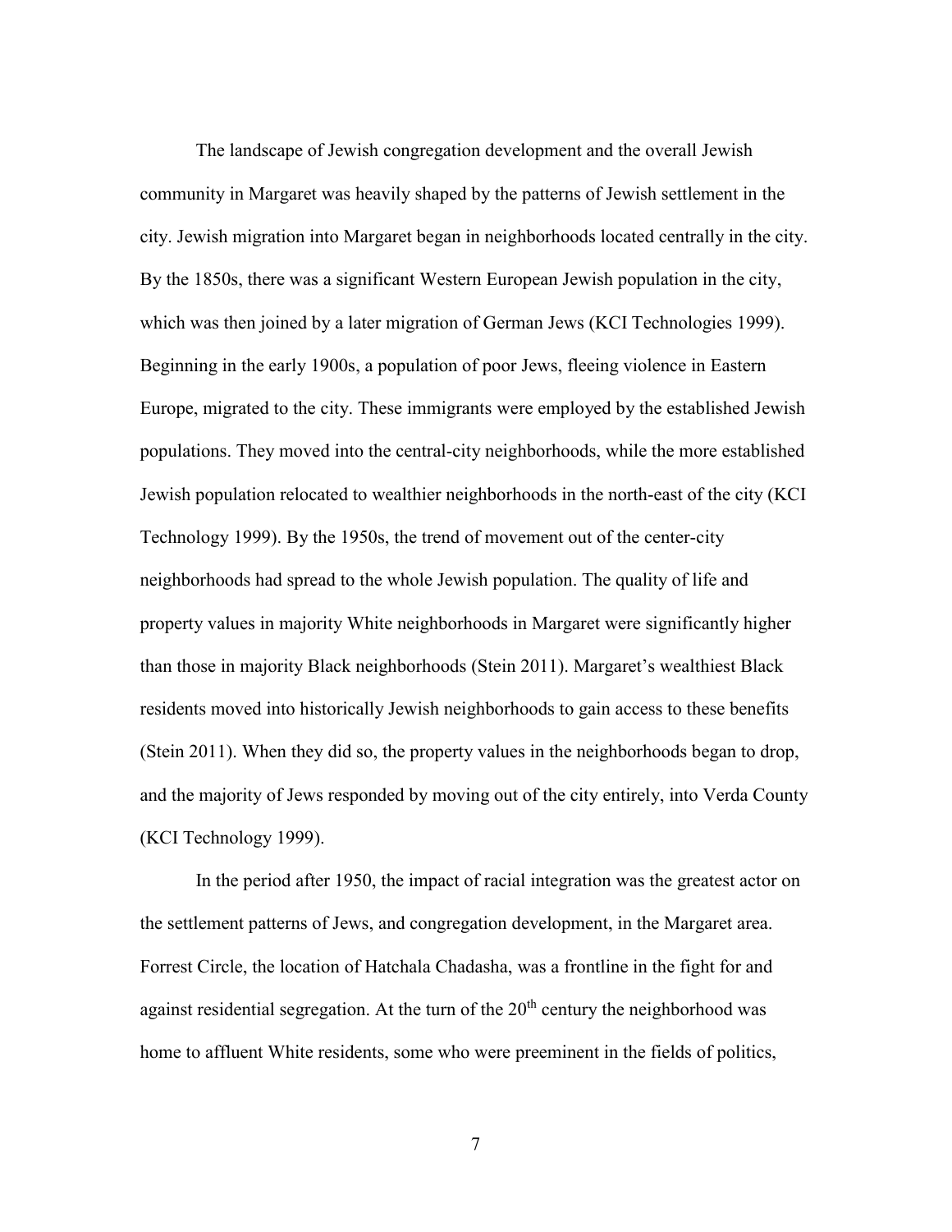The landscape of Jewish congregation development and the overall Jewish community in Margaret was heavily shaped by the patterns of Jewish settlement in the city. Jewish migration into Margaret began in neighborhoods located centrally in the city. By the 1850s, there was a significant Western European Jewish population in the city, which was then joined by a later migration of German Jews (KCI Technologies 1999). Beginning in the early 1900s, a population of poor Jews, fleeing violence in Eastern Europe, migrated to the city. These immigrants were employed by the established Jewish populations. They moved into the central-city neighborhoods, while the more established Jewish population relocated to wealthier neighborhoods in the north-east of the city (KCI Technology 1999). By the 1950s, the trend of movement out of the center-city neighborhoods had spread to the whole Jewish population. The quality of life and property values in majority White neighborhoods in Margaret were significantly higher than those in majority Black neighborhoods (Stein 2011). Margaret's wealthiest Black residents moved into historically Jewish neighborhoods to gain access to these benefits (Stein 2011). When they did so, the property values in the neighborhoods began to drop, and the majority of Jews responded by moving out of the city entirely, into Verda County (KCI Technology 1999).

In the period after 1950, the impact of racial integration was the greatest actor on the settlement patterns of Jews, and congregation development, in the Margaret area. Forrest Circle, the location of Hatchala Chadasha, was a frontline in the fight for and against residential segregation. At the turn of the 20th century the neighborhood was home to affluent White residents, some who were preeminent in the fields of politics,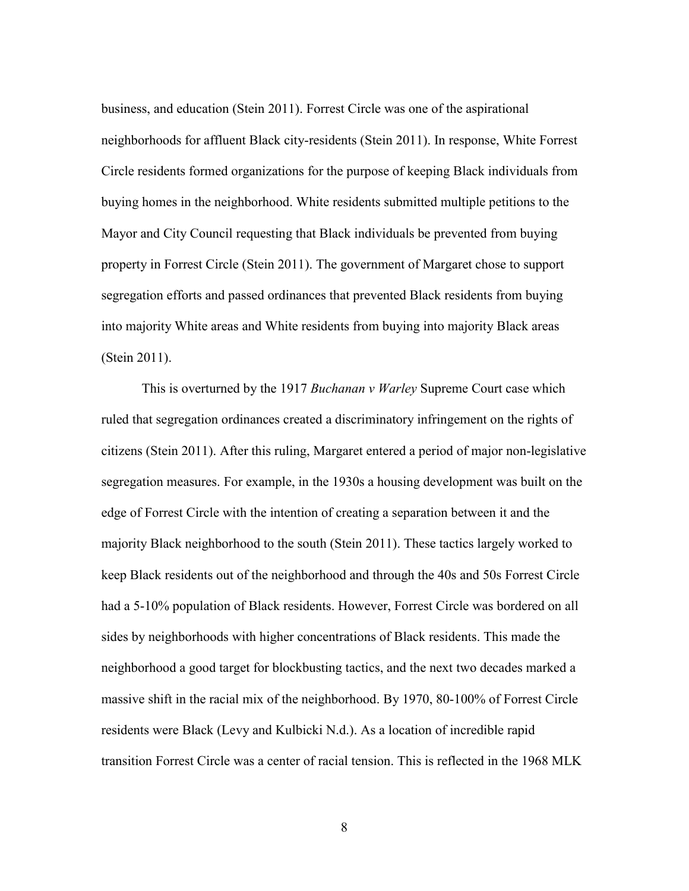business, and education (Stein 2011). Forrest Circle was one of the aspirational neighborhoods for affluent Black city-residents (Stein 2011). In response, White Forrest Circle residents formed organizations for the purpose of keeping Black individuals from buying homes in the neighborhood. White residents submitted multiple petitions to the Mayor and City Council requesting that Black individuals be prevented from buying property in Forrest Circle (Stein 2011). The government of Margaret chose to support segregation efforts and passed ordinances that prevented Black residents from buying into majority White areas and White residents from buying into majority Black areas (Stein 2011).

This is overturned by the 1917 *Buchanan v Warley* Supreme Court case which ruled that segregation ordinances created a discriminatory infringement on the rights of citizens (Stein 2011). After this ruling, Margaret entered a period of major non-legislative segregation measures. For example, in the 1930s a housing development was built on the edge of Forrest Circle with the intention of creating a separation between it and the majority Black neighborhood to the south (Stein 2011). These tactics largely worked to keep Black residents out of the neighborhood and through the 40s and 50s Forrest Circle had a 5-10% population of Black residents. However, Forrest Circle was bordered on all sides by neighborhoods with higher concentrations of Black residents. This made the neighborhood a good target for blockbusting tactics, and the next two decades marked a massive shift in the racial mix of the neighborhood. By 1970, 80-100% of Forrest Circle residents were Black (Levy and Kulbicki N.d.). As a location of incredible rapid transition Forrest Circle was a center of racial tension. This is reflected in the 1968 MLK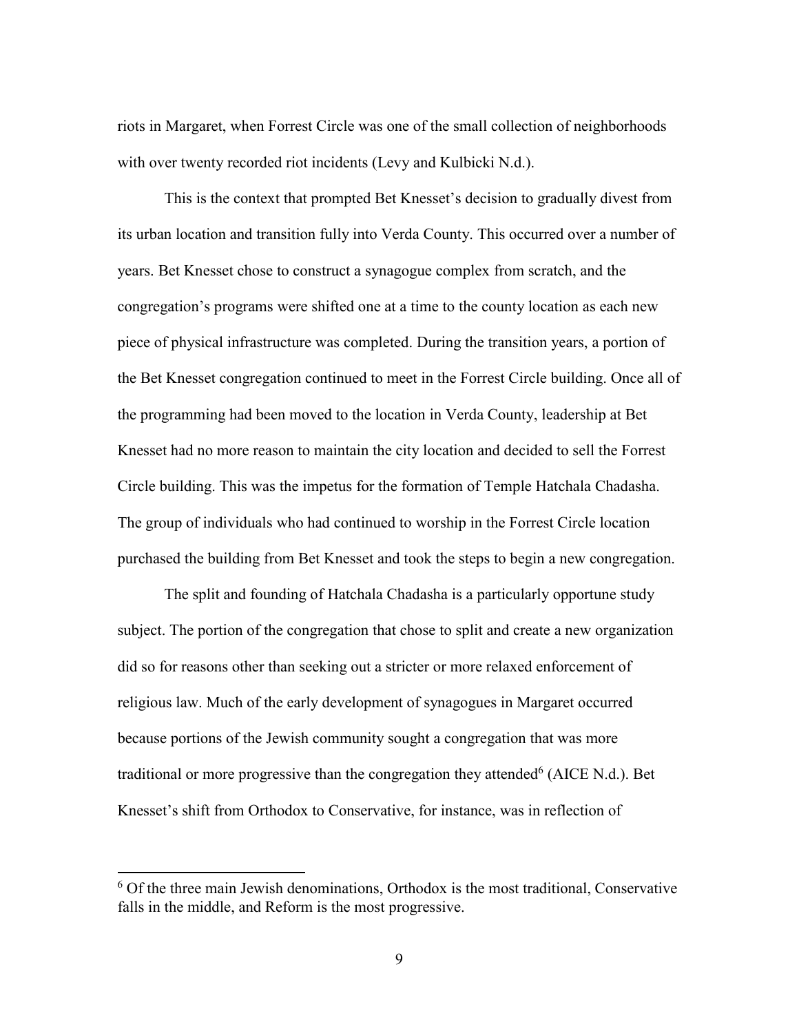riots in Margaret, when Forrest Circle was one of the small collection of neighborhoods with over twenty recorded riot incidents (Levy and Kulbicki N.d.).

This is the context that prompted Bet Knesset's decision to gradually divest from its urban location and transition fully into Verda County. This occurred over a number of years. Bet Knesset chose to construct a synagogue complex from scratch, and the congregation's programs were shifted one at a time to the county location as each new piece of physical infrastructure was completed. During the transition years, a portion of the Bet Knesset congregation continued to meet in the Forrest Circle building. Once all of the programming had been moved to the location in Verda County, leadership at Bet Knesset had no more reason to maintain the city location and decided to sell the Forrest Circle building. This was the impetus for the formation of Temple Hatchala Chadasha. The group of individuals who had continued to worship in the Forrest Circle location purchased the building from Bet Knesset and took the steps to begin a new congregation.

The split and founding of Hatchala Chadasha is a particularly opportune study subject. The portion of the congregation that chose to split and create a new organization did so for reasons other than seeking out a stricter or more relaxed enforcement of religious law. Much of the early development of synagogues in Margaret occurred because portions of the Jewish community sought a congregation that was more traditional or more progressive than the congregation they attended[6] (AICE N.d.). Bet Knesset's shift from Orthodox to Conservative, for instance, was in reflection of

[6] Of the three main Jewish denominations, Orthodox is the most traditional, Conservative falls in the middle, and Reform is the most progressive.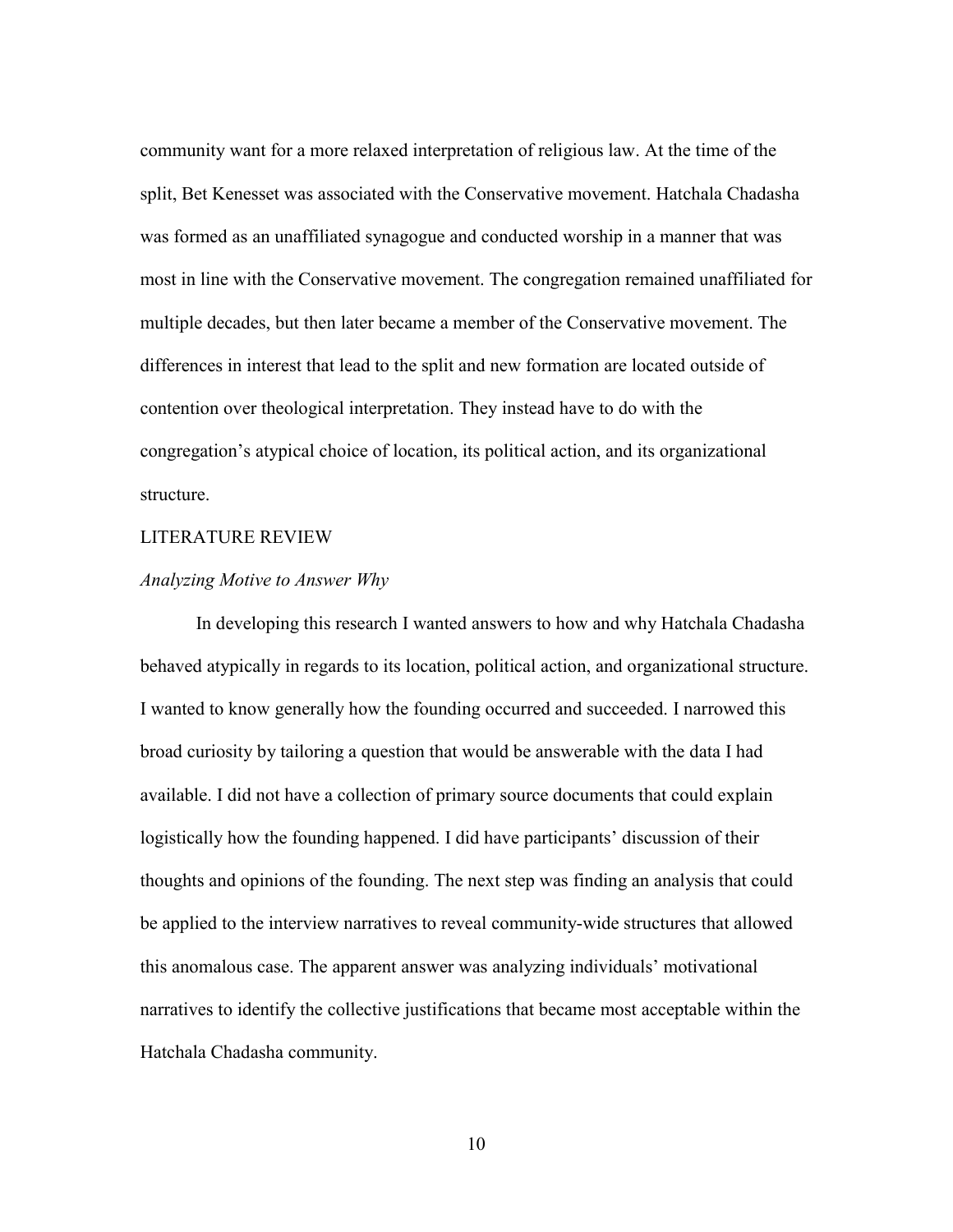community want for a more relaxed interpretation of religious law. At the time of the split, Bet Kenesset was associated with the Conservative movement. Hatchala Chadasha was formed as an unaffiliated synagogue and conducted worship in a manner that was most in line with the Conservative movement. The congregation remained unaffiliated for multiple decades, but then later became a member of the Conservative movement. The differences in interest that lead to the split and new formation are located outside of contention over theological interpretation. They instead have to do with the congregation's atypical choice of location, its political action, and its organizational structure.

## LITERATURE REVIEW

### *Analyzing Motive to Answer Why*

In developing this research I wanted answers to how and why Hatchala Chadasha behaved atypically in regards to its location, political action, and organizational structure. I wanted to know generally how the founding occurred and succeeded. I narrowed this broad curiosity by tailoring a question that would be answerable with the data I had available. I did not have a collection of primary source documents that could explain logistically how the founding happened. I did have participants' discussion of their thoughts and opinions of the founding. The next step was finding an analysis that could be applied to the interview narratives to reveal community-wide structures that allowed this anomalous case. The apparent answer was analyzing individuals' motivational narratives to identify the collective justifications that became most acceptable within the Hatchala Chadasha community.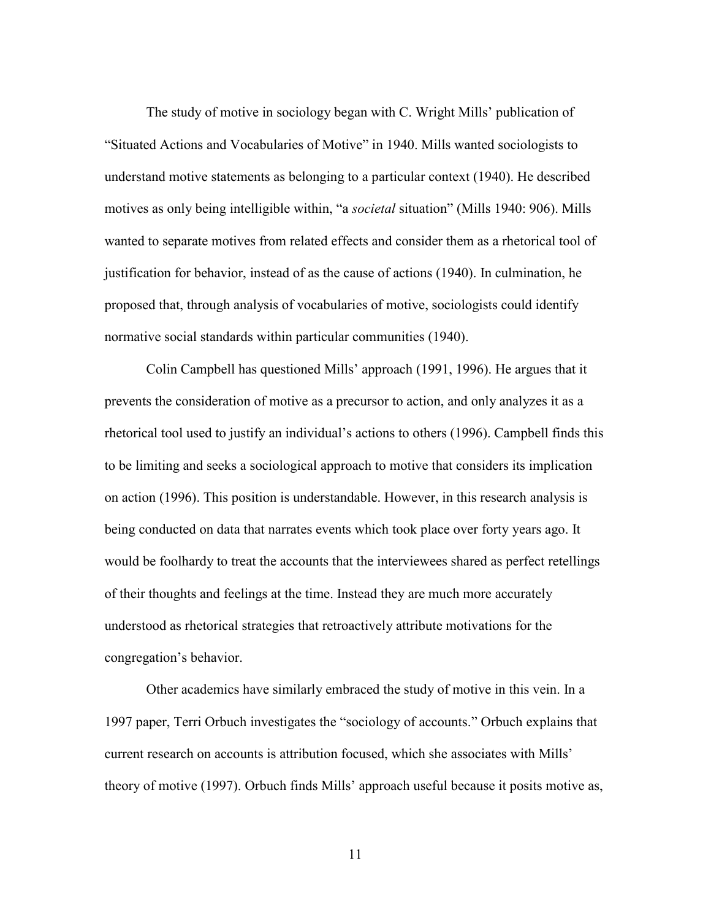The study of motive in sociology began with C. Wright Mills' publication of "Situated Actions and Vocabularies of Motive" in 1940. Mills wanted sociologists to understand motive statements as belonging to a particular context (1940). He described motives as only being intelligible within, "a *societal* situation" (Mills 1940: 906). Mills wanted to separate motives from related effects and consider them as a rhetorical tool of justification for behavior, instead of as the cause of actions (1940). In culmination, he proposed that, through analysis of vocabularies of motive, sociologists could identify normative social standards within particular communities (1940).

Colin Campbell has questioned Mills' approach (1991, 1996). He argues that it prevents the consideration of motive as a precursor to action, and only analyzes it as a rhetorical tool used to justify an individual's actions to others (1996). Campbell finds this to be limiting and seeks a sociological approach to motive that considers its implication on action (1996). This position is understandable. However, in this research analysis is being conducted on data that narrates events which took place over forty years ago. It would be foolhardy to treat the accounts that the interviewees shared as perfect retellings of their thoughts and feelings at the time. Instead they are much more accurately understood as rhetorical strategies that retroactively attribute motivations for the congregation's behavior.

Other academics have similarly embraced the study of motive in this vein. In a 1997 paper, Terri Orbuch investigates the "sociology of accounts." Orbuch explains that current research on accounts is attribution focused, which she associates with Mills' theory of motive (1997). Orbuch finds Mills' approach useful because it posits motive as,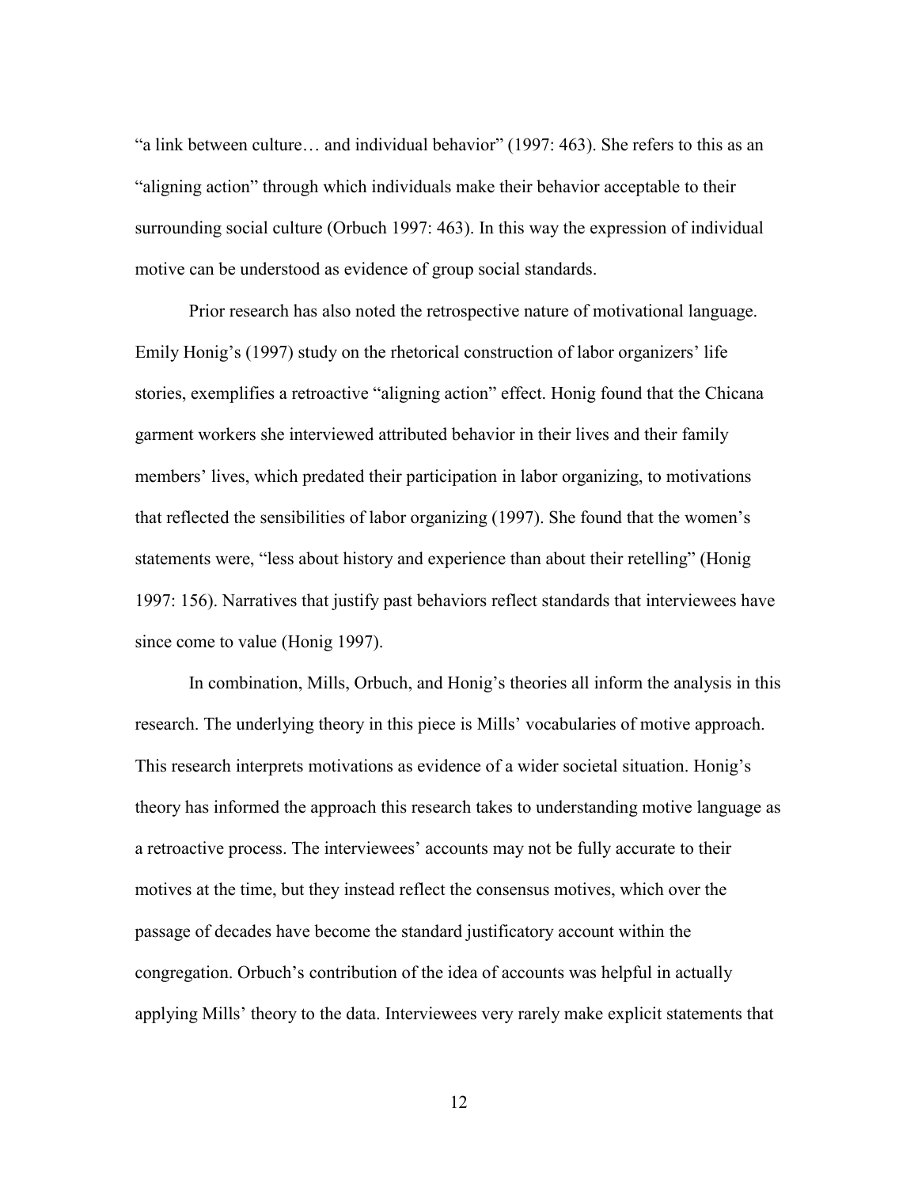"a link between culture… and individual behavior" (1997: 463). She refers to this as an "aligning action" through which individuals make their behavior acceptable to their surrounding social culture (Orbuch 1997: 463). In this way the expression of individual motive can be understood as evidence of group social standards.

Prior research has also noted the retrospective nature of motivational language. Emily Honig's (1997) study on the rhetorical construction of labor organizers' life stories, exemplifies a retroactive "aligning action" effect. Honig found that the Chicana garment workers she interviewed attributed behavior in their lives and their family members' lives, which predated their participation in labor organizing, to motivations that reflected the sensibilities of labor organizing (1997). She found that the women's statements were, "less about history and experience than about their retelling" (Honig 1997: 156). Narratives that justify past behaviors reflect standards that interviewees have since come to value (Honig 1997).

In combination, Mills, Orbuch, and Honig's theories all inform the analysis in this research. The underlying theory in this piece is Mills' vocabularies of motive approach. This research interprets motivations as evidence of a wider societal situation. Honig's theory has informed the approach this research takes to understanding motive language as a retroactive process. The interviewees' accounts may not be fully accurate to their motives at the time, but they instead reflect the consensus motives, which over the passage of decades have become the standard justificatory account within the congregation. Orbuch's contribution of the idea of accounts was helpful in actually applying Mills' theory to the data. Interviewees very rarely make explicit statements that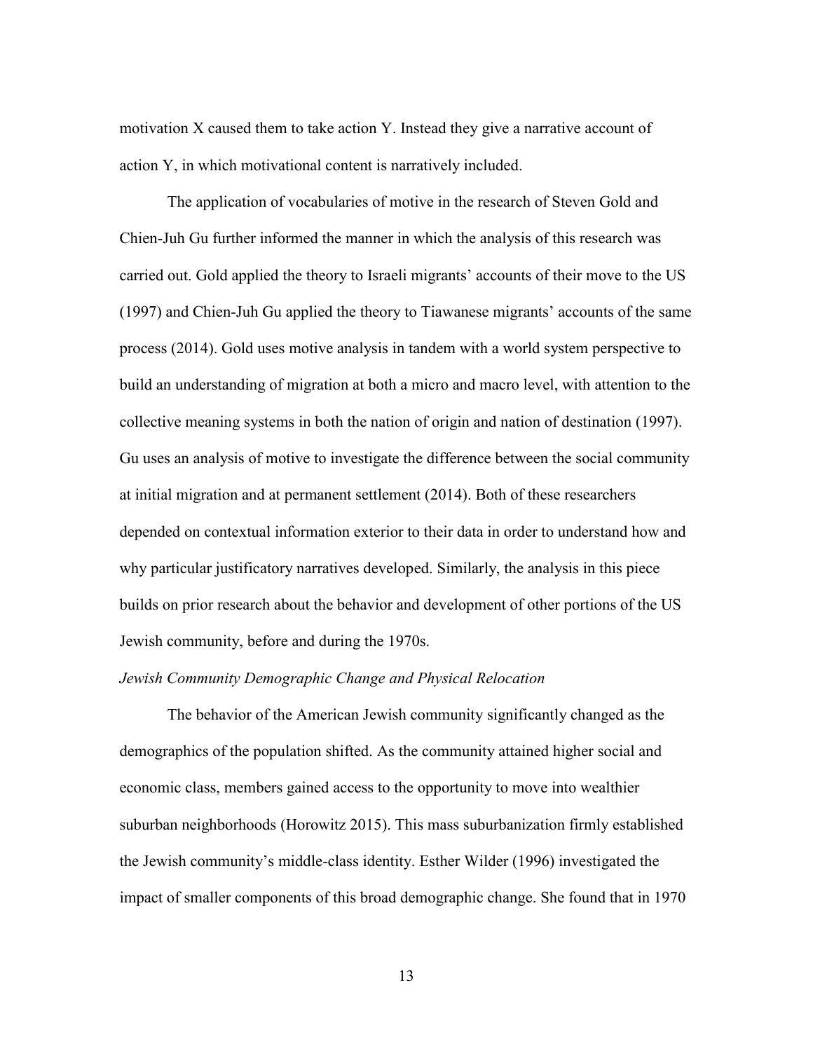motivation X caused them to take action Y. Instead they give a narrative account of action Y, in which motivational content is narratively included.

The application of vocabularies of motive in the research of Steven Gold and Chien-Juh Gu further informed the manner in which the analysis of this research was carried out. Gold applied the theory to Israeli migrants' accounts of their move to the US (1997) and Chien-Juh Gu applied the theory to Tiawanese migrants' accounts of the same process (2014). Gold uses motive analysis in tandem with a world system perspective to build an understanding of migration at both a micro and macro level, with attention to the collective meaning systems in both the nation of origin and nation of destination (1997). Gu uses an analysis of motive to investigate the difference between the social community at initial migration and at permanent settlement (2014). Both of these researchers depended on contextual information exterior to their data in order to understand how and why particular justificatory narratives developed. Similarly, the analysis in this piece builds on prior research about the behavior and development of other portions of the US Jewish community, before and during the 1970s.

*Jewish Community Demographic Change and Physical Relocation*

The behavior of the American Jewish community significantly changed as the demographics of the population shifted. As the community attained higher social and economic class, members gained access to the opportunity to move into wealthier suburban neighborhoods (Horowitz 2015). This mass suburbanization firmly established the Jewish community's middle-class identity. Esther Wilder (1996) investigated the impact of smaller components of this broad demographic change. She found that in 1970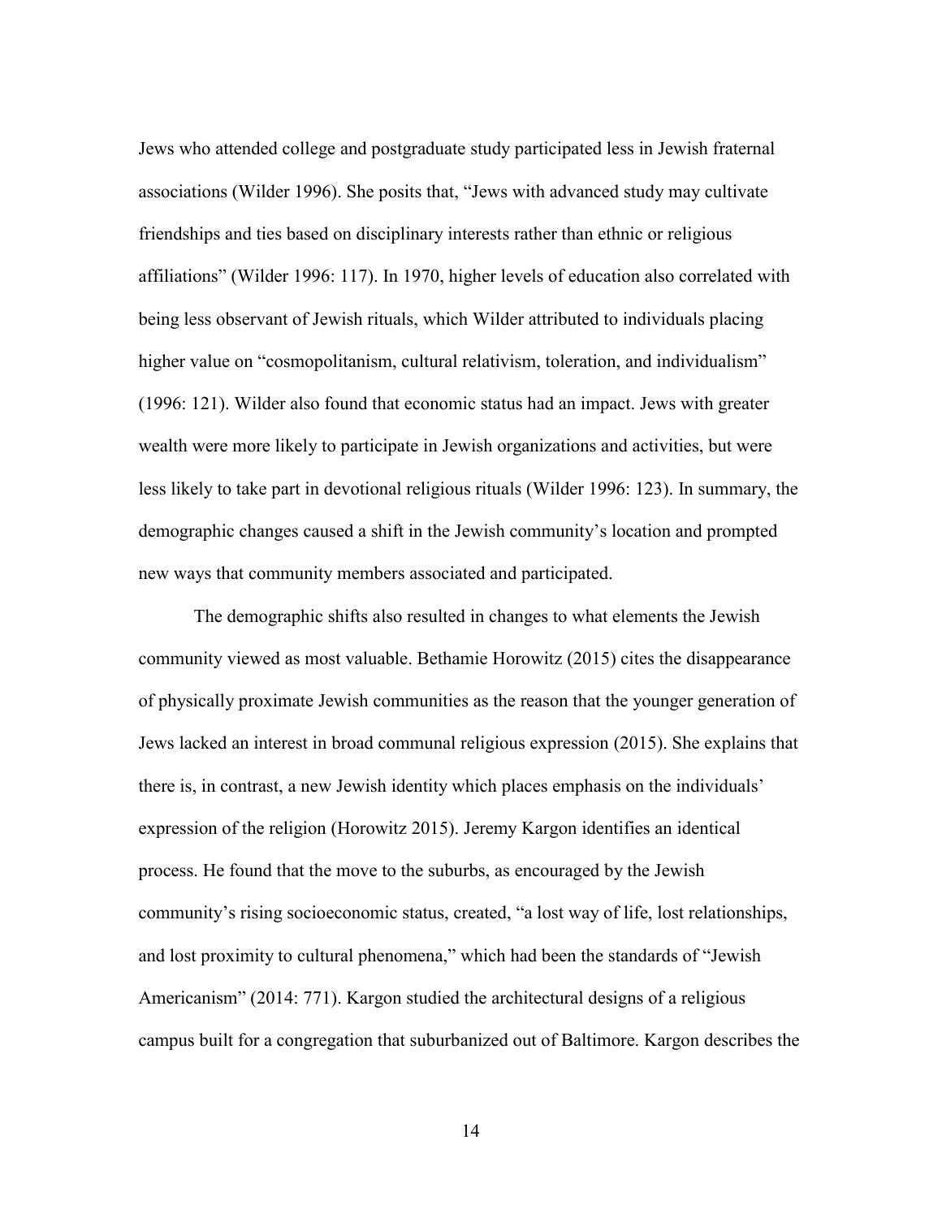Jews who attended college and postgraduate study participated less in Jewish fraternal associations (Wilder 1996). She posits that, "Jews with advanced study may cultivate friendships and ties based on disciplinary interests rather than ethnic or religious affiliations" (Wilder 1996: 117). In 1970, higher levels of education also correlated with being less observant of Jewish rituals, which Wilder attributed to individuals placing higher value on "cosmopolitanism, cultural relativism, toleration, and individualism" (1996: 121). Wilder also found that economic status had an impact. Jews with greater wealth were more likely to participate in Jewish organizations and activities, but were less likely to take part in devotional religious rituals (Wilder 1996: 123). In summary, the demographic changes caused a shift in the Jewish community's location and prompted new ways that community members associated and participated.

The demographic shifts also resulted in changes to what elements the Jewish community viewed as most valuable. Bethamie Horowitz (2015) cites the disappearance of physically proximate Jewish communities as the reason that the younger generation of Jews lacked an interest in broad communal religious expression (2015). She explains that there is, in contrast, a new Jewish identity which places emphasis on the individuals' expression of the religion (Horowitz 2015). Jeremy Kargon identifies an identical process. He found that the move to the suburbs, as encouraged by the Jewish community's rising socioeconomic status, created, "a lost way of life, lost relationships, and lost proximity to cultural phenomena," which had been the standards of "Jewish Americanism" (2014: 771). Kargon studied the architectural designs of a religious campus built for a congregation that suburbanized out of Baltimore. Kargon describes the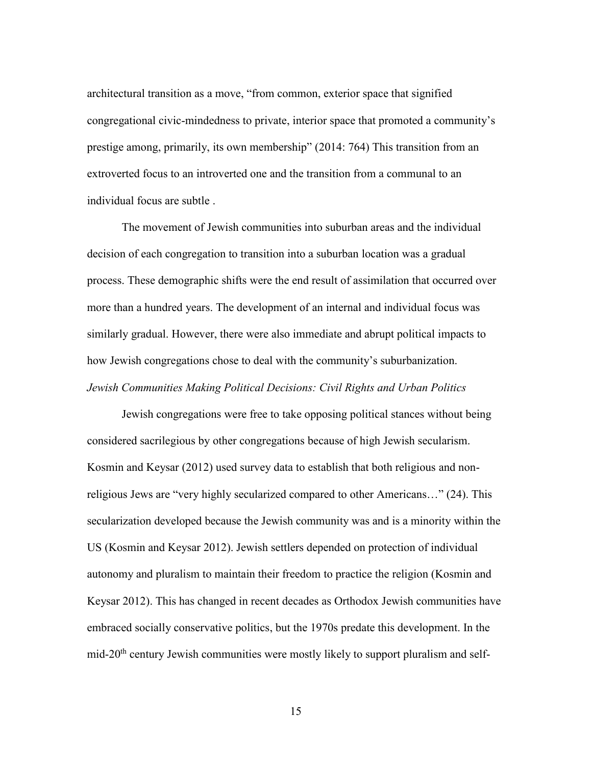architectural transition as a move, "from common, exterior space that signified congregational civic-mindedness to private, interior space that promoted a community's prestige among, primarily, its own membership" (2014: 764) This transition from an extroverted focus to an introverted one and the transition from a communal to an individual focus are subtle .

The movement of Jewish communities into suburban areas and the individual decision of each congregation to transition into a suburban location was a gradual process. These demographic shifts were the end result of assimilation that occurred over more than a hundred years. The development of an internal and individual focus was similarly gradual. However, there were also immediate and abrupt political impacts to how Jewish congregations chose to deal with the community's suburbanization.

### *Jewish Communities Making Political Decisions: Civil Rights and Urban Politics*

Jewish congregations were free to take opposing political stances without being considered sacrilegious by other congregations because of high Jewish secularism. Kosmin and Keysar (2012) used survey data to establish that both religious and non-religious Jews are "very highly secularized compared to other Americans…" (24). This secularization developed because the Jewish community was and is a minority within the US (Kosmin and Keysar 2012). Jewish settlers depended on protection of individual autonomy and pluralism to maintain their freedom to practice the religion (Kosmin and Keysar 2012). This has changed in recent decades as Orthodox Jewish communities have embraced socially conservative politics, but the 1970s predate this development. In the mid-20th century Jewish communities were mostly likely to support pluralism and self-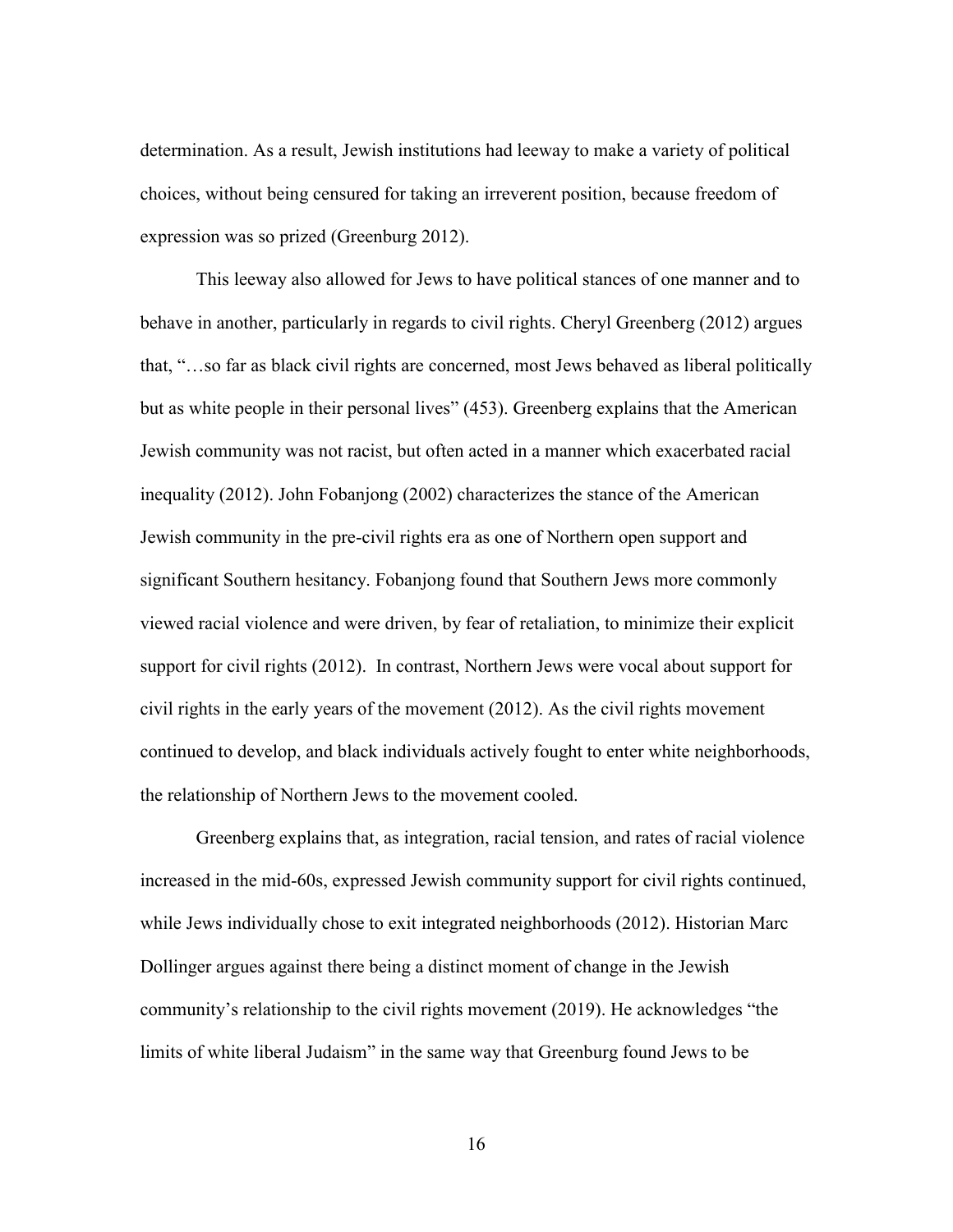determination. As a result, Jewish institutions had leeway to make a variety of political choices, without being censured for taking an irreverent position, because freedom of expression was so prized (Greenburg 2012).

This leeway also allowed for Jews to have political stances of one manner and to behave in another, particularly in regards to civil rights. Cheryl Greenberg (2012) argues that, "…so far as black civil rights are concerned, most Jews behaved as liberal politically but as white people in their personal lives" (453). Greenberg explains that the American Jewish community was not racist, but often acted in a manner which exacerbated racial inequality (2012). John Fobanjong (2002) characterizes the stance of the American Jewish community in the pre-civil rights era as one of Northern open support and significant Southern hesitancy. Fobanjong found that Southern Jews more commonly viewed racial violence and were driven, by fear of retaliation, to minimize their explicit support for civil rights (2012). In contrast, Northern Jews were vocal about support for civil rights in the early years of the movement (2012). As the civil rights movement continued to develop, and black individuals actively fought to enter white neighborhoods, the relationship of Northern Jews to the movement cooled.

Greenberg explains that, as integration, racial tension, and rates of racial violence increased in the mid-60s, expressed Jewish community support for civil rights continued, while Jews individually chose to exit integrated neighborhoods (2012). Historian Marc Dollinger argues against there being a distinct moment of change in the Jewish community's relationship to the civil rights movement (2019). He acknowledges "the limits of white liberal Judaism" in the same way that Greenburg found Jews to be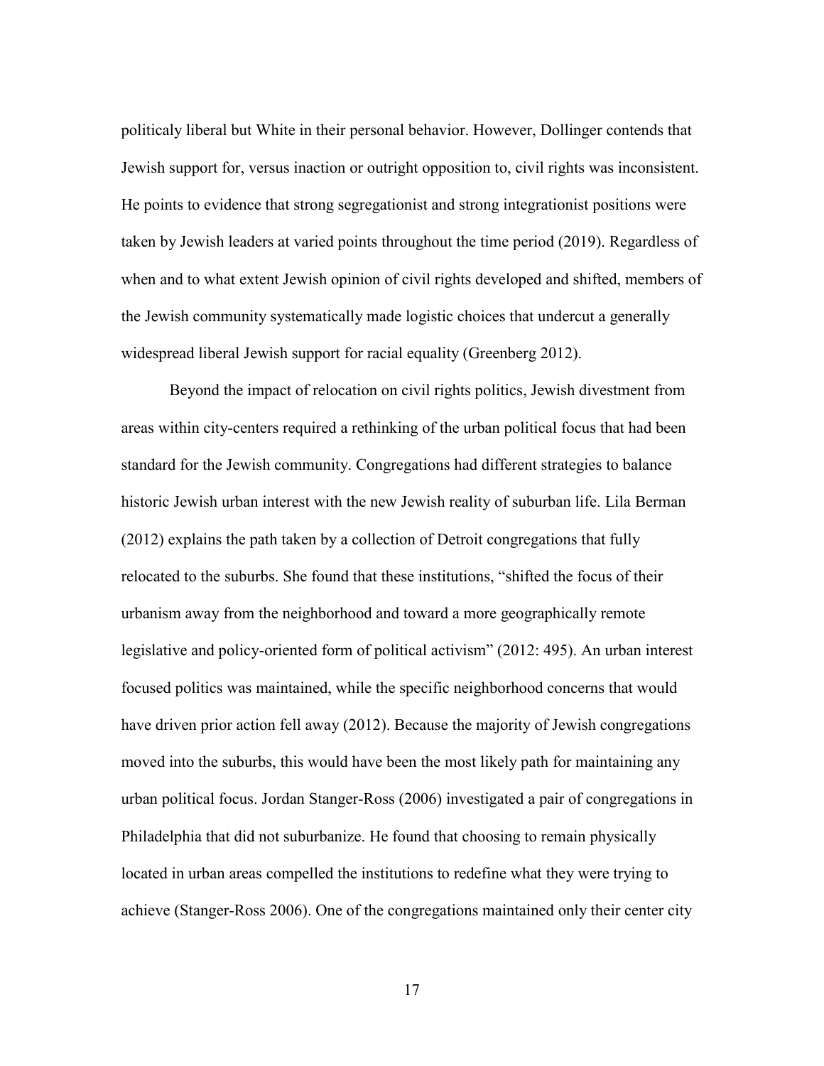politicaly liberal but White in their personal behavior. However, Dollinger contends that Jewish support for, versus inaction or outright opposition to, civil rights was inconsistent. He points to evidence that strong segregationist and strong integrationist positions were taken by Jewish leaders at varied points throughout the time period (2019). Regardless of when and to what extent Jewish opinion of civil rights developed and shifted, members of the Jewish community systematically made logistic choices that undercut a generally widespread liberal Jewish support for racial equality (Greenberg 2012).

Beyond the impact of relocation on civil rights politics, Jewish divestment from areas within city-centers required a rethinking of the urban political focus that had been standard for the Jewish community. Congregations had different strategies to balance historic Jewish urban interest with the new Jewish reality of suburban life. Lila Berman (2012) explains the path taken by a collection of Detroit congregations that fully relocated to the suburbs. She found that these institutions, "shifted the focus of their urbanism away from the neighborhood and toward a more geographically remote legislative and policy-oriented form of political activism" (2012: 495). An urban interest focused politics was maintained, while the specific neighborhood concerns that would have driven prior action fell away (2012). Because the majority of Jewish congregations moved into the suburbs, this would have been the most likely path for maintaining any urban political focus. Jordan Stanger-Ross (2006) investigated a pair of congregations in Philadelphia that did not suburbanize. He found that choosing to remain physically located in urban areas compelled the institutions to redefine what they were trying to achieve (Stanger-Ross 2006). One of the congregations maintained only their center city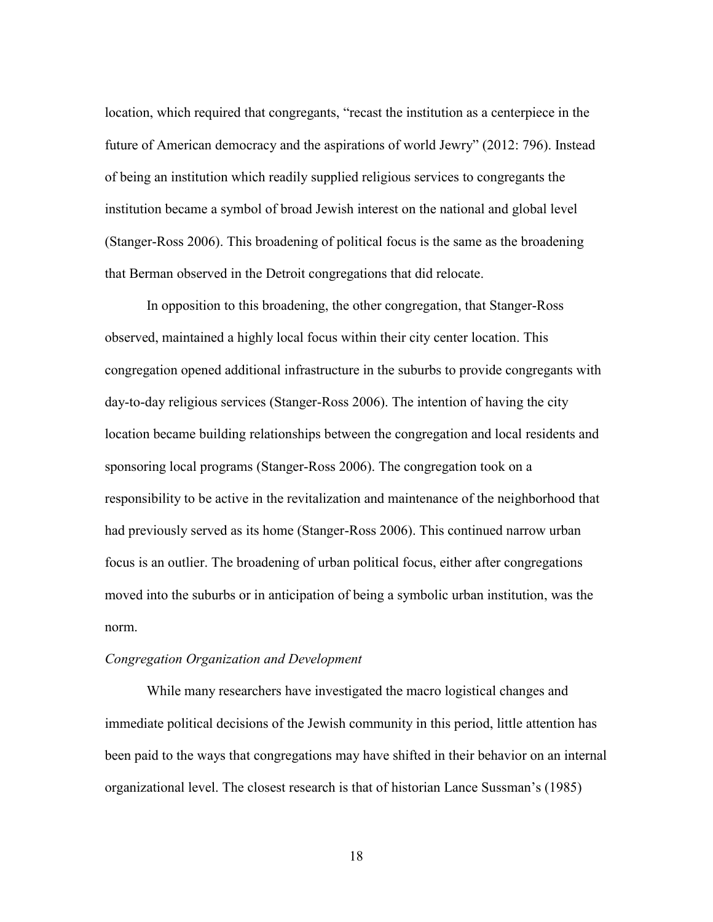location, which required that congregants, "recast the institution as a centerpiece in the future of American democracy and the aspirations of world Jewry" (2012: 796). Instead of being an institution which readily supplied religious services to congregants the institution became a symbol of broad Jewish interest on the national and global level (Stanger-Ross 2006). This broadening of political focus is the same as the broadening that Berman observed in the Detroit congregations that did relocate.

In opposition to this broadening, the other congregation, that Stanger-Ross observed, maintained a highly local focus within their city center location. This congregation opened additional infrastructure in the suburbs to provide congregants with day-to-day religious services (Stanger-Ross 2006). The intention of having the city location became building relationships between the congregation and local residents and sponsoring local programs (Stanger-Ross 2006). The congregation took on a responsibility to be active in the revitalization and maintenance of the neighborhood that had previously served as its home (Stanger-Ross 2006). This continued narrow urban focus is an outlier. The broadening of urban political focus, either after congregations moved into the suburbs or in anticipation of being a symbolic urban institution, was the norm.

*Congregation Organization and Development*

While many researchers have investigated the macro logistical changes and immediate political decisions of the Jewish community in this period, little attention has been paid to the ways that congregations may have shifted in their behavior on an internal organizational level. The closest research is that of historian Lance Sussman's (1985)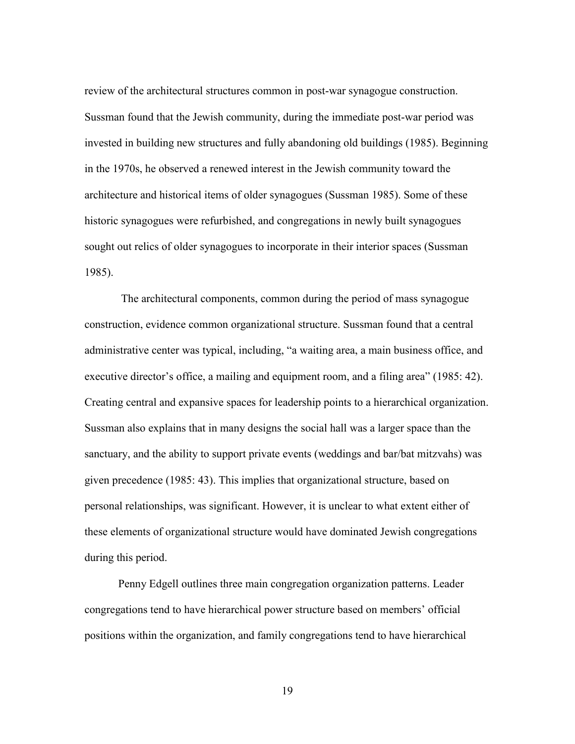review of the architectural structures common in post-war synagogue construction. Sussman found that the Jewish community, during the immediate post-war period was invested in building new structures and fully abandoning old buildings (1985). Beginning in the 1970s, he observed a renewed interest in the Jewish community toward the architecture and historical items of older synagogues (Sussman 1985). Some of these historic synagogues were refurbished, and congregations in newly built synagogues sought out relics of older synagogues to incorporate in their interior spaces (Sussman 1985).

The architectural components, common during the period of mass synagogue construction, evidence common organizational structure. Sussman found that a central administrative center was typical, including, "a waiting area, a main business office, and executive director's office, a mailing and equipment room, and a filing area" (1985: 42). Creating central and expansive spaces for leadership points to a hierarchical organization. Sussman also explains that in many designs the social hall was a larger space than the sanctuary, and the ability to support private events (weddings and bar/bat mitzvahs) was given precedence (1985: 43). This implies that organizational structure, based on personal relationships, was significant. However, it is unclear to what extent either of these elements of organizational structure would have dominated Jewish congregations during this period.

Penny Edgell outlines three main congregation organization patterns. Leader congregations tend to have hierarchical power structure based on members' official positions within the organization, and family congregations tend to have hierarchical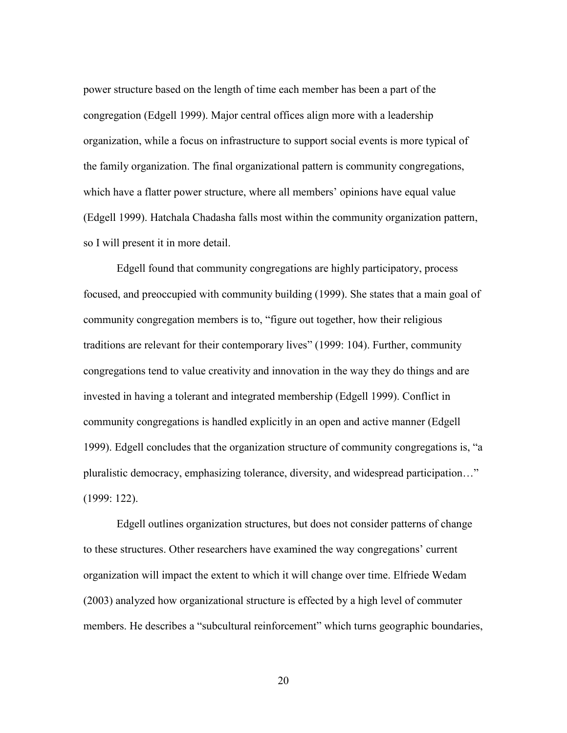power structure based on the length of time each member has been a part of the congregation (Edgell 1999). Major central offices align more with a leadership organization, while a focus on infrastructure to support social events is more typical of the family organization. The final organizational pattern is community congregations, which have a flatter power structure, where all members' opinions have equal value (Edgell 1999). Hatchala Chadasha falls most within the community organization pattern, so I will present it in more detail.

Edgell found that community congregations are highly participatory, process focused, and preoccupied with community building (1999). She states that a main goal of community congregation members is to, "figure out together, how their religious traditions are relevant for their contemporary lives" (1999: 104). Further, community congregations tend to value creativity and innovation in the way they do things and are invested in having a tolerant and integrated membership (Edgell 1999). Conflict in community congregations is handled explicitly in an open and active manner (Edgell 1999). Edgell concludes that the organization structure of community congregations is, "a pluralistic democracy, emphasizing tolerance, diversity, and widespread participation…" (1999: 122).

Edgell outlines organization structures, but does not consider patterns of change to these structures. Other researchers have examined the way congregations' current organization will impact the extent to which it will change over time. Elfriede Wedam (2003) analyzed how organizational structure is effected by a high level of commuter members. He describes a "subcultural reinforcement" which turns geographic boundaries,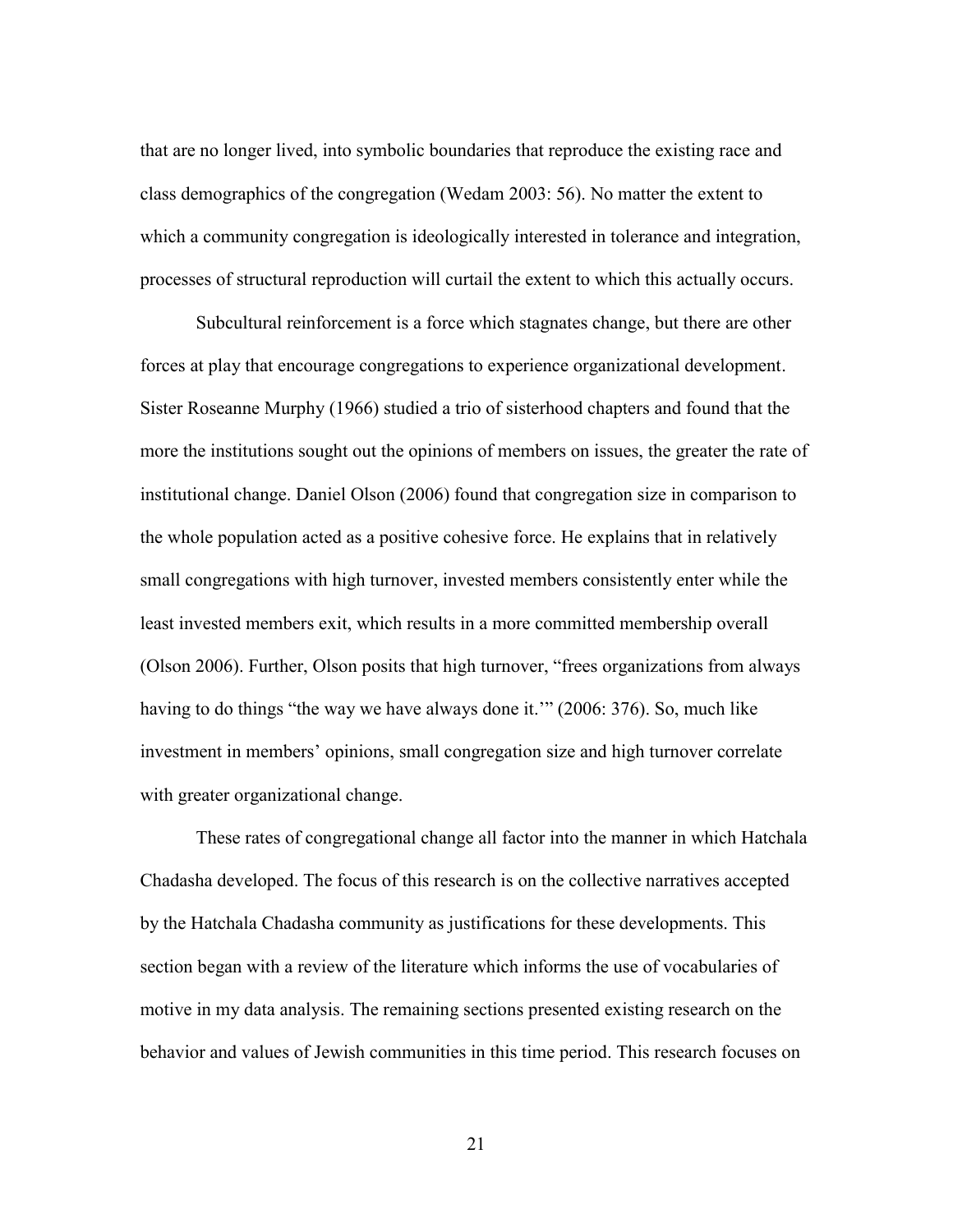that are no longer lived, into symbolic boundaries that reproduce the existing race and class demographics of the congregation (Wedam 2003: 56). No matter the extent to which a community congregation is ideologically interested in tolerance and integration, processes of structural reproduction will curtail the extent to which this actually occurs.

Subcultural reinforcement is a force which stagnates change, but there are other forces at play that encourage congregations to experience organizational development. Sister Roseanne Murphy (1966) studied a trio of sisterhood chapters and found that the more the institutions sought out the opinions of members on issues, the greater the rate of institutional change. Daniel Olson (2006) found that congregation size in comparison to the whole population acted as a positive cohesive force. He explains that in relatively small congregations with high turnover, invested members consistently enter while the least invested members exit, which results in a more committed membership overall (Olson 2006). Further, Olson posits that high turnover, "frees organizations from always having to do things "the way we have always done it.'" (2006: 376). So, much like investment in members' opinions, small congregation size and high turnover correlate with greater organizational change.

These rates of congregational change all factor into the manner in which Hatchala Chadasha developed. The focus of this research is on the collective narratives accepted by the Hatchala Chadasha community as justifications for these developments. This section began with a review of the literature which informs the use of vocabularies of motive in my data analysis. The remaining sections presented existing research on the behavior and values of Jewish communities in this time period. This research focuses on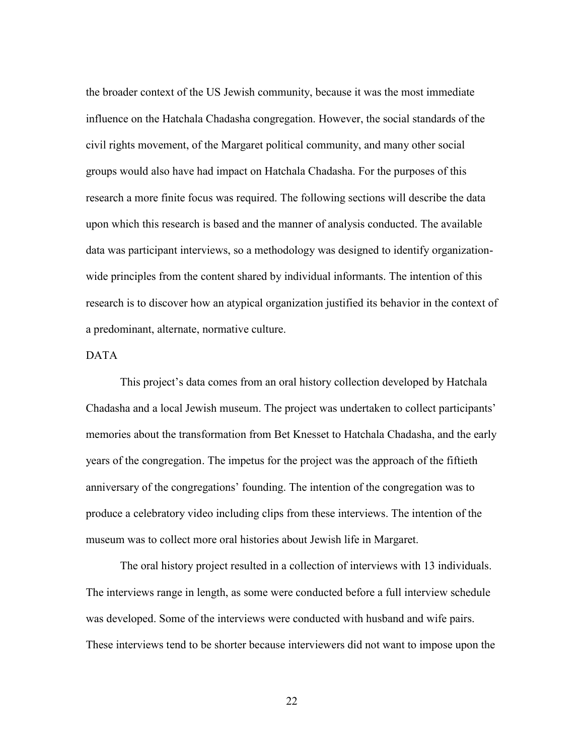the broader context of the US Jewish community, because it was the most immediate influence on the Hatchala Chadasha congregation. However, the social standards of the civil rights movement, of the Margaret political community, and many other social groups would also have had impact on Hatchala Chadasha. For the purposes of this research a more finite focus was required. The following sections will describe the data upon which this research is based and the manner of analysis conducted. The available data was participant interviews, so a methodology was designed to identify organization-wide principles from the content shared by individual informants. The intention of this research is to discover how an atypical organization justified its behavior in the context of a predominant, alternate, normative culture.

## DATA

This project's data comes from an oral history collection developed by Hatchala Chadasha and a local Jewish museum. The project was undertaken to collect participants' memories about the transformation from Bet Knesset to Hatchala Chadasha, and the early years of the congregation. The impetus for the project was the approach of the fiftieth anniversary of the congregations' founding. The intention of the congregation was to produce a celebratory video including clips from these interviews. The intention of the museum was to collect more oral histories about Jewish life in Margaret.

The oral history project resulted in a collection of interviews with 13 individuals. The interviews range in length, as some were conducted before a full interview schedule was developed. Some of the interviews were conducted with husband and wife pairs. These interviews tend to be shorter because interviewers did not want to impose upon the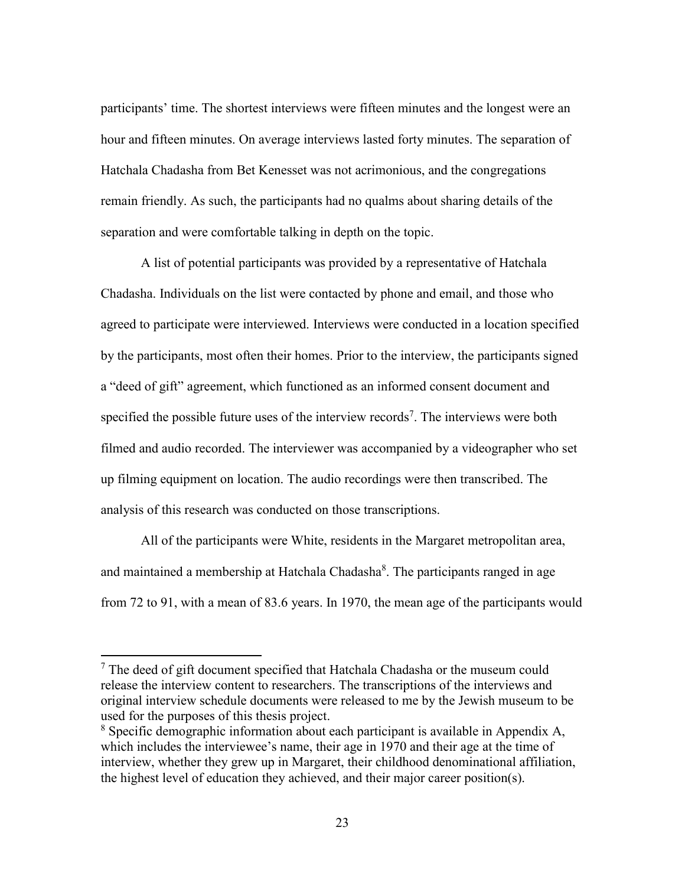participants' time. The shortest interviews were fifteen minutes and the longest were an hour and fifteen minutes. On average interviews lasted forty minutes. The separation of Hatchala Chadasha from Bet Kenesset was not acrimonious, and the congregations remain friendly. As such, the participants had no qualms about sharing details of the separation and were comfortable talking in depth on the topic.

A list of potential participants was provided by a representative of Hatchala Chadasha. Individuals on the list were contacted by phone and email, and those who agreed to participate were interviewed. Interviews were conducted in a location specified by the participants, most often their homes. Prior to the interview, the participants signed a "deed of gift" agreement, which functioned as an informed consent document and specified the possible future uses of the interview records[7]. The interviews were both filmed and audio recorded. The interviewer was accompanied by a videographer who set up filming equipment on location. The audio recordings were then transcribed. The analysis of this research was conducted on those transcriptions.

All of the participants were White, residents in the Margaret metropolitan area, and maintained a membership at Hatchala Chadasha[8]. The participants ranged in age from 72 to 91, with a mean of 83.6 years. In 1970, the mean age of the participants would

---

[7] The deed of gift document specified that Hatchala Chadasha or the museum could release the interview content to researchers. The transcriptions of the interviews and original interview schedule documents were released to me by the Jewish museum to be used for the purposes of this thesis project.

[8] Specific demographic information about each participant is available in Appendix A, which includes the interviewee's name, their age in 1970 and their age at the time of interview, whether they grew up in Margaret, their childhood denominational affiliation, the highest level of education they achieved, and their major career position(s).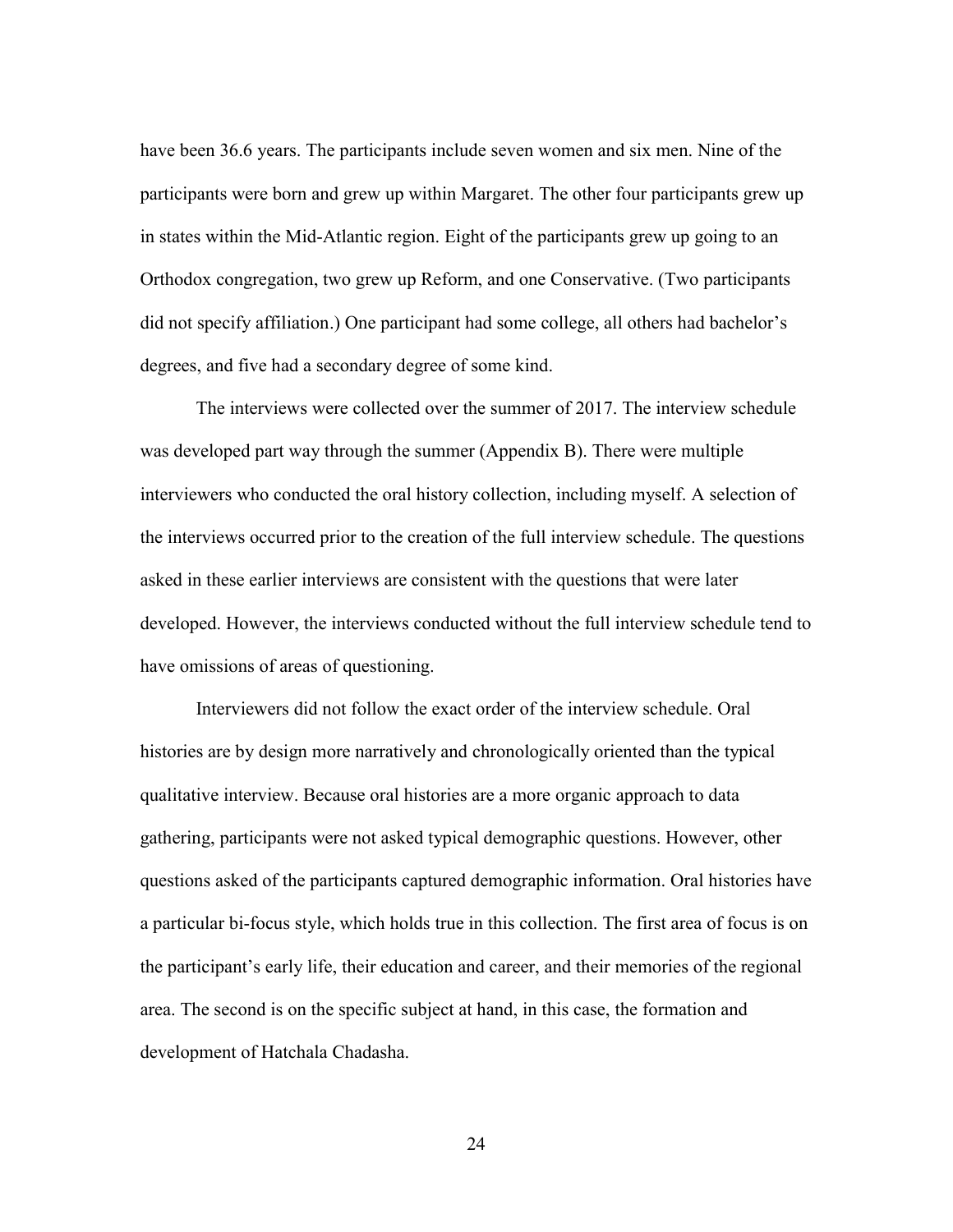have been 36.6 years. The participants include seven women and six men. Nine of the participants were born and grew up within Margaret. The other four participants grew up in states within the Mid-Atlantic region. Eight of the participants grew up going to an Orthodox congregation, two grew up Reform, and one Conservative. (Two participants did not specify affiliation.) One participant had some college, all others had bachelor's degrees, and five had a secondary degree of some kind.

The interviews were collected over the summer of 2017. The interview schedule was developed part way through the summer (Appendix B). There were multiple interviewers who conducted the oral history collection, including myself. A selection of the interviews occurred prior to the creation of the full interview schedule. The questions asked in these earlier interviews are consistent with the questions that were later developed. However, the interviews conducted without the full interview schedule tend to have omissions of areas of questioning.

Interviewers did not follow the exact order of the interview schedule. Oral histories are by design more narratively and chronologically oriented than the typical qualitative interview. Because oral histories are a more organic approach to data gathering, participants were not asked typical demographic questions. However, other questions asked of the participants captured demographic information. Oral histories have a particular bi-focus style, which holds true in this collection. The first area of focus is on the participant's early life, their education and career, and their memories of the regional area. The second is on the specific subject at hand, in this case, the formation and development of Hatchala Chadasha.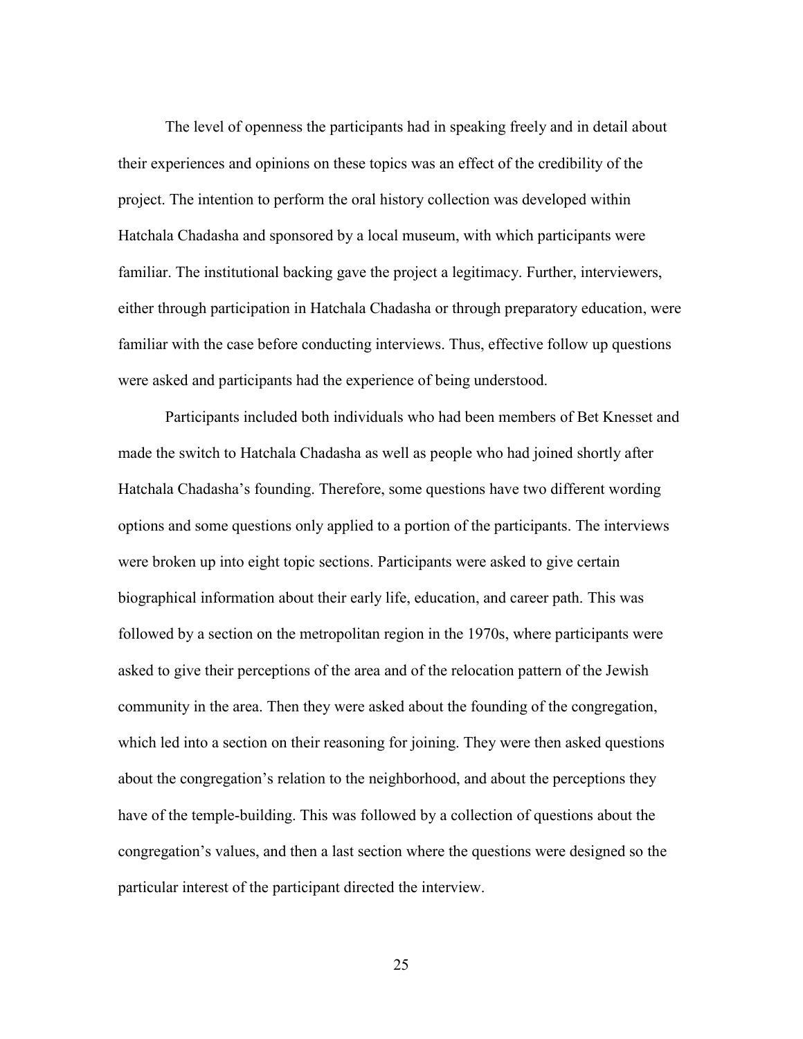The level of openness the participants had in speaking freely and in detail about their experiences and opinions on these topics was an effect of the credibility of the project. The intention to perform the oral history collection was developed within Hatchala Chadasha and sponsored by a local museum, with which participants were familiar. The institutional backing gave the project a legitimacy. Further, interviewers, either through participation in Hatchala Chadasha or through preparatory education, were familiar with the case before conducting interviews. Thus, effective follow up questions were asked and participants had the experience of being understood.

Participants included both individuals who had been members of Bet Knesset and made the switch to Hatchala Chadasha as well as people who had joined shortly after Hatchala Chadasha's founding. Therefore, some questions have two different wording options and some questions only applied to a portion of the participants. The interviews were broken up into eight topic sections. Participants were asked to give certain biographical information about their early life, education, and career path. This was followed by a section on the metropolitan region in the 1970s, where participants were asked to give their perceptions of the area and of the relocation pattern of the Jewish community in the area. Then they were asked about the founding of the congregation, which led into a section on their reasoning for joining. They were then asked questions about the congregation's relation to the neighborhood, and about the perceptions they have of the temple-building. This was followed by a collection of questions about the congregation's values, and then a last section where the questions were designed so the particular interest of the participant directed the interview.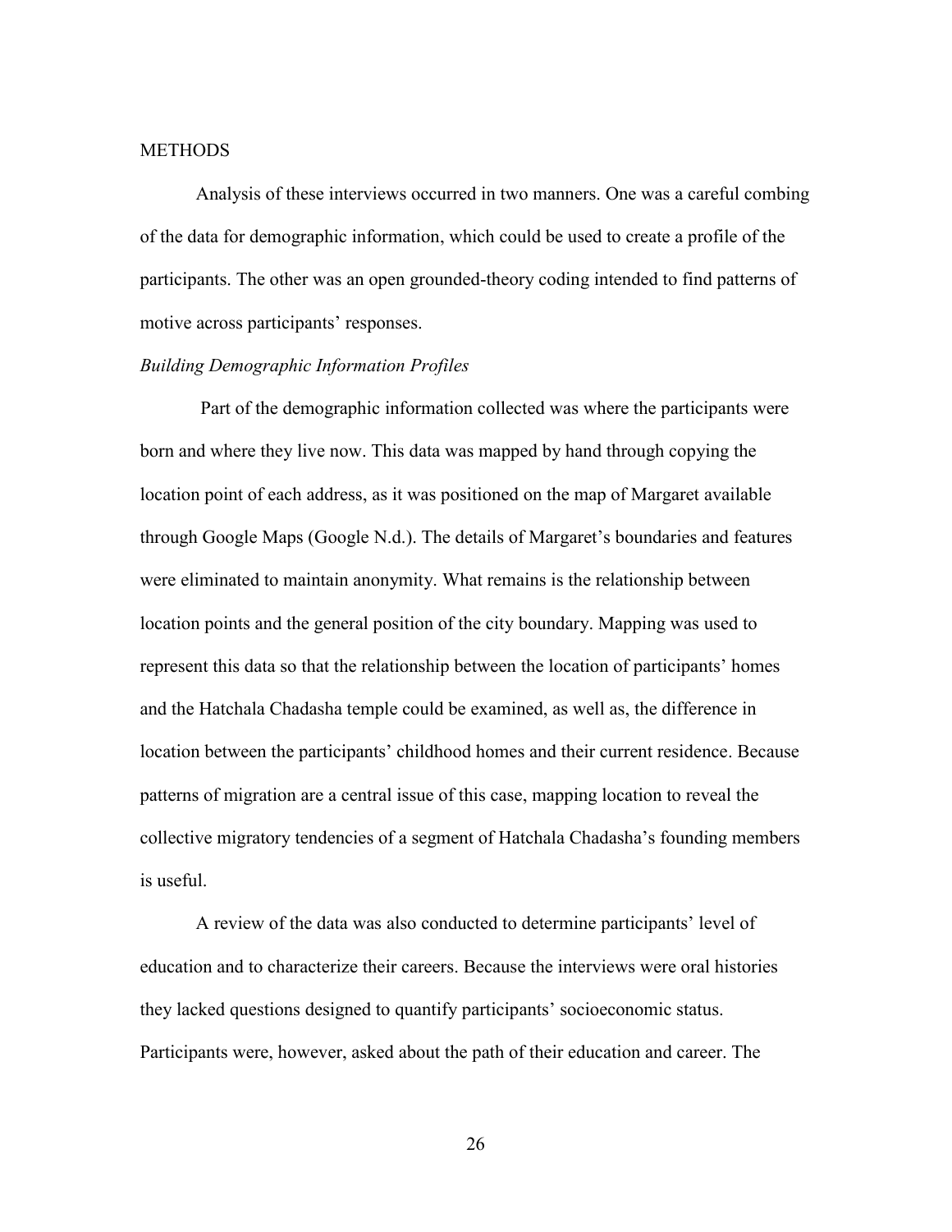## METHODS

Analysis of these interviews occurred in two manners. One was a careful combing of the data for demographic information, which could be used to create a profile of the participants. The other was an open grounded-theory coding intended to find patterns of motive across participants' responses.

### *Building Demographic Information Profiles*

Part of the demographic information collected was where the participants were born and where they live now. This data was mapped by hand through copying the location point of each address, as it was positioned on the map of Margaret available through Google Maps (Google N.d.). The details of Margaret's boundaries and features were eliminated to maintain anonymity. What remains is the relationship between location points and the general position of the city boundary. Mapping was used to represent this data so that the relationship between the location of participants' homes and the Hatchala Chadasha temple could be examined, as well as, the difference in location between the participants' childhood homes and their current residence. Because patterns of migration are a central issue of this case, mapping location to reveal the collective migratory tendencies of a segment of Hatchala Chadasha's founding members is useful.

A review of the data was also conducted to determine participants' level of education and to characterize their careers. Because the interviews were oral histories they lacked questions designed to quantify participants' socioeconomic status. Participants were, however, asked about the path of their education and career. The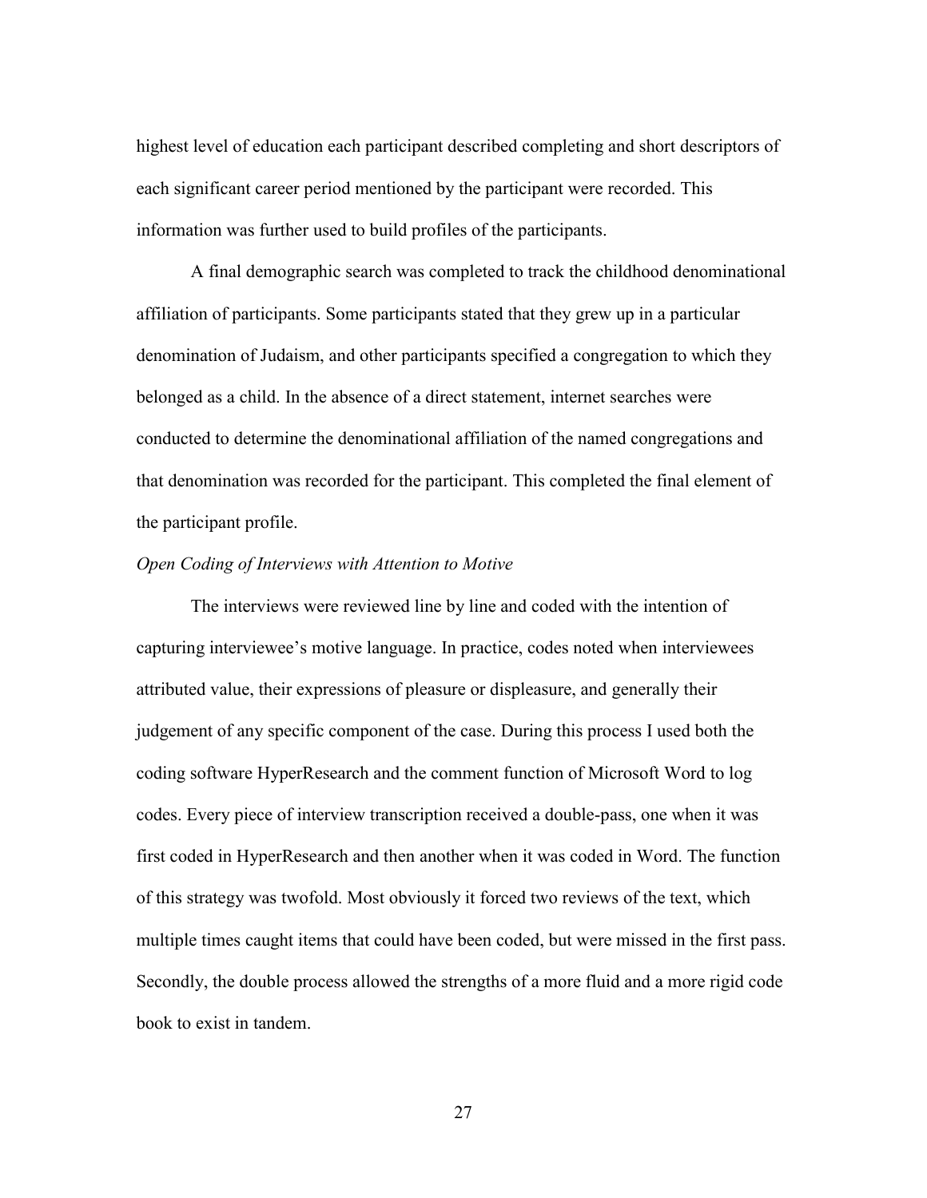highest level of education each participant described completing and short descriptors of each significant career period mentioned by the participant were recorded. This information was further used to build profiles of the participants.

A final demographic search was completed to track the childhood denominational affiliation of participants. Some participants stated that they grew up in a particular denomination of Judaism, and other participants specified a congregation to which they belonged as a child. In the absence of a direct statement, internet searches were conducted to determine the denominational affiliation of the named congregations and that denomination was recorded for the participant. This completed the final element of the participant profile.

*Open Coding of Interviews with Attention to Motive*

The interviews were reviewed line by line and coded with the intention of capturing interviewee's motive language. In practice, codes noted when interviewees attributed value, their expressions of pleasure or displeasure, and generally their judgement of any specific component of the case. During this process I used both the coding software HyperResearch and the comment function of Microsoft Word to log codes. Every piece of interview transcription received a double-pass, one when it was first coded in HyperResearch and then another when it was coded in Word. The function of this strategy was twofold. Most obviously it forced two reviews of the text, which multiple times caught items that could have been coded, but were missed in the first pass. Secondly, the double process allowed the strengths of a more fluid and a more rigid code book to exist in tandem.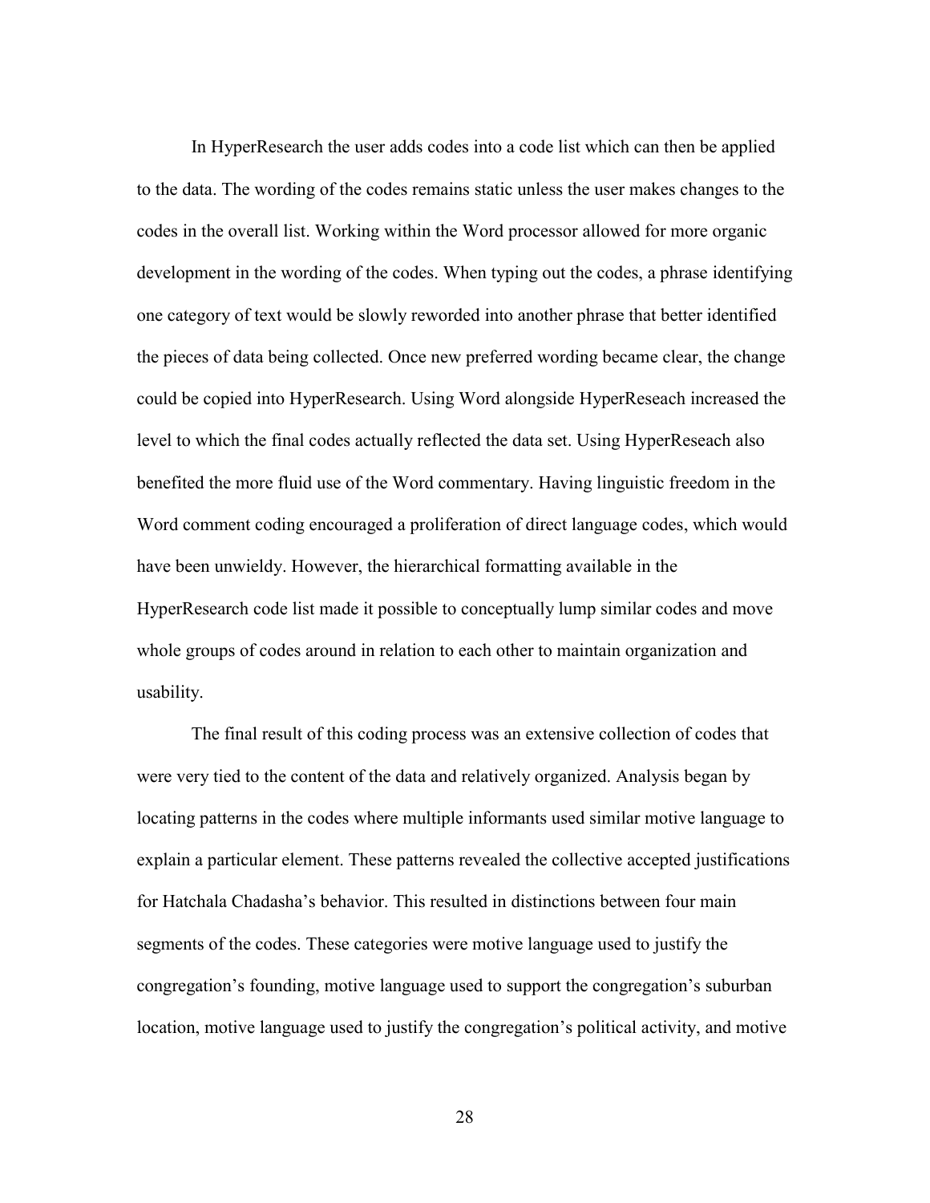In HyperResearch the user adds codes into a code list which can then be applied to the data. The wording of the codes remains static unless the user makes changes to the codes in the overall list. Working within the Word processor allowed for more organic development in the wording of the codes. When typing out the codes, a phrase identifying one category of text would be slowly reworded into another phrase that better identified the pieces of data being collected. Once new preferred wording became clear, the change could be copied into HyperResearch. Using Word alongside HyperReseach increased the level to which the final codes actually reflected the data set. Using HyperReseach also benefited the more fluid use of the Word commentary. Having linguistic freedom in the Word comment coding encouraged a proliferation of direct language codes, which would have been unwieldy. However, the hierarchical formatting available in the HyperResearch code list made it possible to conceptually lump similar codes and move whole groups of codes around in relation to each other to maintain organization and usability.

The final result of this coding process was an extensive collection of codes that were very tied to the content of the data and relatively organized. Analysis began by locating patterns in the codes where multiple informants used similar motive language to explain a particular element. These patterns revealed the collective accepted justifications for Hatchala Chadasha's behavior. This resulted in distinctions between four main segments of the codes. These categories were motive language used to justify the congregation's founding, motive language used to support the congregation's suburban location, motive language used to justify the congregation's political activity, and motive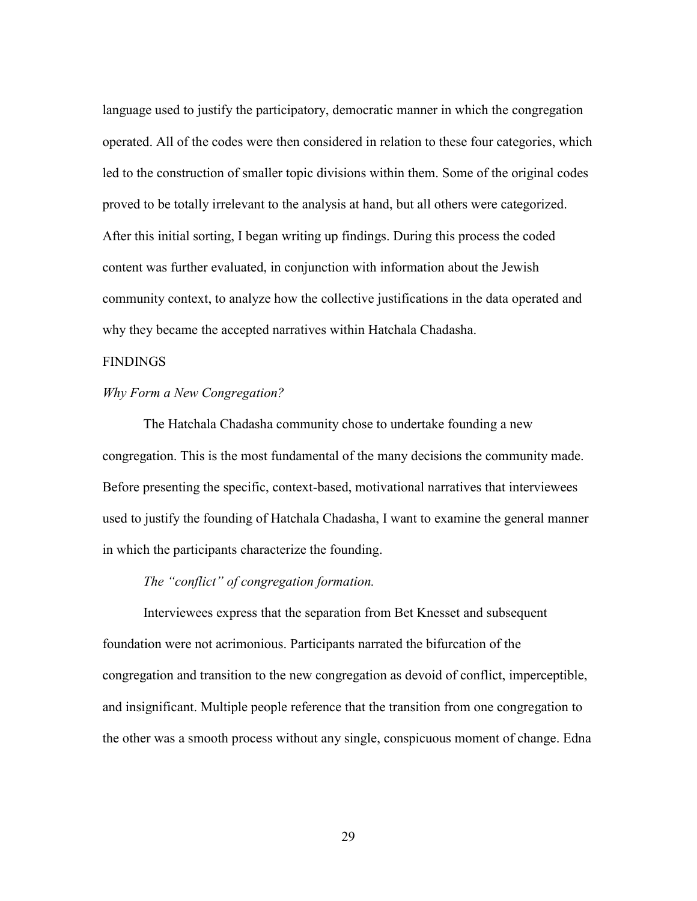language used to justify the participatory, democratic manner in which the congregation operated. All of the codes were then considered in relation to these four categories, which led to the construction of smaller topic divisions within them. Some of the original codes proved to be totally irrelevant to the analysis at hand, but all others were categorized. After this initial sorting, I began writing up findings. During this process the coded content was further evaluated, in conjunction with information about the Jewish community context, to analyze how the collective justifications in the data operated and why they became the accepted narratives within Hatchala Chadasha.

## FINDINGS

### *Why Form a New Congregation?*

The Hatchala Chadasha community chose to undertake founding a new congregation. This is the most fundamental of the many decisions the community made. Before presenting the specific, context-based, motivational narratives that interviewees used to justify the founding of Hatchala Chadasha, I want to examine the general manner in which the participants characterize the founding.

#### *The "conflict" of congregation formation.*

Interviewees express that the separation from Bet Knesset and subsequent foundation were not acrimonious. Participants narrated the bifurcation of the congregation and transition to the new congregation as devoid of conflict, imperceptible, and insignificant. Multiple people reference that the transition from one congregation to the other was a smooth process without any single, conspicuous moment of change. Edna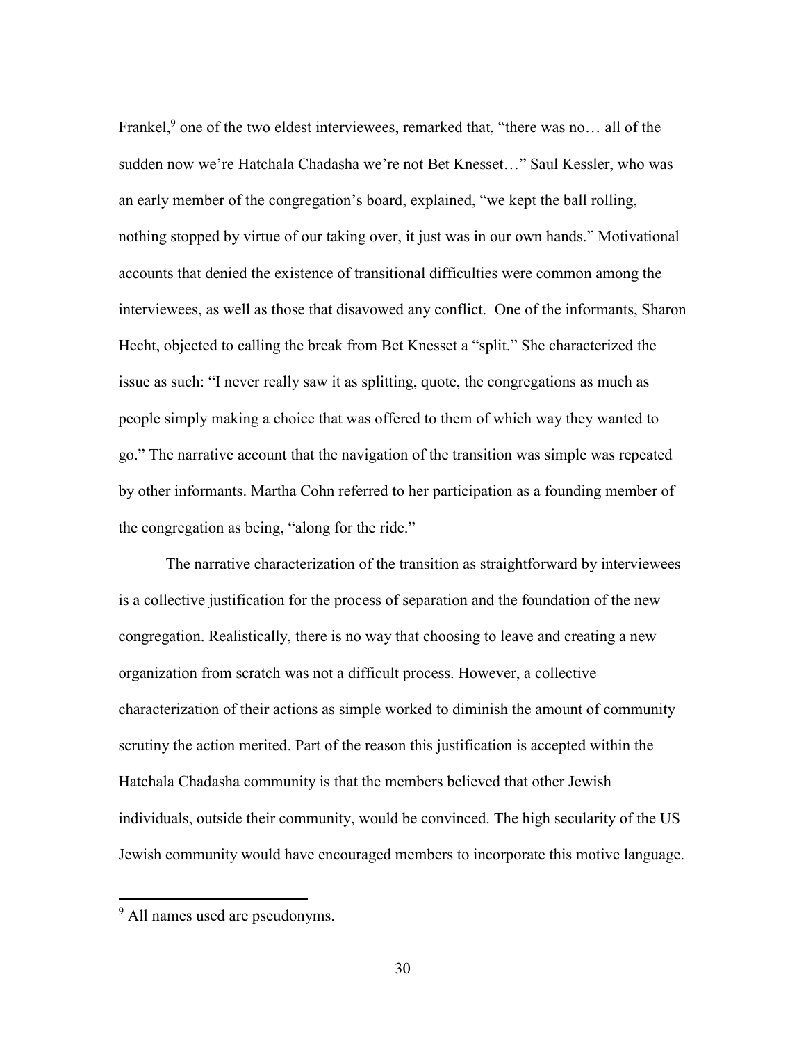Frankel,[9] one of the two eldest interviewees, remarked that, "there was no… all of the sudden now we're Hatchala Chadasha we're not Bet Knesset…" Saul Kessler, who was an early member of the congregation's board, explained, "we kept the ball rolling, nothing stopped by virtue of our taking over, it just was in our own hands." Motivational accounts that denied the existence of transitional difficulties were common among the interviewees, as well as those that disavowed any conflict. One of the informants, Sharon Hecht, objected to calling the break from Bet Knesset a "split." She characterized the issue as such: "I never really saw it as splitting, quote, the congregations as much as people simply making a choice that was offered to them of which way they wanted to go." The narrative account that the navigation of the transition was simple was repeated by other informants. Martha Cohn referred to her participation as a founding member of the congregation as being, "along for the ride."

The narrative characterization of the transition as straightforward by interviewees is a collective justification for the process of separation and the foundation of the new congregation. Realistically, there is no way that choosing to leave and creating a new organization from scratch was not a difficult process. However, a collective characterization of their actions as simple worked to diminish the amount of community scrutiny the action merited. Part of the reason this justification is accepted within the Hatchala Chadasha community is that the members believed that other Jewish individuals, outside their community, would be convinced. The high secularity of the US Jewish community would have encouraged members to incorporate this motive language.

[9] All names used are pseudonyms.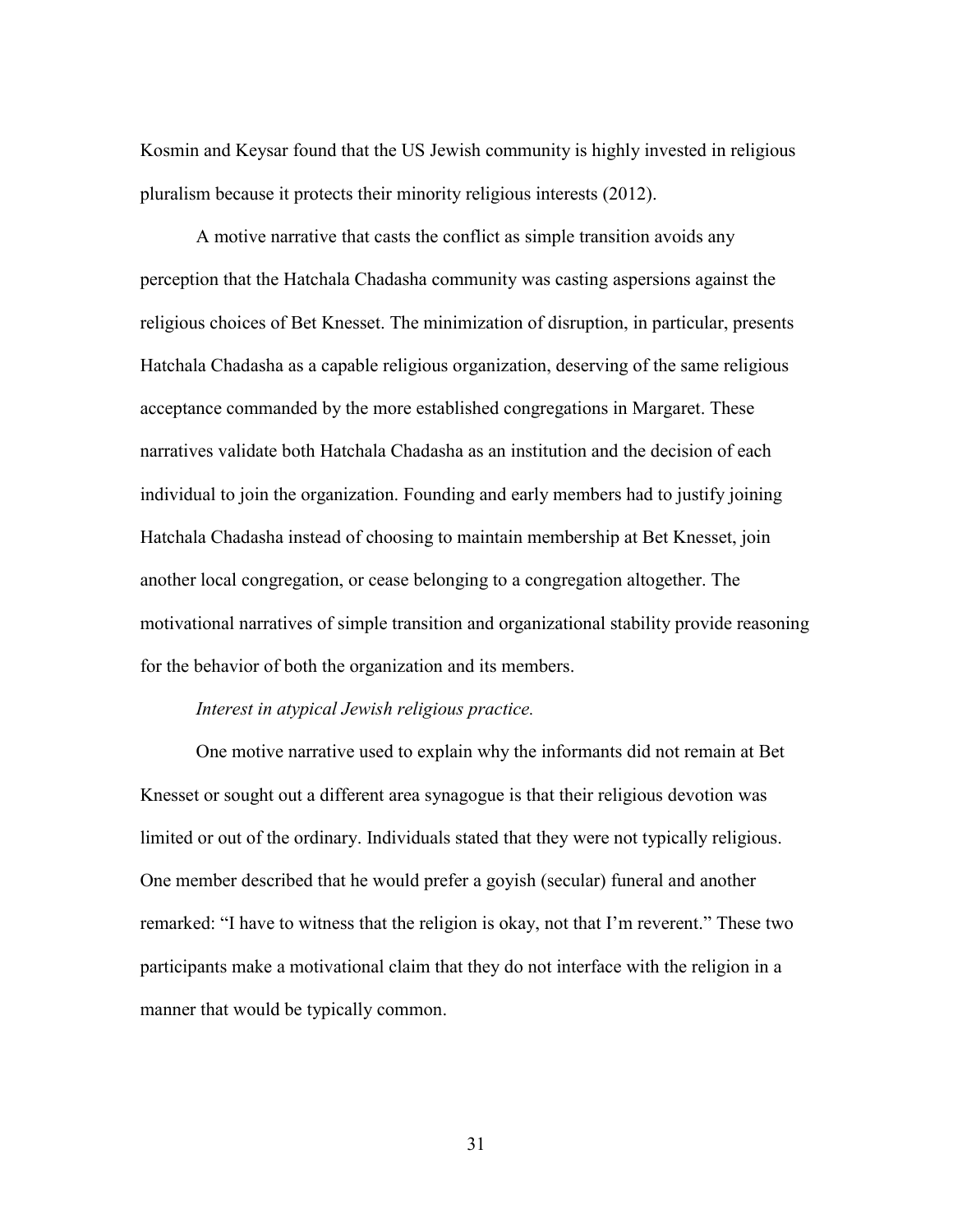Kosmin and Keysar found that the US Jewish community is highly invested in religious pluralism because it protects their minority religious interests (2012).

A motive narrative that casts the conflict as simple transition avoids any perception that the Hatchala Chadasha community was casting aspersions against the religious choices of Bet Knesset. The minimization of disruption, in particular, presents Hatchala Chadasha as a capable religious organization, deserving of the same religious acceptance commanded by the more established congregations in Margaret. These narratives validate both Hatchala Chadasha as an institution and the decision of each individual to join the organization. Founding and early members had to justify joining Hatchala Chadasha instead of choosing to maintain membership at Bet Knesset, join another local congregation, or cease belonging to a congregation altogether. The motivational narratives of simple transition and organizational stability provide reasoning for the behavior of both the organization and its members.

*Interest in atypical Jewish religious practice.*

One motive narrative used to explain why the informants did not remain at Bet Knesset or sought out a different area synagogue is that their religious devotion was limited or out of the ordinary. Individuals stated that they were not typically religious. One member described that he would prefer a goyish (secular) funeral and another remarked: "I have to witness that the religion is okay, not that I'm reverent." These two participants make a motivational claim that they do not interface with the religion in a manner that would be typically common.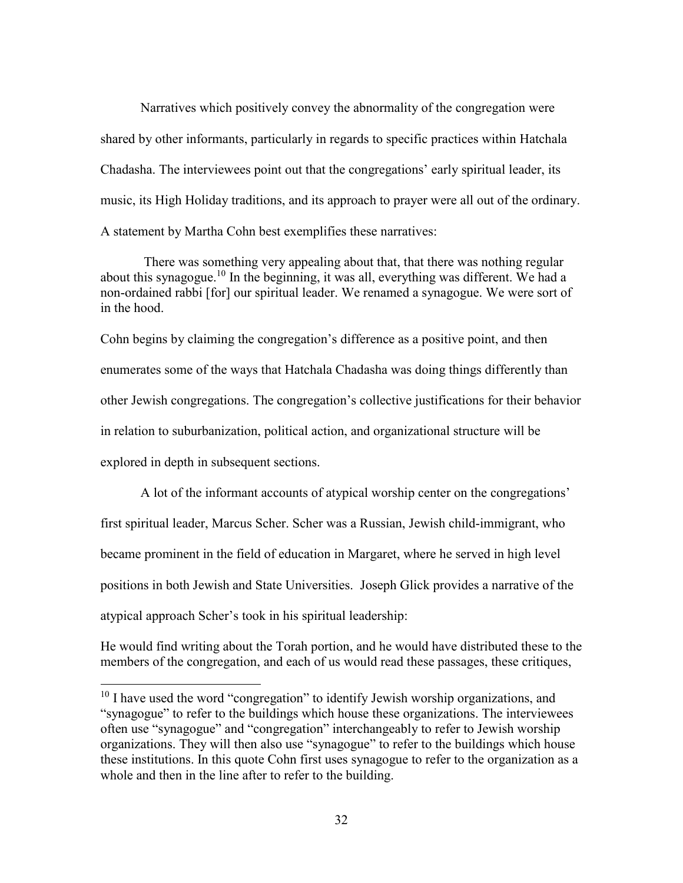Narratives which positively convey the abnormality of the congregation were shared by other informants, particularly in regards to specific practices within Hatchala Chadasha. The interviewees point out that the congregations' early spiritual leader, its music, its High Holiday traditions, and its approach to prayer were all out of the ordinary. A statement by Martha Cohn best exemplifies these narratives:

> There was something very appealing about that, that there was nothing regular about this synagogue.[10] In the beginning, it was all, everything was different. We had a non-ordained rabbi [for] our spiritual leader. We renamed a synagogue. We were sort of in the hood.

Cohn begins by claiming the congregation's difference as a positive point, and then enumerates some of the ways that Hatchala Chadasha was doing things differently than other Jewish congregations. The congregation's collective justifications for their behavior in relation to suburbanization, political action, and organizational structure will be explored in depth in subsequent sections.

A lot of the informant accounts of atypical worship center on the congregations' first spiritual leader, Marcus Scher. Scher was a Russian, Jewish child-immigrant, who became prominent in the field of education in Margaret, where he served in high level positions in both Jewish and State Universities. Joseph Glick provides a narrative of the atypical approach Scher's took in his spiritual leadership:

> He would find writing about the Torah portion, and he would have distributed these to the members of the congregation, and each of us would read these passages, these critiques,

---

[10] I have used the word "congregation" to identify Jewish worship organizations, and "synagogue" to refer to the buildings which house these organizations. The interviewees often use "synagogue" and "congregation" interchangeably to refer to Jewish worship organizations. They will then also use "synagogue" to refer to the buildings which house these institutions. In this quote Cohn first uses synagogue to refer to the organization as a whole and then in the line after to refer to the building.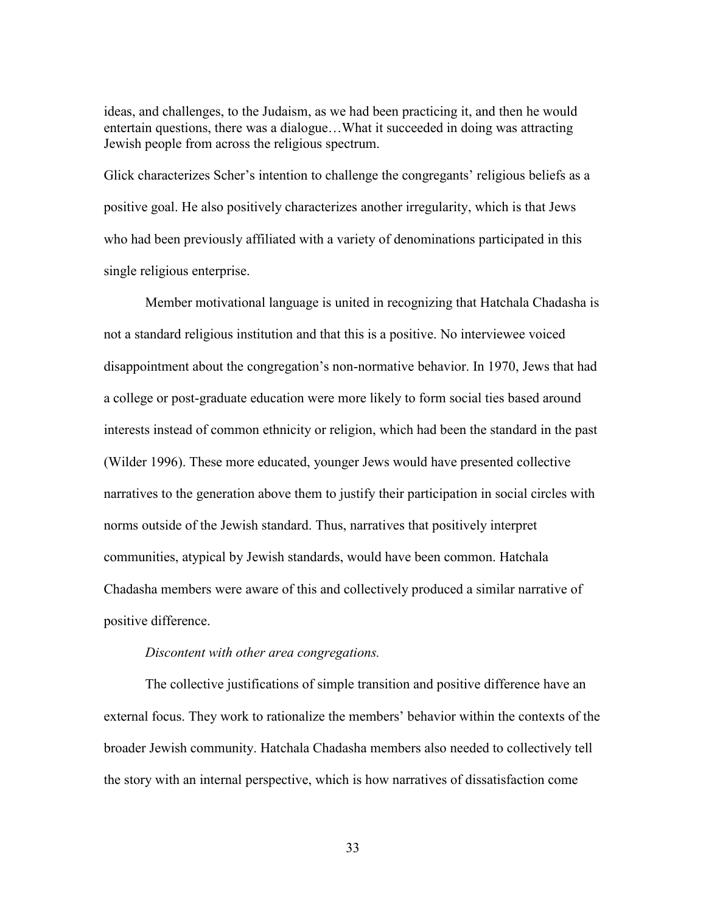> ideas, and challenges, to the Judaism, as we had been practicing it, and then he would entertain questions, there was a dialogue…What it succeeded in doing was attracting Jewish people from across the religious spectrum.

Glick characterizes Scher's intention to challenge the congregants' religious beliefs as a positive goal. He also positively characterizes another irregularity, which is that Jews who had been previously affiliated with a variety of denominations participated in this single religious enterprise.

Member motivational language is united in recognizing that Hatchala Chadasha is not a standard religious institution and that this is a positive. No interviewee voiced disappointment about the congregation's non-normative behavior. In 1970, Jews that had a college or post-graduate education were more likely to form social ties based around interests instead of common ethnicity or religion, which had been the standard in the past (Wilder 1996). These more educated, younger Jews would have presented collective narratives to the generation above them to justify their participation in social circles with norms outside of the Jewish standard. Thus, narratives that positively interpret communities, atypical by Jewish standards, would have been common. Hatchala Chadasha members were aware of this and collectively produced a similar narrative of positive difference.

*Discontent with other area congregations.*

The collective justifications of simple transition and positive difference have an external focus. They work to rationalize the members' behavior within the contexts of the broader Jewish community. Hatchala Chadasha members also needed to collectively tell the story with an internal perspective, which is how narratives of dissatisfaction come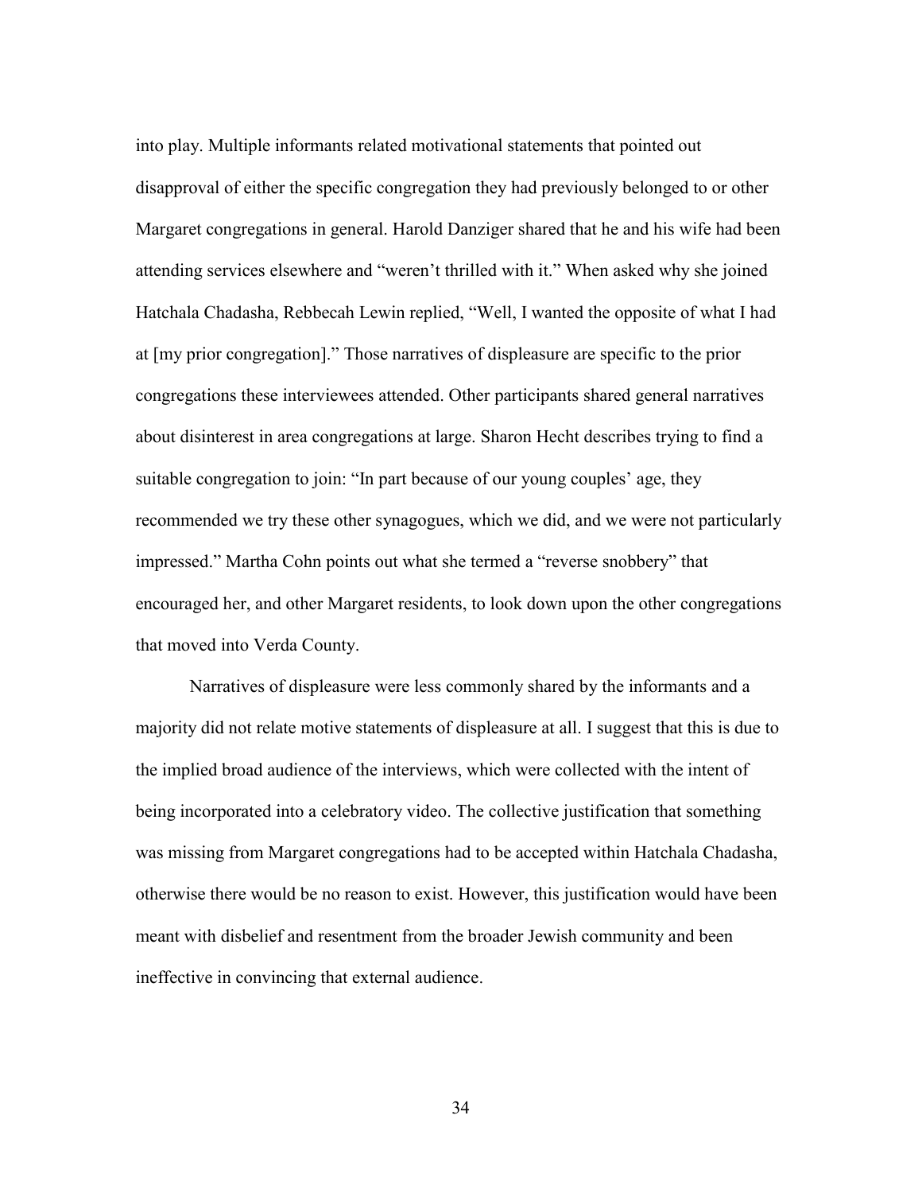into play. Multiple informants related motivational statements that pointed out disapproval of either the specific congregation they had previously belonged to or other Margaret congregations in general. Harold Danziger shared that he and his wife had been attending services elsewhere and "weren't thrilled with it." When asked why she joined Hatchala Chadasha, Rebbecah Lewin replied, "Well, I wanted the opposite of what I had at [my prior congregation]." Those narratives of displeasure are specific to the prior congregations these interviewees attended. Other participants shared general narratives about disinterest in area congregations at large. Sharon Hecht describes trying to find a suitable congregation to join: "In part because of our young couples' age, they recommended we try these other synagogues, which we did, and we were not particularly impressed." Martha Cohn points out what she termed a "reverse snobbery" that encouraged her, and other Margaret residents, to look down upon the other congregations that moved into Verda County.

Narratives of displeasure were less commonly shared by the informants and a majority did not relate motive statements of displeasure at all. I suggest that this is due to the implied broad audience of the interviews, which were collected with the intent of being incorporated into a celebratory video. The collective justification that something was missing from Margaret congregations had to be accepted within Hatchala Chadasha, otherwise there would be no reason to exist. However, this justification would have been meant with disbelief and resentment from the broader Jewish community and been ineffective in convincing that external audience.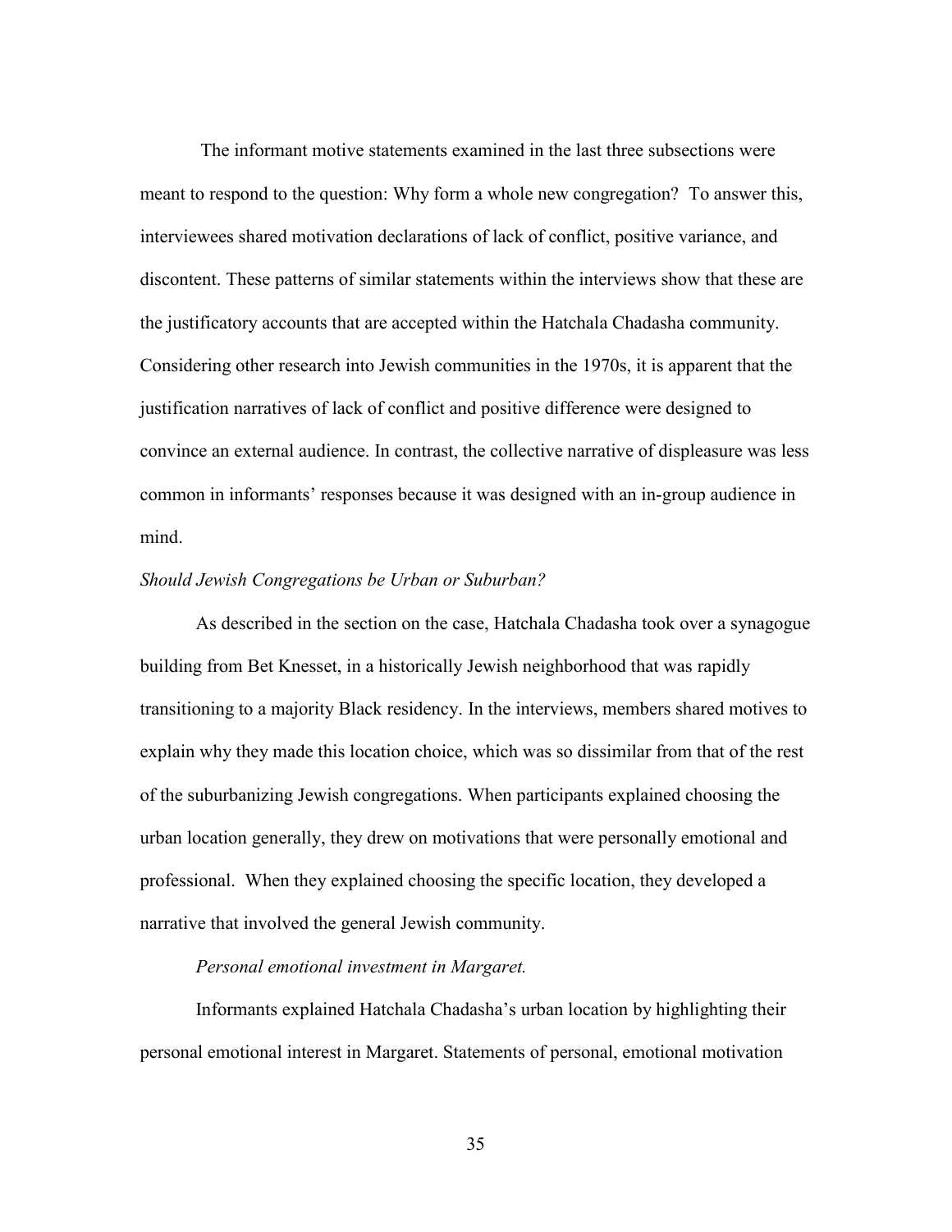The informant motive statements examined in the last three subsections were meant to respond to the question: Why form a whole new congregation? To answer this, interviewees shared motivation declarations of lack of conflict, positive variance, and discontent. These patterns of similar statements within the interviews show that these are the justificatory accounts that are accepted within the Hatchala Chadasha community. Considering other research into Jewish communities in the 1970s, it is apparent that the justification narratives of lack of conflict and positive difference were designed to convince an external audience. In contrast, the collective narrative of displeasure was less common in informants' responses because it was designed with an in-group audience in mind.

*Should Jewish Congregations be Urban or Suburban?*

As described in the section on the case, Hatchala Chadasha took over a synagogue building from Bet Knesset, in a historically Jewish neighborhood that was rapidly transitioning to a majority Black residency. In the interviews, members shared motives to explain why they made this location choice, which was so dissimilar from that of the rest of the suburbanizing Jewish congregations. When participants explained choosing the urban location generally, they drew on motivations that were personally emotional and professional. When they explained choosing the specific location, they developed a narrative that involved the general Jewish community.

*Personal emotional investment in Margaret.*

Informants explained Hatchala Chadasha's urban location by highlighting their personal emotional interest in Margaret. Statements of personal, emotional motivation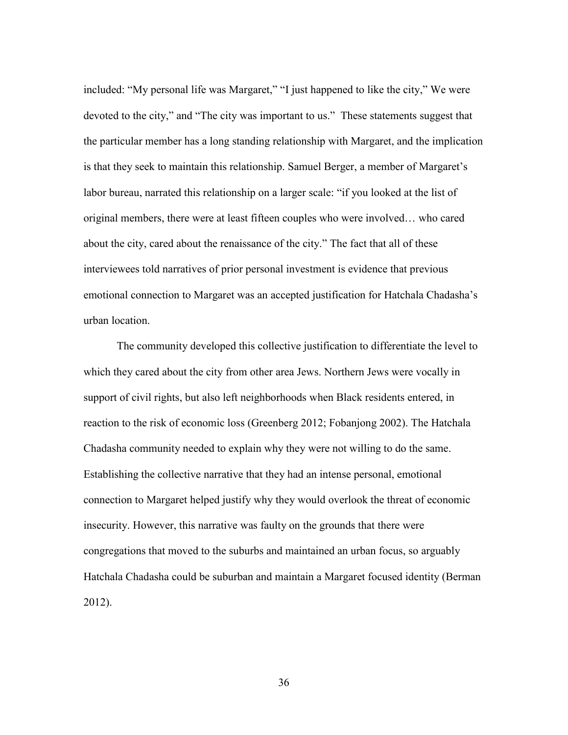included: “My personal life was Margaret,” “I just happened to like the city,” We were devoted to the city,” and “The city was important to us.” These statements suggest that the particular member has a long standing relationship with Margaret, and the implication is that they seek to maintain this relationship. Samuel Berger, a member of Margaret’s labor bureau, narrated this relationship on a larger scale: “if you looked at the list of original members, there were at least fifteen couples who were involved… who cared about the city, cared about the renaissance of the city.” The fact that all of these interviewees told narratives of prior personal investment is evidence that previous emotional connection to Margaret was an accepted justification for Hatchala Chadasha’s urban location.

The community developed this collective justification to differentiate the level to which they cared about the city from other area Jews. Northern Jews were vocally in support of civil rights, but also left neighborhoods when Black residents entered, in reaction to the risk of economic loss (Greenberg 2012; Fobanjong 2002). The Hatchala Chadasha community needed to explain why they were not willing to do the same. Establishing the collective narrative that they had an intense personal, emotional connection to Margaret helped justify why they would overlook the threat of economic insecurity. However, this narrative was faulty on the grounds that there were congregations that moved to the suburbs and maintained an urban focus, so arguably Hatchala Chadasha could be suburban and maintain a Margaret focused identity (Berman 2012).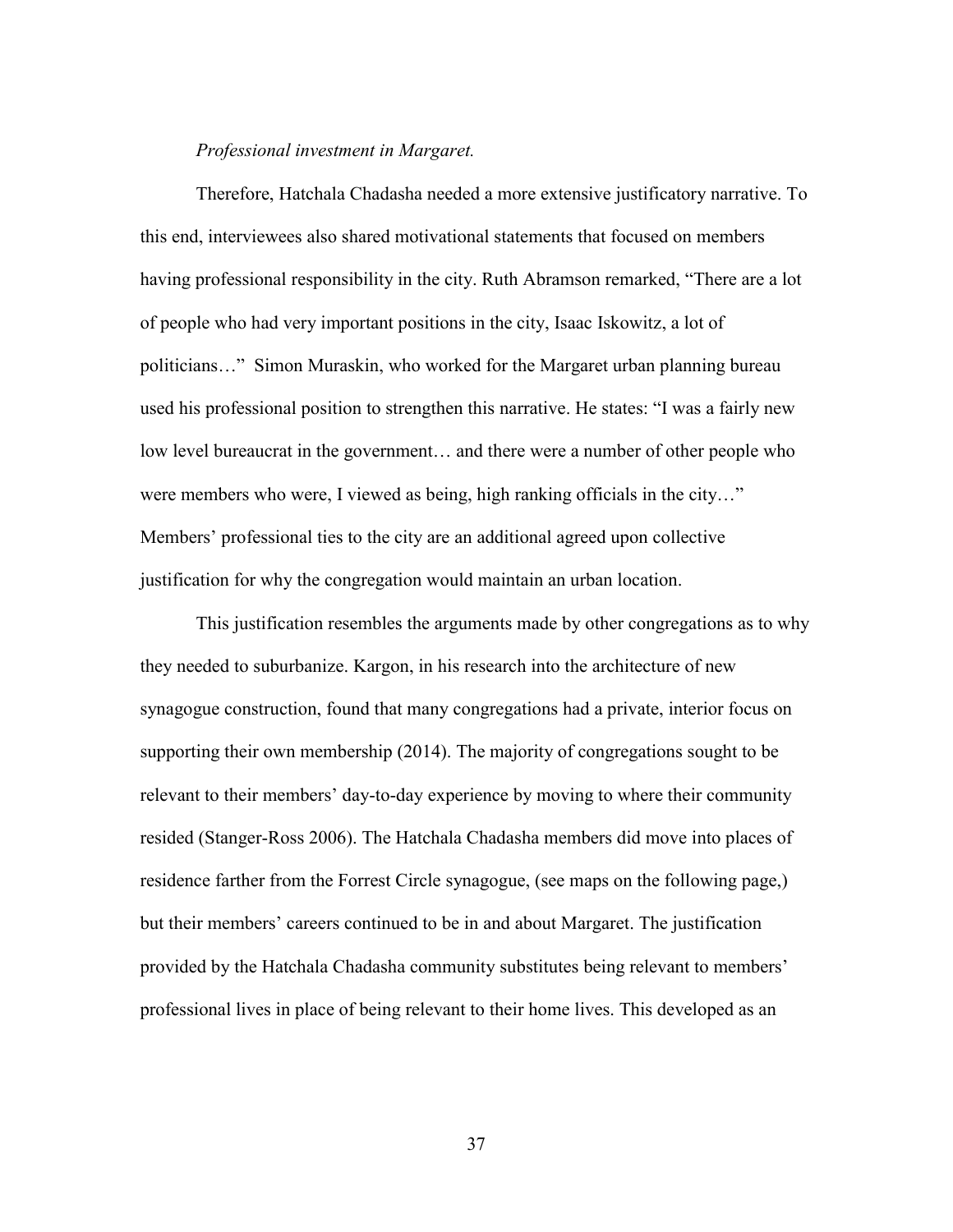*Professional investment in Margaret.*

Therefore, Hatchala Chadasha needed a more extensive justificatory narrative. To this end, interviewees also shared motivational statements that focused on members having professional responsibility in the city. Ruth Abramson remarked, "There are a lot of people who had very important positions in the city, Isaac Iskowitz, a lot of politicians…" Simon Muraskin, who worked for the Margaret urban planning bureau used his professional position to strengthen this narrative. He states: "I was a fairly new low level bureaucrat in the government… and there were a number of other people who were members who were, I viewed as being, high ranking officials in the city…" Members' professional ties to the city are an additional agreed upon collective justification for why the congregation would maintain an urban location.

This justification resembles the arguments made by other congregations as to why they needed to suburbanize. Kargon, in his research into the architecture of new synagogue construction, found that many congregations had a private, interior focus on supporting their own membership (2014). The majority of congregations sought to be relevant to their members' day-to-day experience by moving to where their community resided (Stanger-Ross 2006). The Hatchala Chadasha members did move into places of residence farther from the Forrest Circle synagogue, (see maps on the following page,) but their members' careers continued to be in and about Margaret. The justification provided by the Hatchala Chadasha community substitutes being relevant to members' professional lives in place of being relevant to their home lives. This developed as an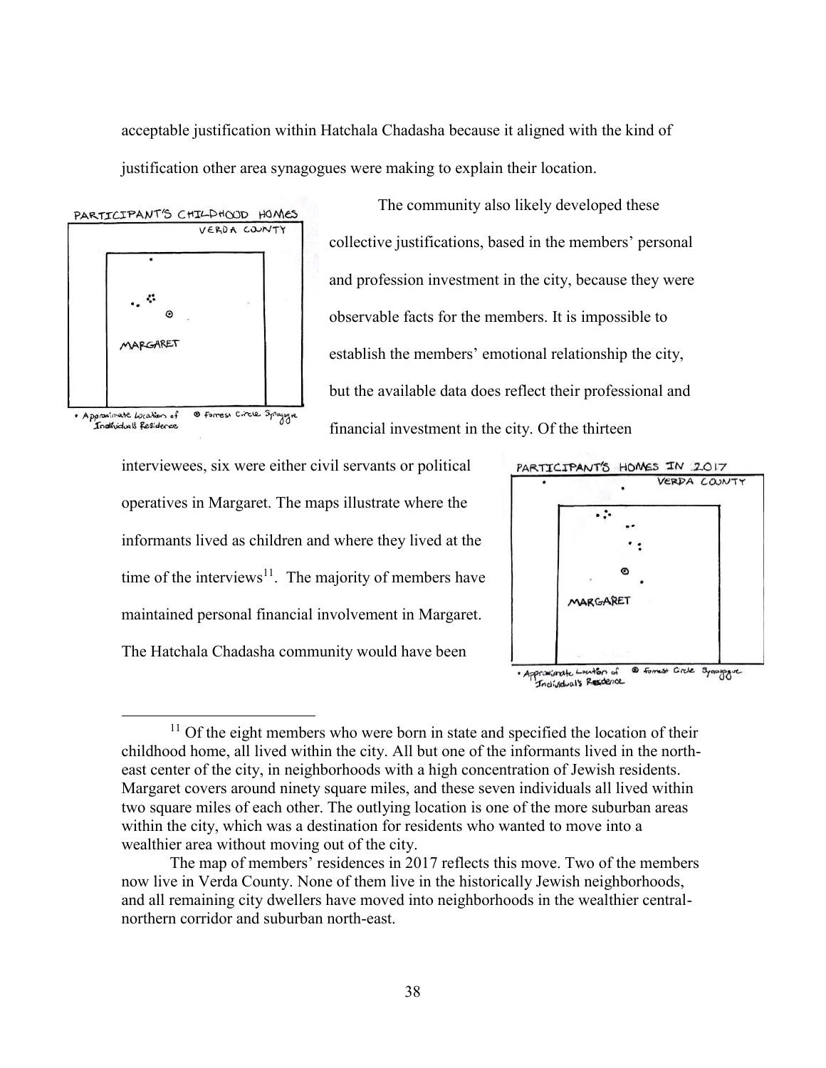acceptable justification within Hatchala Chadasha because it aligned with the kind of justification other area synagogues were making to explain their location.

The community also likely developed these collective justifications, based in the members' personal and profession investment in the city, because they were observable facts for the members. It is impossible to establish the members' emotional relationship the city, but the available data does reflect their professional and financial investment in the city. Of the thirteen interviewees, six were either civil servants or political operatives in Margaret. The maps illustrate where the informants lived as children and where they lived at the time of the interviews[11]. The majority of members have maintained personal financial involvement in Margaret. The Hatchala Chadasha community would have been

[11] Of the eight members who were born in state and specified the location of their childhood home, all lived within the city. All but one of the informants lived in the north-east center of the city, in neighborhoods with a high concentration of Jewish residents. Margaret covers around ninety square miles, and these seven individuals all lived within two square miles of each other. The outlying location is one of the more suburban areas within the city, which was a destination for residents who wanted to move into a wealthier area without moving out of the city.

The map of members' residences in 2017 reflects this move. Two of the members now live in Verda County. None of them live in the historically Jewish neighborhoods, and all remaining city dwellers have moved into neighborhoods in the wealthier central-northern corridor and suburban north-east.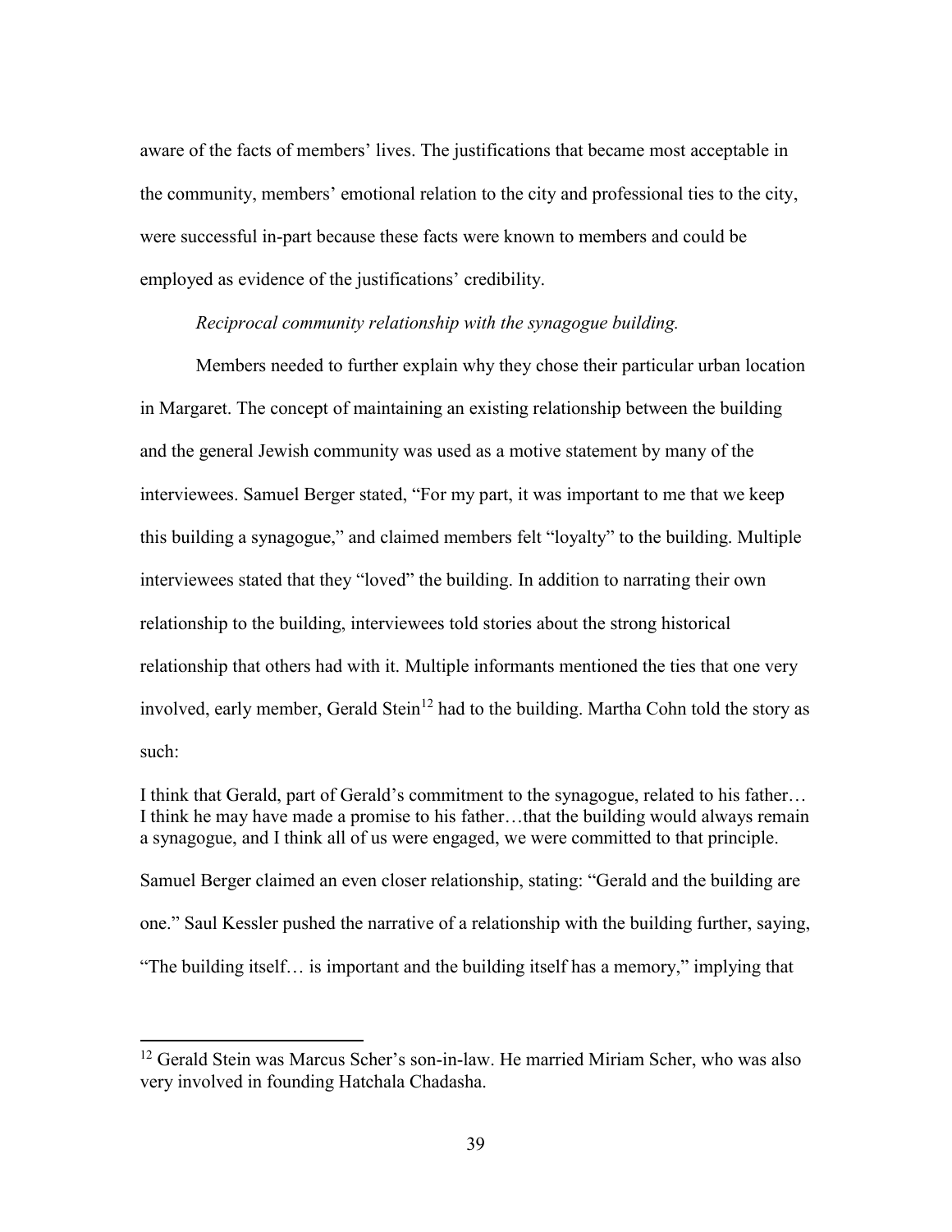aware of the facts of members' lives. The justifications that became most acceptable in the community, members' emotional relation to the city and professional ties to the city, were successful in-part because these facts were known to members and could be employed as evidence of the justifications' credibility.

*Reciprocal community relationship with the synagogue building.*

Members needed to further explain why they chose their particular urban location in Margaret. The concept of maintaining an existing relationship between the building and the general Jewish community was used as a motive statement by many of the interviewees. Samuel Berger stated, "For my part, it was important to me that we keep this building a synagogue," and claimed members felt "loyalty" to the building. Multiple interviewees stated that they "loved" the building. In addition to narrating their own relationship to the building, interviewees told stories about the strong historical relationship that others had with it. Multiple informants mentioned the ties that one very involved, early member, Gerald Stein[12] had to the building. Martha Cohn told the story as such:

> I think that Gerald, part of Gerald's commitment to the synagogue, related to his father… I think he may have made a promise to his father…that the building would always remain a synagogue, and I think all of us were engaged, we were committed to that principle.

Samuel Berger claimed an even closer relationship, stating: "Gerald and the building are one." Saul Kessler pushed the narrative of a relationship with the building further, saying, "The building itself… is important and the building itself has a memory," implying that

[12] Gerald Stein was Marcus Scher's son-in-law. He married Miriam Scher, who was also very involved in founding Hatchala Chadasha.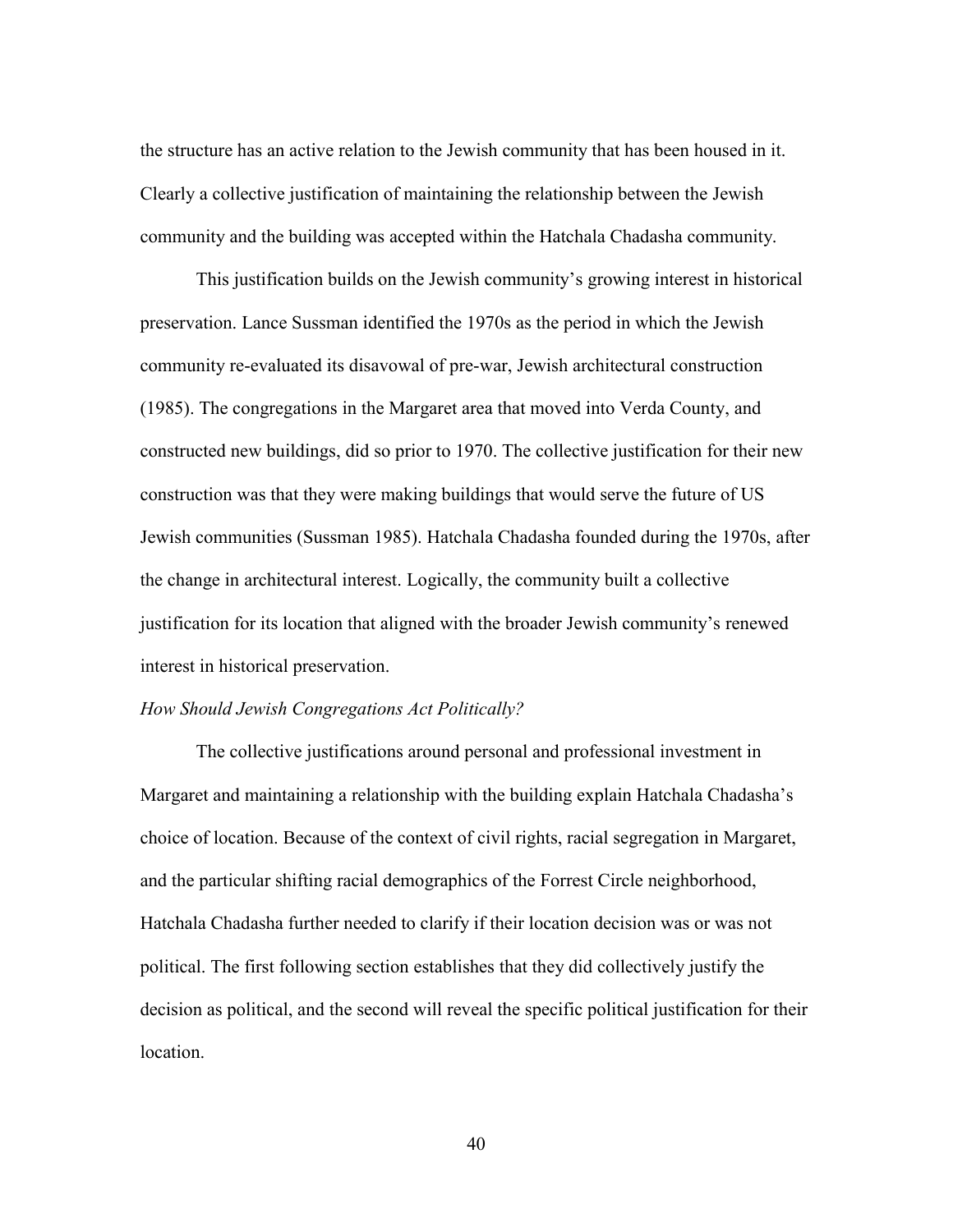the structure has an active relation to the Jewish community that has been housed in it. Clearly a collective justification of maintaining the relationship between the Jewish community and the building was accepted within the Hatchala Chadasha community.

This justification builds on the Jewish community's growing interest in historical preservation. Lance Sussman identified the 1970s as the period in which the Jewish community re-evaluated its disavowal of pre-war, Jewish architectural construction (1985). The congregations in the Margaret area that moved into Verda County, and constructed new buildings, did so prior to 1970. The collective justification for their new construction was that they were making buildings that would serve the future of US Jewish communities (Sussman 1985). Hatchala Chadasha founded during the 1970s, after the change in architectural interest. Logically, the community built a collective justification for its location that aligned with the broader Jewish community's renewed interest in historical preservation.

*How Should Jewish Congregations Act Politically?*

The collective justifications around personal and professional investment in Margaret and maintaining a relationship with the building explain Hatchala Chadasha's choice of location. Because of the context of civil rights, racial segregation in Margaret, and the particular shifting racial demographics of the Forrest Circle neighborhood, Hatchala Chadasha further needed to clarify if their location decision was or was not political. The first following section establishes that they did collectively justify the decision as political, and the second will reveal the specific political justification for their location.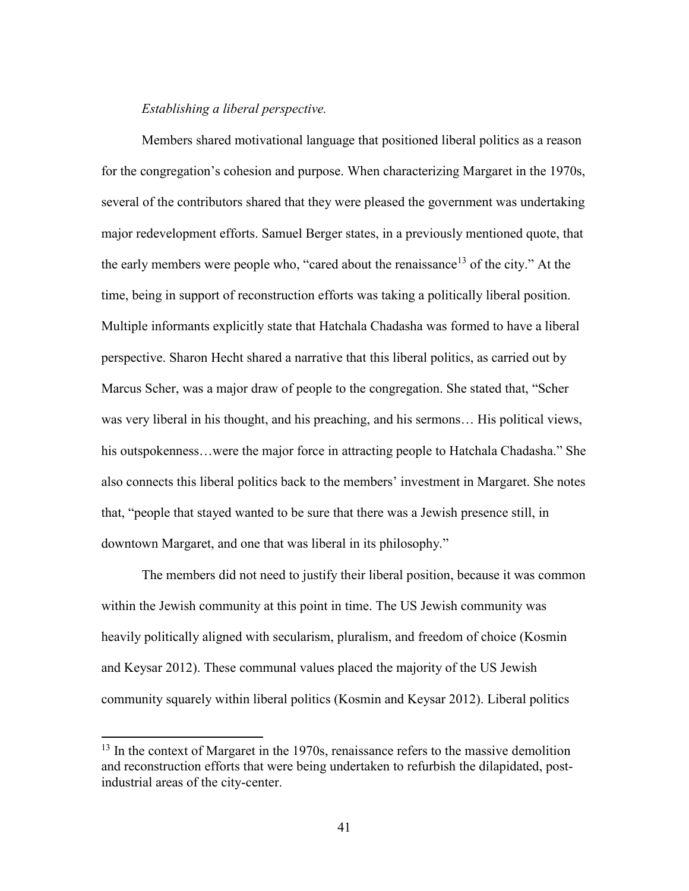*Establishing a liberal perspective.*

Members shared motivational language that positioned liberal politics as a reason for the congregation's cohesion and purpose. When characterizing Margaret in the 1970s, several of the contributors shared that they were pleased the government was undertaking major redevelopment efforts. Samuel Berger states, in a previously mentioned quote, that the early members were people who, "cared about the renaissance[13] of the city." At the time, being in support of reconstruction efforts was taking a politically liberal position. Multiple informants explicitly state that Hatchala Chadasha was formed to have a liberal perspective. Sharon Hecht shared a narrative that this liberal politics, as carried out by Marcus Scher, was a major draw of people to the congregation. She stated that, "Scher was very liberal in his thought, and his preaching, and his sermons… His political views, his outspokenness…were the major force in attracting people to Hatchala Chadasha." She also connects this liberal politics back to the members' investment in Margaret. She notes that, "people that stayed wanted to be sure that there was a Jewish presence still, in downtown Margaret, and one that was liberal in its philosophy."

The members did not need to justify their liberal position, because it was common within the Jewish community at this point in time. The US Jewish community was heavily politically aligned with secularism, pluralism, and freedom of choice (Kosmin and Keysar 2012). These communal values placed the majority of the US Jewish community squarely within liberal politics (Kosmin and Keysar 2012). Liberal politics

[13] In the context of Margaret in the 1970s, renaissance refers to the massive demolition and reconstruction efforts that were being undertaken to refurbish the dilapidated, post-industrial areas of the city-center.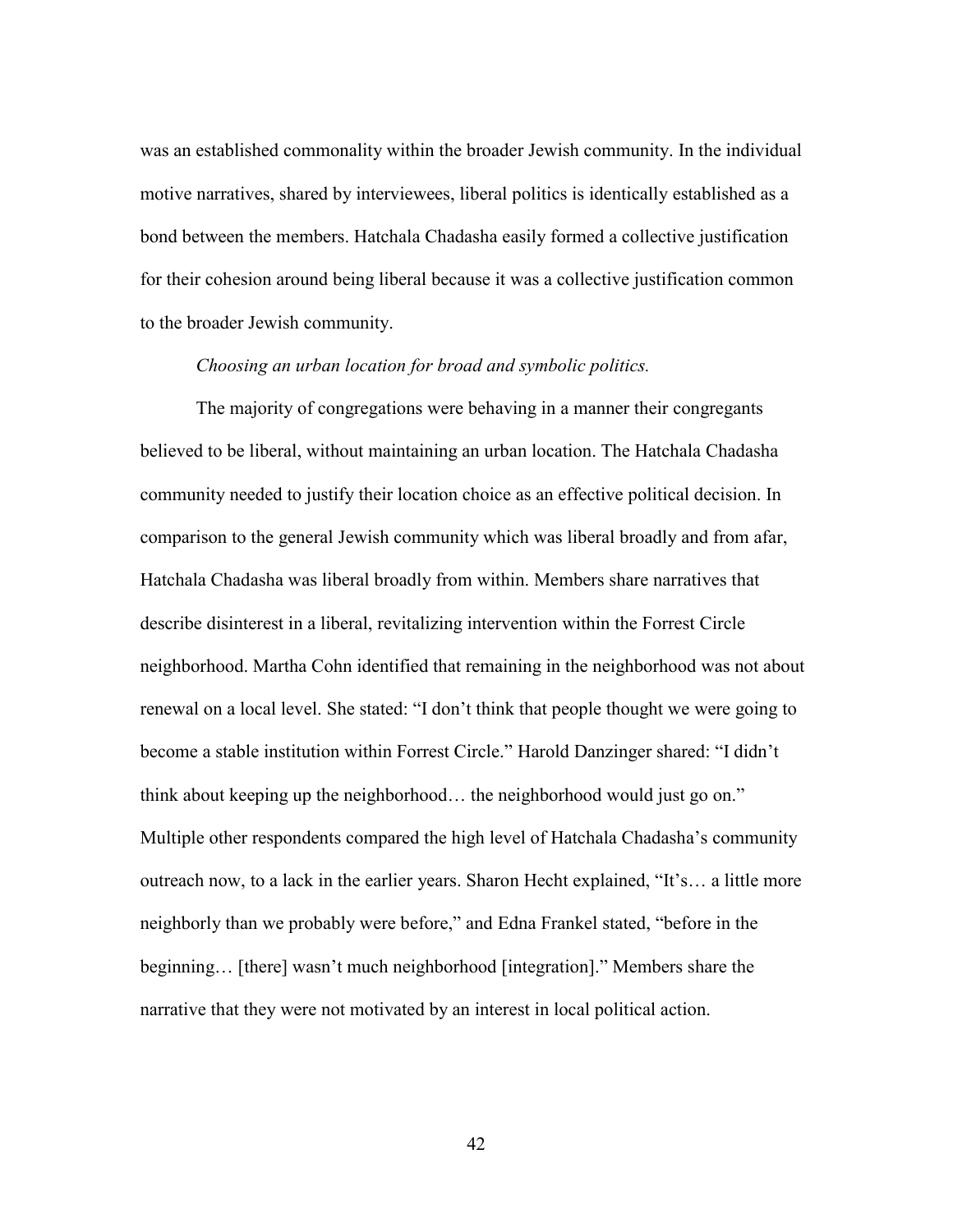was an established commonality within the broader Jewish community. In the individual motive narratives, shared by interviewees, liberal politics is identically established as a bond between the members. Hatchala Chadasha easily formed a collective justification for their cohesion around being liberal because it was a collective justification common to the broader Jewish community.

*Choosing an urban location for broad and symbolic politics.*

The majority of congregations were behaving in a manner their congregants believed to be liberal, without maintaining an urban location. The Hatchala Chadasha community needed to justify their location choice as an effective political decision. In comparison to the general Jewish community which was liberal broadly and from afar, Hatchala Chadasha was liberal broadly from within. Members share narratives that describe disinterest in a liberal, revitalizing intervention within the Forrest Circle neighborhood. Martha Cohn identified that remaining in the neighborhood was not about renewal on a local level. She stated: "I don't think that people thought we were going to become a stable institution within Forrest Circle." Harold Danzinger shared: "I didn't think about keeping up the neighborhood… the neighborhood would just go on." Multiple other respondents compared the high level of Hatchala Chadasha's community outreach now, to a lack in the earlier years. Sharon Hecht explained, "It's… a little more neighborly than we probably were before," and Edna Frankel stated, "before in the beginning… [there] wasn't much neighborhood [integration]." Members share the narrative that they were not motivated by an interest in local political action.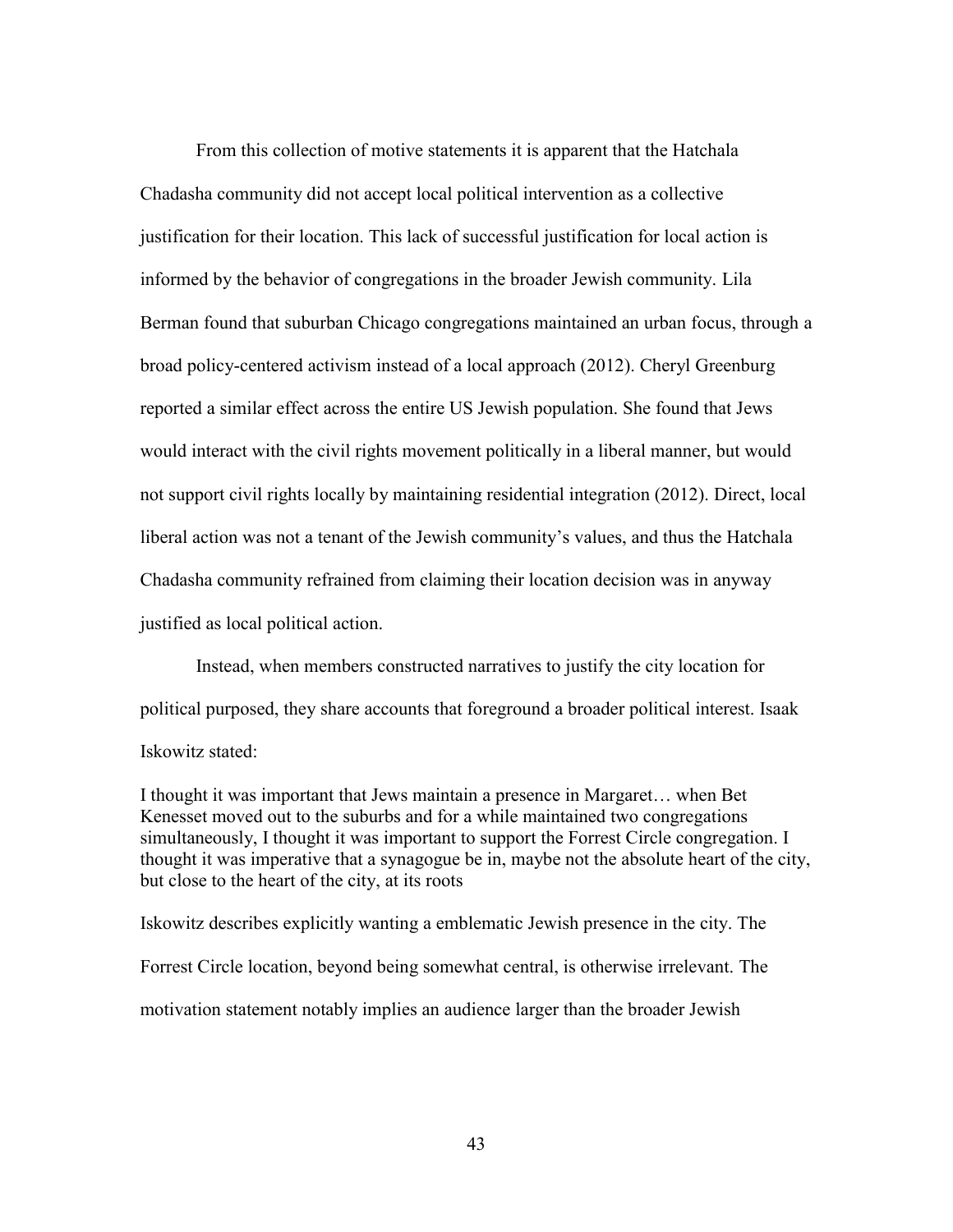From this collection of motive statements it is apparent that the Hatchala Chadasha community did not accept local political intervention as a collective justification for their location. This lack of successful justification for local action is informed by the behavior of congregations in the broader Jewish community. Lila Berman found that suburban Chicago congregations maintained an urban focus, through a broad policy-centered activism instead of a local approach (2012). Cheryl Greenburg reported a similar effect across the entire US Jewish population. She found that Jews would interact with the civil rights movement politically in a liberal manner, but would not support civil rights locally by maintaining residential integration (2012). Direct, local liberal action was not a tenant of the Jewish community's values, and thus the Hatchala Chadasha community refrained from claiming their location decision was in anyway justified as local political action.

Instead, when members constructed narratives to justify the city location for political purposed, they share accounts that foreground a broader political interest. Isaak Iskowitz stated:

> I thought it was important that Jews maintain a presence in Margaret… when Bet Kenesset moved out to the suburbs and for a while maintained two congregations simultaneously, I thought it was important to support the Forrest Circle congregation. I thought it was imperative that a synagogue be in, maybe not the absolute heart of the city, but close to the heart of the city, at its roots

Iskowitz describes explicitly wanting a emblematic Jewish presence in the city. The Forrest Circle location, beyond being somewhat central, is otherwise irrelevant. The motivation statement notably implies an audience larger than the broader Jewish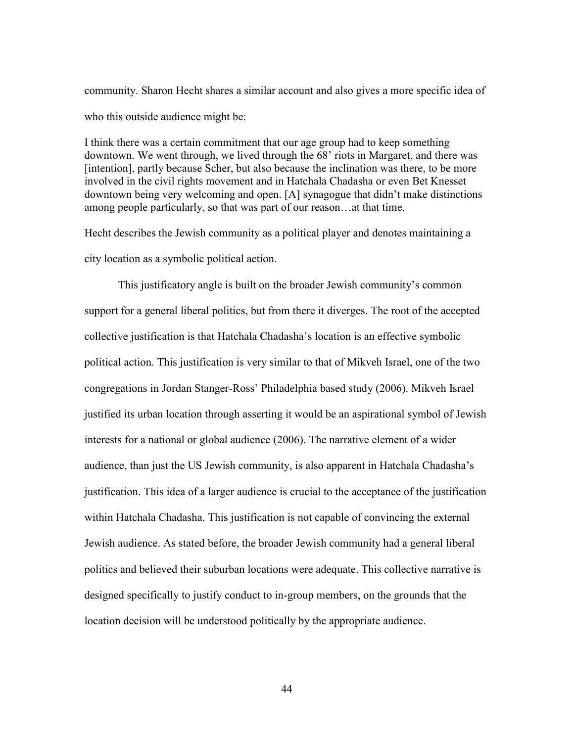community. Sharon Hecht shares a similar account and also gives a more specific idea of who this outside audience might be:

> I think there was a certain commitment that our age group had to keep something downtown. We went through, we lived through the 68' riots in Margaret, and there was [intention], partly because Scher, but also because the inclination was there, to be more involved in the civil rights movement and in Hatchala Chadasha or even Bet Knesset downtown being very welcoming and open. [A] synagogue that didn't make distinctions among people particularly, so that was part of our reason…at that time.

Hecht describes the Jewish community as a political player and denotes maintaining a city location as a symbolic political action.

This justificatory angle is built on the broader Jewish community's common support for a general liberal politics, but from there it diverges. The root of the accepted collective justification is that Hatchala Chadasha's location is an effective symbolic political action. This justification is very similar to that of Mikveh Israel, one of the two congregations in Jordan Stanger-Ross' Philadelphia based study (2006). Mikveh Israel justified its urban location through asserting it would be an aspirational symbol of Jewish interests for a national or global audience (2006). The narrative element of a wider audience, than just the US Jewish community, is also apparent in Hatchala Chadasha's justification. This idea of a larger audience is crucial to the acceptance of the justification within Hatchala Chadasha. This justification is not capable of convincing the external Jewish audience. As stated before, the broader Jewish community had a general liberal politics and believed their suburban locations were adequate. This collective narrative is designed specifically to justify conduct to in-group members, on the grounds that the location decision will be understood politically by the appropriate audience.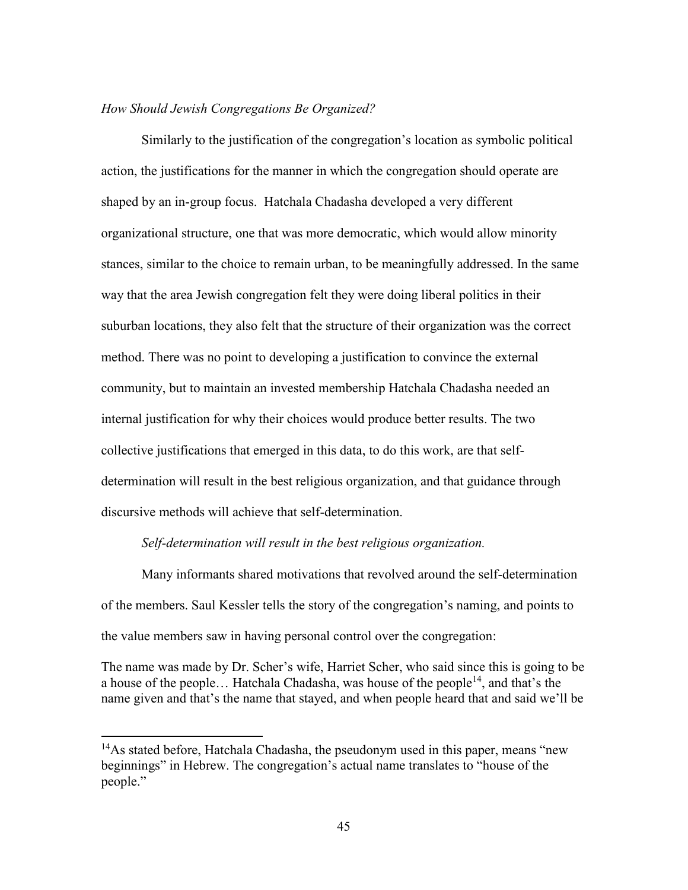*How Should Jewish Congregations Be Organized?*

Similarly to the justification of the congregation's location as symbolic political action, the justifications for the manner in which the congregation should operate are shaped by an in-group focus. Hatchala Chadasha developed a very different organizational structure, one that was more democratic, which would allow minority stances, similar to the choice to remain urban, to be meaningfully addressed. In the same way that the area Jewish congregation felt they were doing liberal politics in their suburban locations, they also felt that the structure of their organization was the correct method. There was no point to developing a justification to convince the external community, but to maintain an invested membership Hatchala Chadasha needed an internal justification for why their choices would produce better results. The two collective justifications that emerged in this data, to do this work, are that self-determination will result in the best religious organization, and that guidance through discursive methods will achieve that self-determination.

*Self-determination will result in the best religious organization.*

Many informants shared motivations that revolved around the self-determination of the members. Saul Kessler tells the story of the congregation's naming, and points to the value members saw in having personal control over the congregation:

The name was made by Dr. Scher's wife, Harriet Scher, who said since this is going to be a house of the people… Hatchala Chadasha, was house of the people[14], and that's the name given and that's the name that stayed, and when people heard that and said we'll be

[14] As stated before, Hatchala Chadasha, the pseudonym used in this paper, means "new beginnings" in Hebrew. The congregation's actual name translates to "house of the people."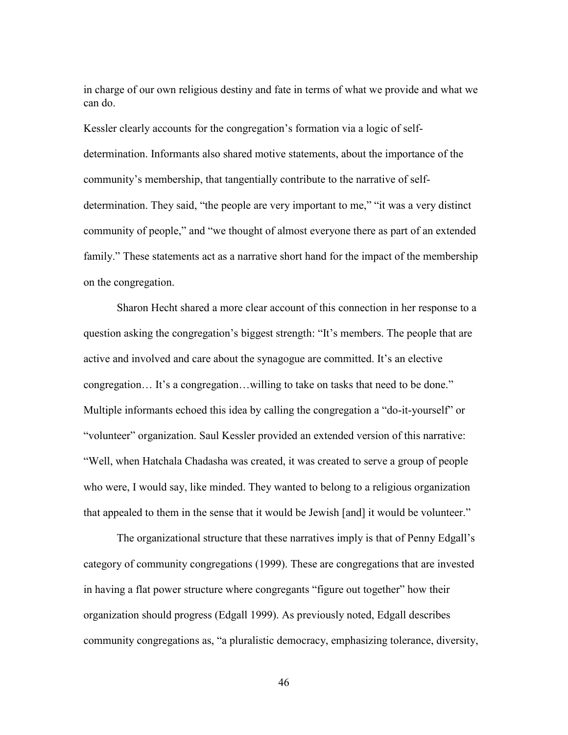in charge of our own religious destiny and fate in terms of what we provide and what we can do.

Kessler clearly accounts for the congregation's formation via a logic of self-determination. Informants also shared motive statements, about the importance of the community's membership, that tangentially contribute to the narrative of self-determination. They said, "the people are very important to me," "it was a very distinct community of people," and "we thought of almost everyone there as part of an extended family." These statements act as a narrative short hand for the impact of the membership on the congregation.

Sharon Hecht shared a more clear account of this connection in her response to a question asking the congregation's biggest strength: "It's members. The people that are active and involved and care about the synagogue are committed. It's an elective congregation… It's a congregation…willing to take on tasks that need to be done." Multiple informants echoed this idea by calling the congregation a "do-it-yourself" or "volunteer" organization. Saul Kessler provided an extended version of this narrative: "Well, when Hatchala Chadasha was created, it was created to serve a group of people who were, I would say, like minded. They wanted to belong to a religious organization that appealed to them in the sense that it would be Jewish [and] it would be volunteer."

The organizational structure that these narratives imply is that of Penny Edgall's category of community congregations (1999). These are congregations that are invested in having a flat power structure where congregants "figure out together" how their organization should progress (Edgall 1999). As previously noted, Edgall describes community congregations as, "a pluralistic democracy, emphasizing tolerance, diversity,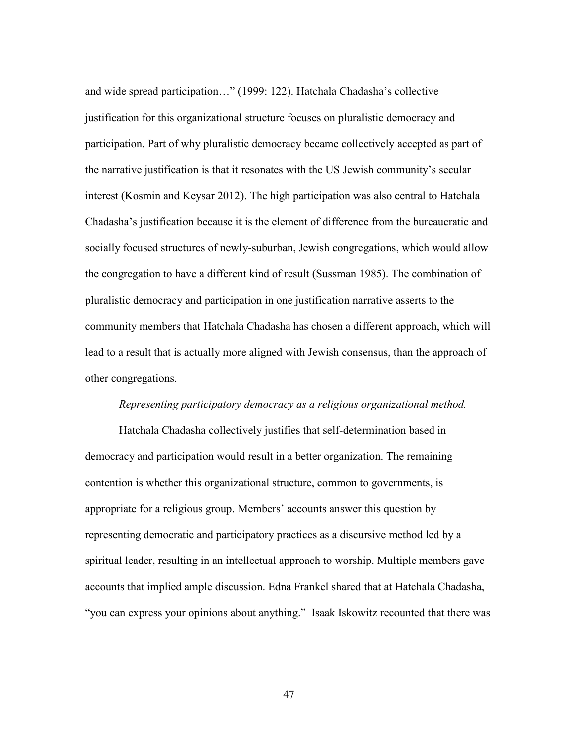and wide spread participation…" (1999: 122). Hatchala Chadasha's collective justification for this organizational structure focuses on pluralistic democracy and participation. Part of why pluralistic democracy became collectively accepted as part of the narrative justification is that it resonates with the US Jewish community's secular interest (Kosmin and Keysar 2012). The high participation was also central to Hatchala Chadasha's justification because it is the element of difference from the bureaucratic and socially focused structures of newly-suburban, Jewish congregations, which would allow the congregation to have a different kind of result (Sussman 1985). The combination of pluralistic democracy and participation in one justification narrative asserts to the community members that Hatchala Chadasha has chosen a different approach, which will lead to a result that is actually more aligned with Jewish consensus, than the approach of other congregations.

*Representing participatory democracy as a religious organizational method.*

Hatchala Chadasha collectively justifies that self-determination based in democracy and participation would result in a better organization. The remaining contention is whether this organizational structure, common to governments, is appropriate for a religious group. Members' accounts answer this question by representing democratic and participatory practices as a discursive method led by a spiritual leader, resulting in an intellectual approach to worship. Multiple members gave accounts that implied ample discussion. Edna Frankel shared that at Hatchala Chadasha, "you can express your opinions about anything." Isaak Iskowitz recounted that there was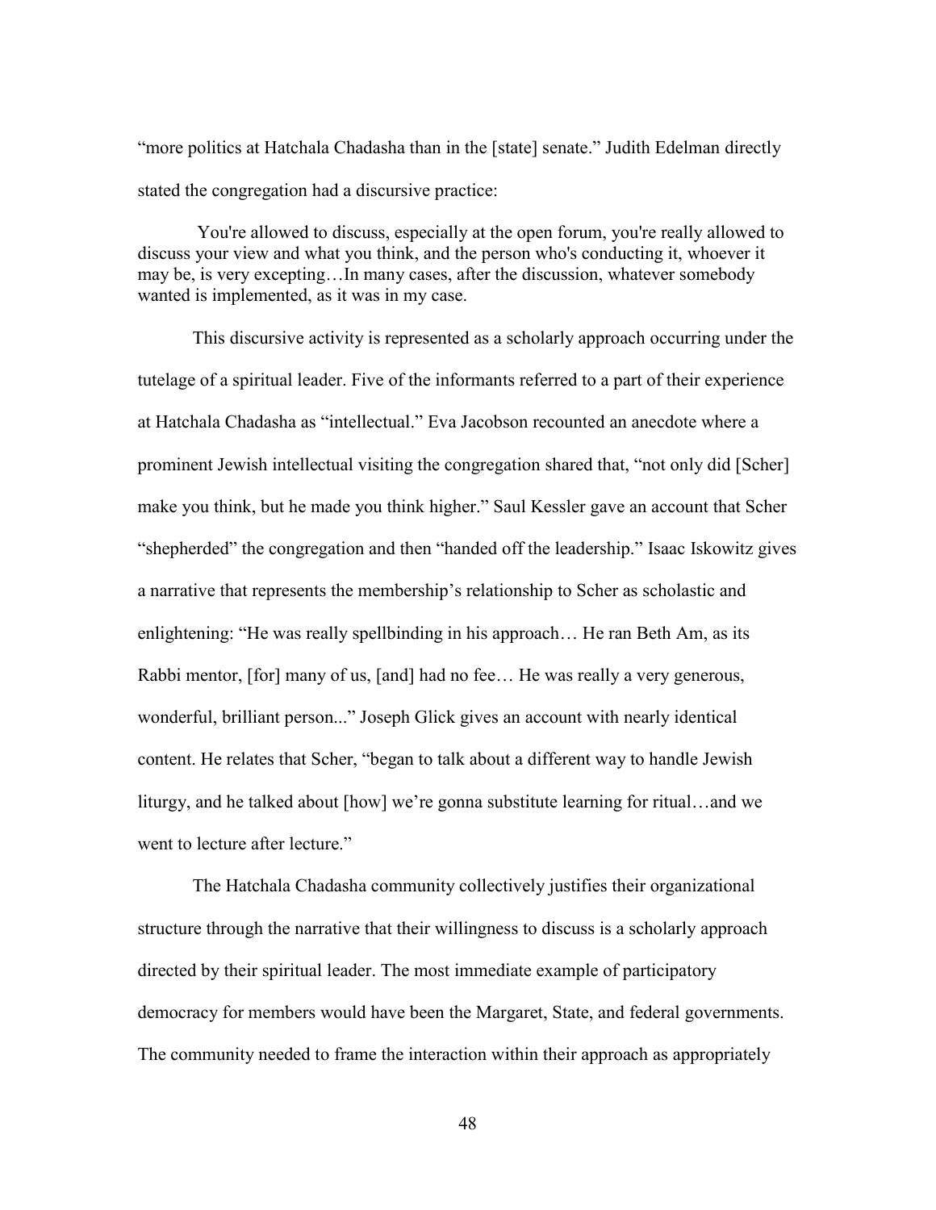"more politics at Hatchala Chadasha than in the [state] senate." Judith Edelman directly stated the congregation had a discursive practice:

> You're allowed to discuss, especially at the open forum, you're really allowed to discuss your view and what you think, and the person who's conducting it, whoever it may be, is very excepting…In many cases, after the discussion, whatever somebody wanted is implemented, as it was in my case.

This discursive activity is represented as a scholarly approach occurring under the tutelage of a spiritual leader. Five of the informants referred to a part of their experience at Hatchala Chadasha as "intellectual." Eva Jacobson recounted an anecdote where a prominent Jewish intellectual visiting the congregation shared that, "not only did [Scher] make you think, but he made you think higher." Saul Kessler gave an account that Scher "shepherded" the congregation and then "handed off the leadership." Isaac Iskowitz gives a narrative that represents the membership's relationship to Scher as scholastic and enlightening: "He was really spellbinding in his approach… He ran Beth Am, as its Rabbi mentor, [for] many of us, [and] had no fee… He was really a very generous, wonderful, brilliant person..." Joseph Glick gives an account with nearly identical content. He relates that Scher, "began to talk about a different way to handle Jewish liturgy, and he talked about [how] we're gonna substitute learning for ritual…and we went to lecture after lecture."

The Hatchala Chadasha community collectively justifies their organizational structure through the narrative that their willingness to discuss is a scholarly approach directed by their spiritual leader. The most immediate example of participatory democracy for members would have been the Margaret, State, and federal governments. The community needed to frame the interaction within their approach as appropriately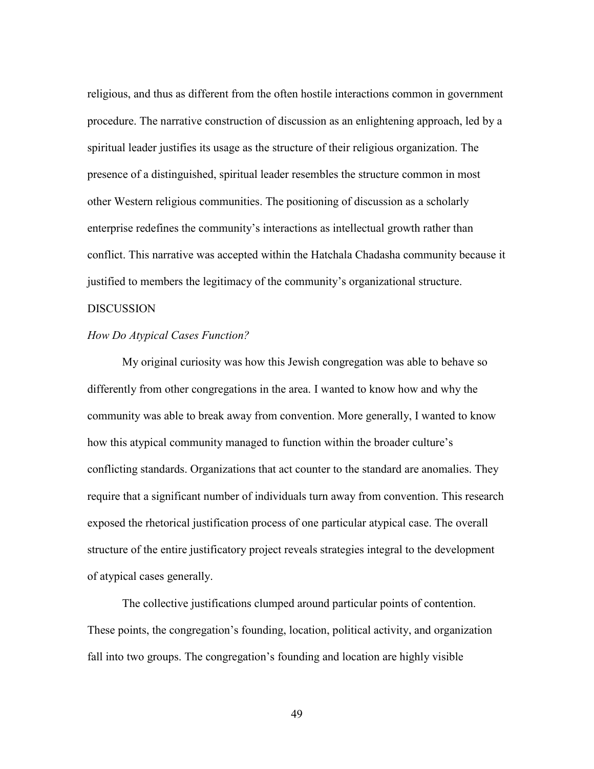religious, and thus as different from the often hostile interactions common in government procedure. The narrative construction of discussion as an enlightening approach, led by a spiritual leader justifies its usage as the structure of their religious organization. The presence of a distinguished, spiritual leader resembles the structure common in most other Western religious communities. The positioning of discussion as a scholarly enterprise redefines the community's interactions as intellectual growth rather than conflict. This narrative was accepted within the Hatchala Chadasha community because it justified to members the legitimacy of the community's organizational structure.

## DISCUSSION

### *How Do Atypical Cases Function?*

My original curiosity was how this Jewish congregation was able to behave so differently from other congregations in the area. I wanted to know how and why the community was able to break away from convention. More generally, I wanted to know how this atypical community managed to function within the broader culture's conflicting standards. Organizations that act counter to the standard are anomalies. They require that a significant number of individuals turn away from convention. This research exposed the rhetorical justification process of one particular atypical case. The overall structure of the entire justificatory project reveals strategies integral to the development of atypical cases generally.

The collective justifications clumped around particular points of contention. These points, the congregation's founding, location, political activity, and organization fall into two groups. The congregation's founding and location are highly visible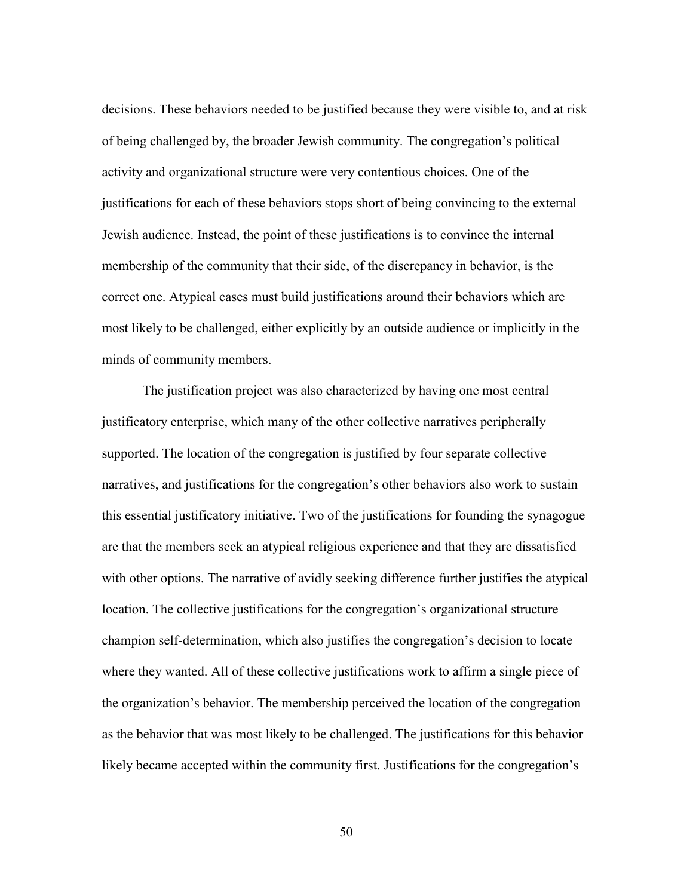decisions. These behaviors needed to be justified because they were visible to, and at risk of being challenged by, the broader Jewish community. The congregation's political activity and organizational structure were very contentious choices. One of the justifications for each of these behaviors stops short of being convincing to the external Jewish audience. Instead, the point of these justifications is to convince the internal membership of the community that their side, of the discrepancy in behavior, is the correct one. Atypical cases must build justifications around their behaviors which are most likely to be challenged, either explicitly by an outside audience or implicitly in the minds of community members.

The justification project was also characterized by having one most central justificatory enterprise, which many of the other collective narratives peripherally supported. The location of the congregation is justified by four separate collective narratives, and justifications for the congregation's other behaviors also work to sustain this essential justificatory initiative. Two of the justifications for founding the synagogue are that the members seek an atypical religious experience and that they are dissatisfied with other options. The narrative of avidly seeking difference further justifies the atypical location. The collective justifications for the congregation's organizational structure champion self-determination, which also justifies the congregation's decision to locate where they wanted. All of these collective justifications work to affirm a single piece of the organization's behavior. The membership perceived the location of the congregation as the behavior that was most likely to be challenged. The justifications for this behavior likely became accepted within the community first. Justifications for the congregation's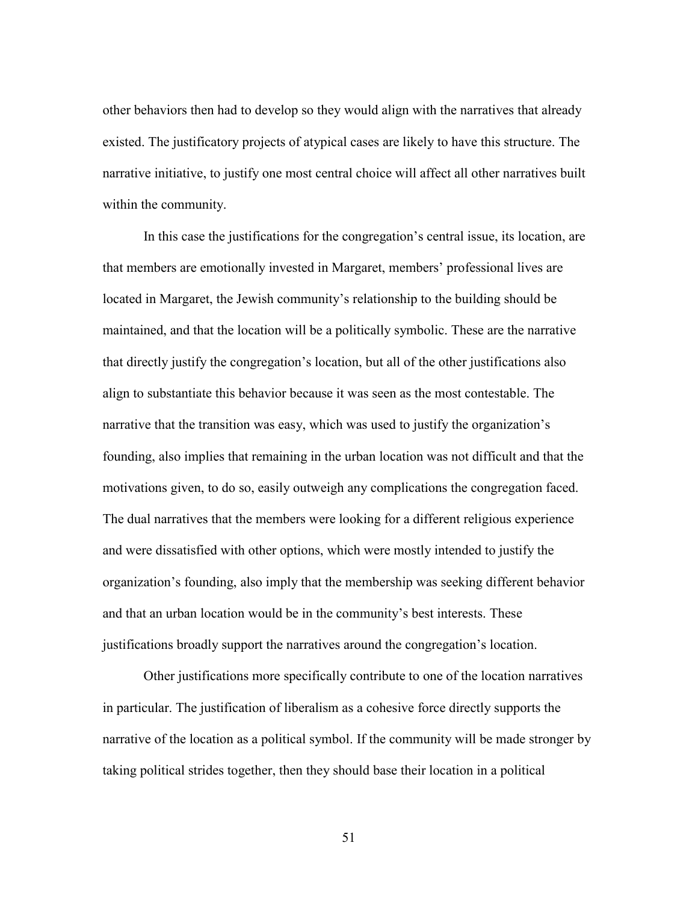other behaviors then had to develop so they would align with the narratives that already existed. The justificatory projects of atypical cases are likely to have this structure. The narrative initiative, to justify one most central choice will affect all other narratives built within the community.

In this case the justifications for the congregation's central issue, its location, are that members are emotionally invested in Margaret, members' professional lives are located in Margaret, the Jewish community's relationship to the building should be maintained, and that the location will be a politically symbolic. These are the narrative that directly justify the congregation's location, but all of the other justifications also align to substantiate this behavior because it was seen as the most contestable. The narrative that the transition was easy, which was used to justify the organization's founding, also implies that remaining in the urban location was not difficult and that the motivations given, to do so, easily outweigh any complications the congregation faced. The dual narratives that the members were looking for a different religious experience and were dissatisfied with other options, which were mostly intended to justify the organization's founding, also imply that the membership was seeking different behavior and that an urban location would be in the community's best interests. These justifications broadly support the narratives around the congregation's location.

Other justifications more specifically contribute to one of the location narratives in particular. The justification of liberalism as a cohesive force directly supports the narrative of the location as a political symbol. If the community will be made stronger by taking political strides together, then they should base their location in a political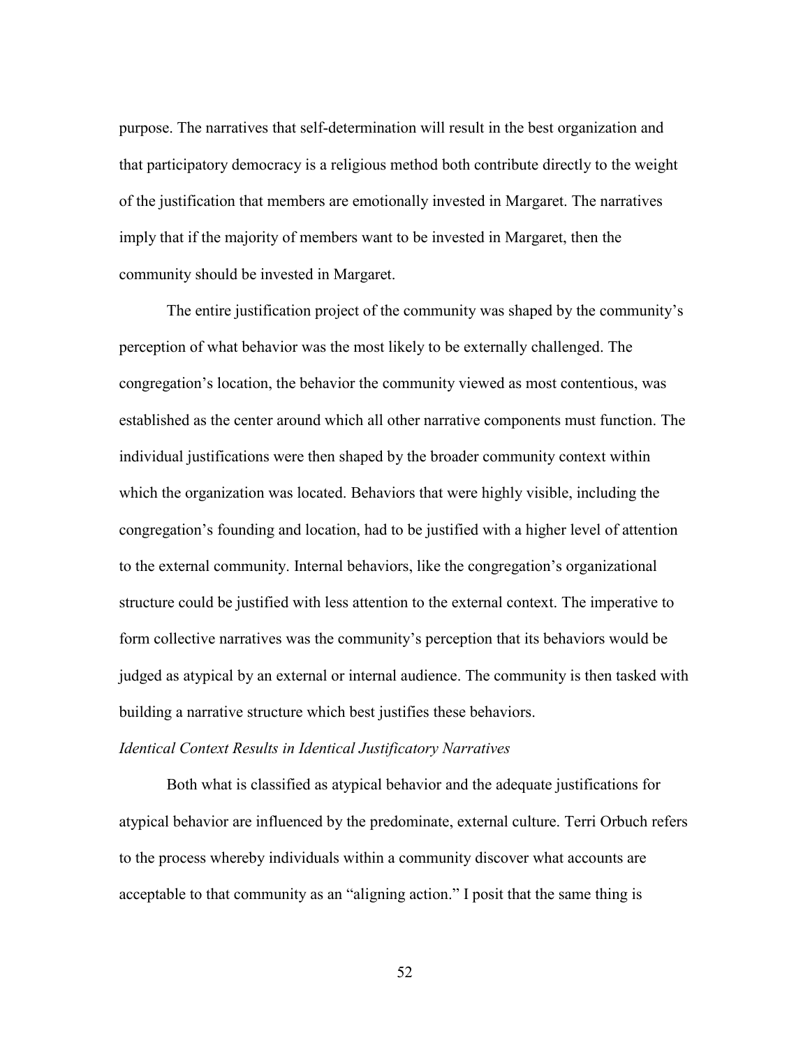purpose. The narratives that self-determination will result in the best organization and that participatory democracy is a religious method both contribute directly to the weight of the justification that members are emotionally invested in Margaret. The narratives imply that if the majority of members want to be invested in Margaret, then the community should be invested in Margaret.

The entire justification project of the community was shaped by the community's perception of what behavior was the most likely to be externally challenged. The congregation's location, the behavior the community viewed as most contentious, was established as the center around which all other narrative components must function. The individual justifications were then shaped by the broader community context within which the organization was located. Behaviors that were highly visible, including the congregation's founding and location, had to be justified with a higher level of attention to the external community. Internal behaviors, like the congregation's organizational structure could be justified with less attention to the external context. The imperative to form collective narratives was the community's perception that its behaviors would be judged as atypical by an external or internal audience. The community is then tasked with building a narrative structure which best justifies these behaviors.

*Identical Context Results in Identical Justificatory Narratives*

Both what is classified as atypical behavior and the adequate justifications for atypical behavior are influenced by the predominate, external culture. Terri Orbuch refers to the process whereby individuals within a community discover what accounts are acceptable to that community as an "aligning action." I posit that the same thing is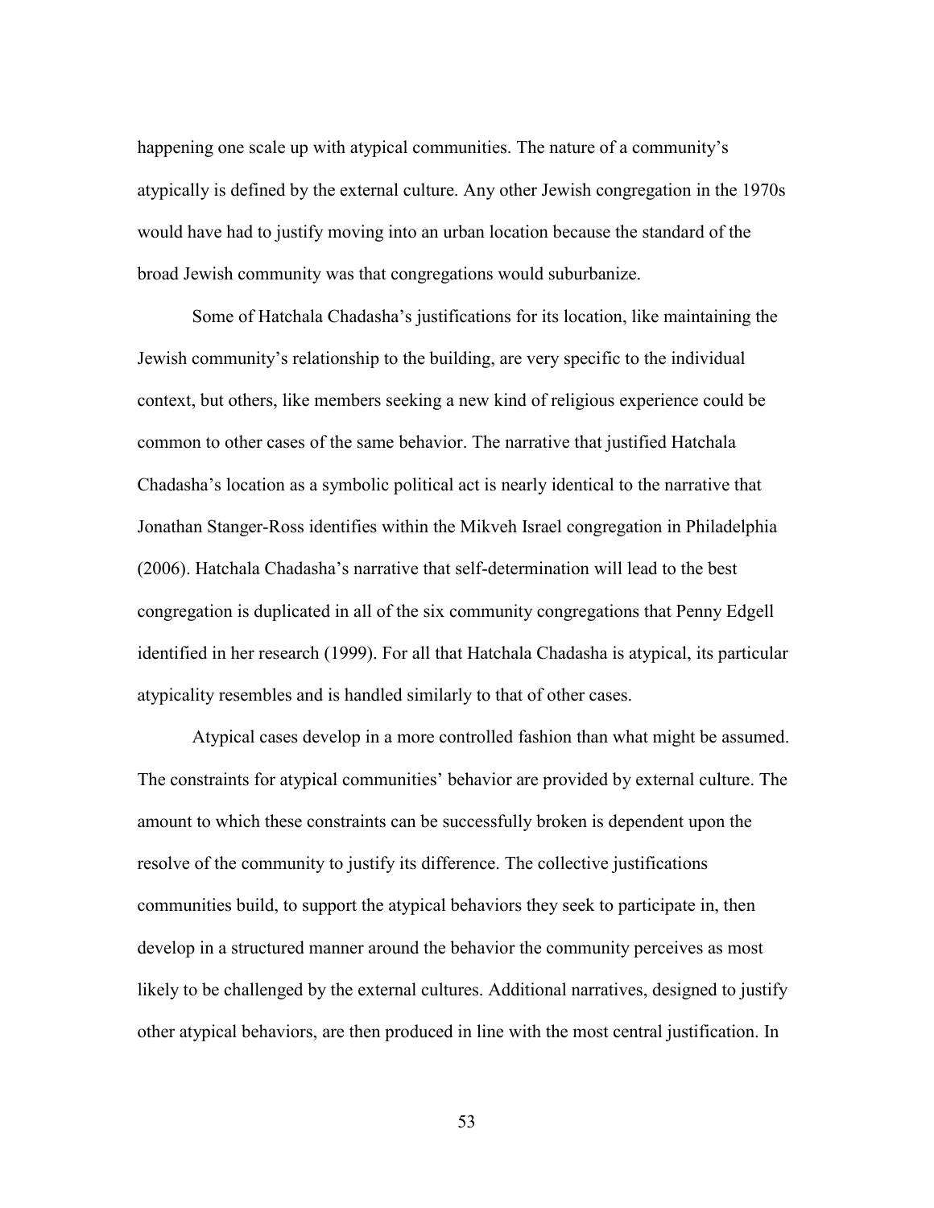happening one scale up with atypical communities. The nature of a community's atypically is defined by the external culture. Any other Jewish congregation in the 1970s would have had to justify moving into an urban location because the standard of the broad Jewish community was that congregations would suburbanize.

Some of Hatchala Chadasha's justifications for its location, like maintaining the Jewish community's relationship to the building, are very specific to the individual context, but others, like members seeking a new kind of religious experience could be common to other cases of the same behavior. The narrative that justified Hatchala Chadasha's location as a symbolic political act is nearly identical to the narrative that Jonathan Stanger-Ross identifies within the Mikveh Israel congregation in Philadelphia (2006). Hatchala Chadasha's narrative that self-determination will lead to the best congregation is duplicated in all of the six community congregations that Penny Edgell identified in her research (1999). For all that Hatchala Chadasha is atypical, its particular atypicality resembles and is handled similarly to that of other cases.

Atypical cases develop in a more controlled fashion than what might be assumed. The constraints for atypical communities' behavior are provided by external culture. The amount to which these constraints can be successfully broken is dependent upon the resolve of the community to justify its difference. The collective justifications communities build, to support the atypical behaviors they seek to participate in, then develop in a structured manner around the behavior the community perceives as most likely to be challenged by the external cultures. Additional narratives, designed to justify other atypical behaviors, are then produced in line with the most central justification. In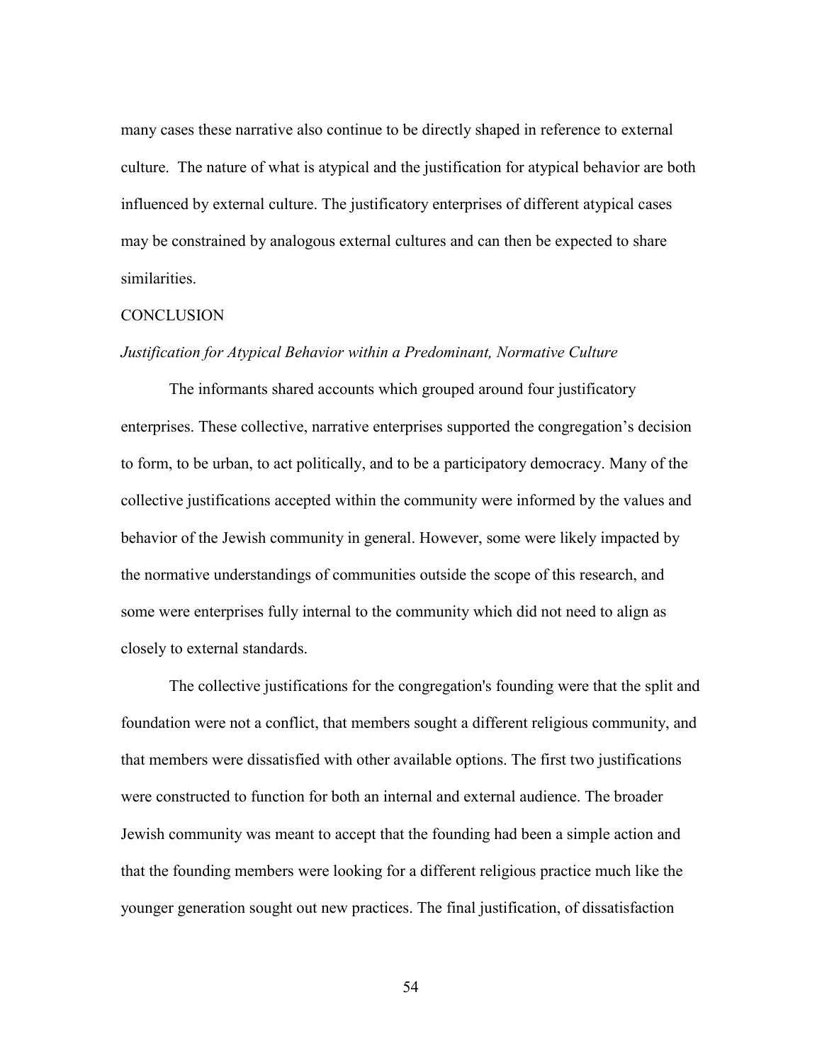many cases these narrative also continue to be directly shaped in reference to external culture. The nature of what is atypical and the justification for atypical behavior are both influenced by external culture. The justificatory enterprises of different atypical cases may be constrained by analogous external cultures and can then be expected to share similarities.

## CONCLUSION

### *Justification for Atypical Behavior within a Predominant, Normative Culture*

The informants shared accounts which grouped around four justificatory enterprises. These collective, narrative enterprises supported the congregation's decision to form, to be urban, to act politically, and to be a participatory democracy. Many of the collective justifications accepted within the community were informed by the values and behavior of the Jewish community in general. However, some were likely impacted by the normative understandings of communities outside the scope of this research, and some were enterprises fully internal to the community which did not need to align as closely to external standards.

The collective justifications for the congregation's founding were that the split and foundation were not a conflict, that members sought a different religious community, and that members were dissatisfied with other available options. The first two justifications were constructed to function for both an internal and external audience. The broader Jewish community was meant to accept that the founding had been a simple action and that the founding members were looking for a different religious practice much like the younger generation sought out new practices. The final justification, of dissatisfaction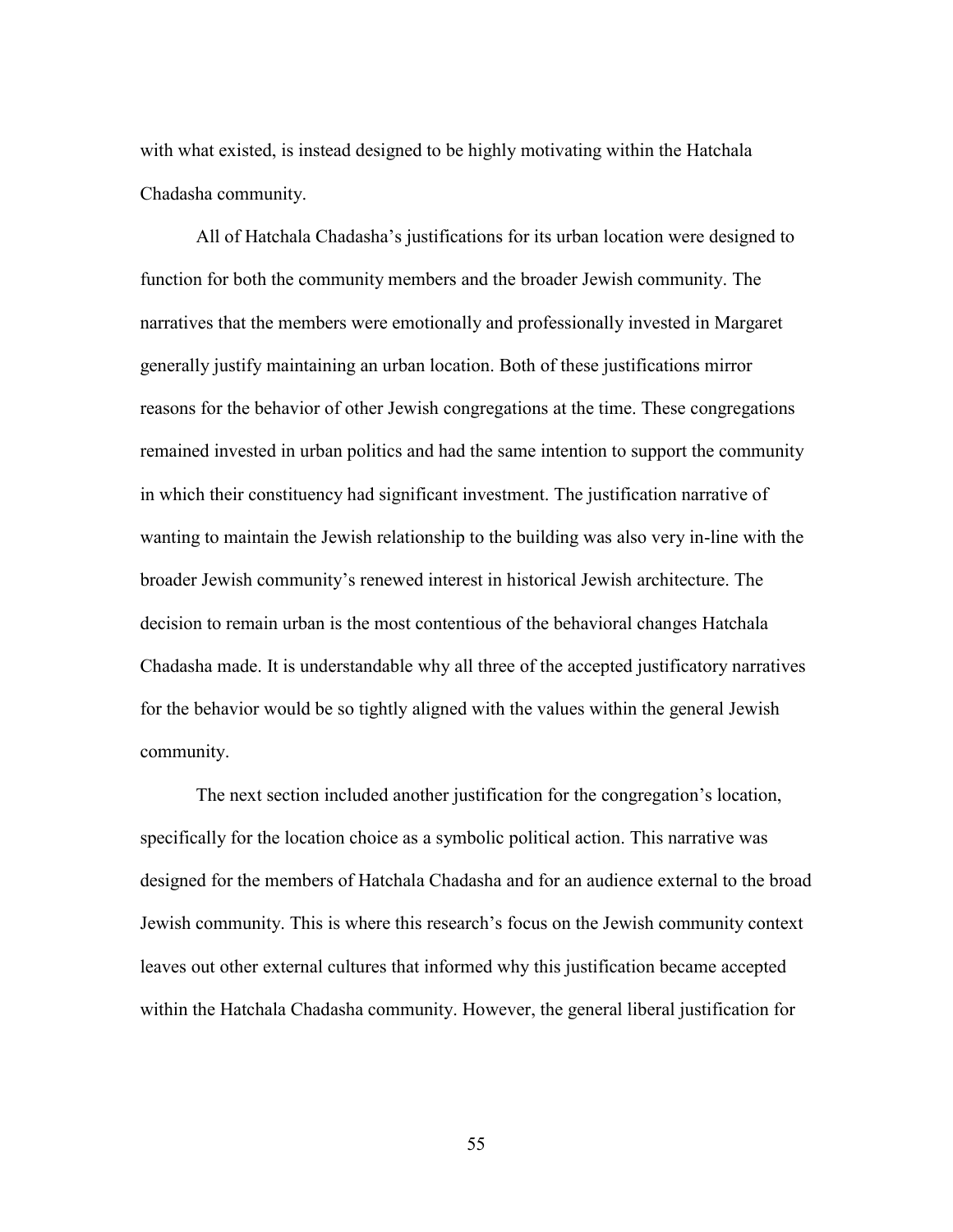with what existed, is instead designed to be highly motivating within the Hatchala Chadasha community.

All of Hatchala Chadasha's justifications for its urban location were designed to function for both the community members and the broader Jewish community. The narratives that the members were emotionally and professionally invested in Margaret generally justify maintaining an urban location. Both of these justifications mirror reasons for the behavior of other Jewish congregations at the time. These congregations remained invested in urban politics and had the same intention to support the community in which their constituency had significant investment. The justification narrative of wanting to maintain the Jewish relationship to the building was also very in-line with the broader Jewish community's renewed interest in historical Jewish architecture. The decision to remain urban is the most contentious of the behavioral changes Hatchala Chadasha made. It is understandable why all three of the accepted justificatory narratives for the behavior would be so tightly aligned with the values within the general Jewish community.

The next section included another justification for the congregation's location, specifically for the location choice as a symbolic political action. This narrative was designed for the members of Hatchala Chadasha and for an audience external to the broad Jewish community. This is where this research's focus on the Jewish community context leaves out other external cultures that informed why this justification became accepted within the Hatchala Chadasha community. However, the general liberal justification for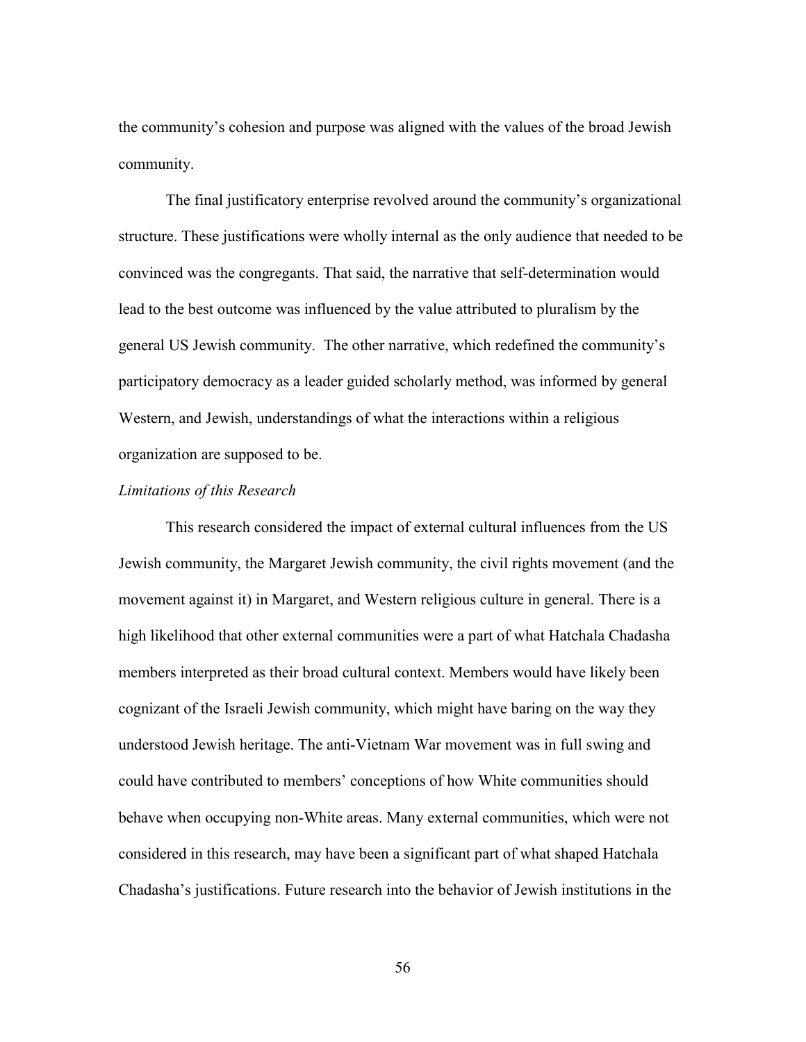the community's cohesion and purpose was aligned with the values of the broad Jewish community.

The final justificatory enterprise revolved around the community's organizational structure. These justifications were wholly internal as the only audience that needed to be convinced was the congregants. That said, the narrative that self-determination would lead to the best outcome was influenced by the value attributed to pluralism by the general US Jewish community. The other narrative, which redefined the community's participatory democracy as a leader guided scholarly method, was informed by general Western, and Jewish, understandings of what the interactions within a religious organization are supposed to be.

*Limitations of this Research*

This research considered the impact of external cultural influences from the US Jewish community, the Margaret Jewish community, the civil rights movement (and the movement against it) in Margaret, and Western religious culture in general. There is a high likelihood that other external communities were a part of what Hatchala Chadasha members interpreted as their broad cultural context. Members would have likely been cognizant of the Israeli Jewish community, which might have baring on the way they understood Jewish heritage. The anti-Vietnam War movement was in full swing and could have contributed to members' conceptions of how White communities should behave when occupying non-White areas. Many external communities, which were not considered in this research, may have been a significant part of what shaped Hatchala Chadasha's justifications. Future research into the behavior of Jewish institutions in the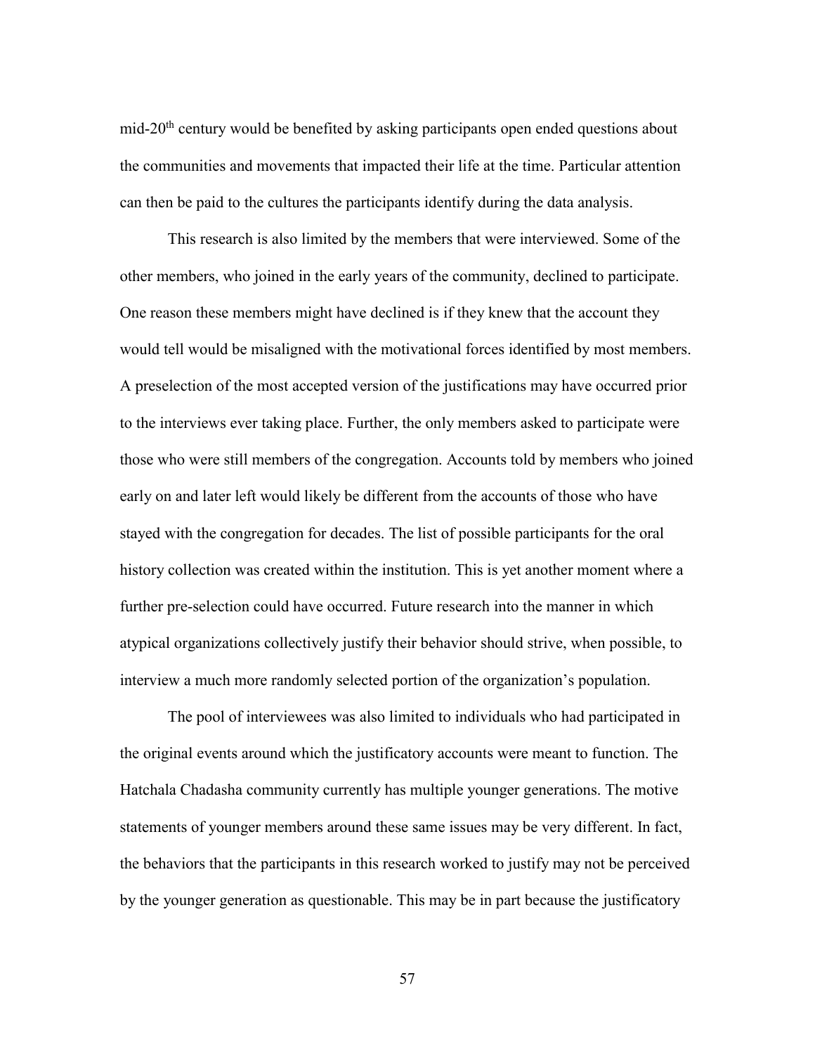mid-20th century would be benefited by asking participants open ended questions about the communities and movements that impacted their life at the time. Particular attention can then be paid to the cultures the participants identify during the data analysis.

This research is also limited by the members that were interviewed. Some of the other members, who joined in the early years of the community, declined to participate. One reason these members might have declined is if they knew that the account they would tell would be misaligned with the motivational forces identified by most members. A preselection of the most accepted version of the justifications may have occurred prior to the interviews ever taking place. Further, the only members asked to participate were those who were still members of the congregation. Accounts told by members who joined early on and later left would likely be different from the accounts of those who have stayed with the congregation for decades. The list of possible participants for the oral history collection was created within the institution. This is yet another moment where a further pre-selection could have occurred. Future research into the manner in which atypical organizations collectively justify their behavior should strive, when possible, to interview a much more randomly selected portion of the organization's population.

The pool of interviewees was also limited to individuals who had participated in the original events around which the justificatory accounts were meant to function. The Hatchala Chadasha community currently has multiple younger generations. The motive statements of younger members around these same issues may be very different. In fact, the behaviors that the participants in this research worked to justify may not be perceived by the younger generation as questionable. This may be in part because the justificatory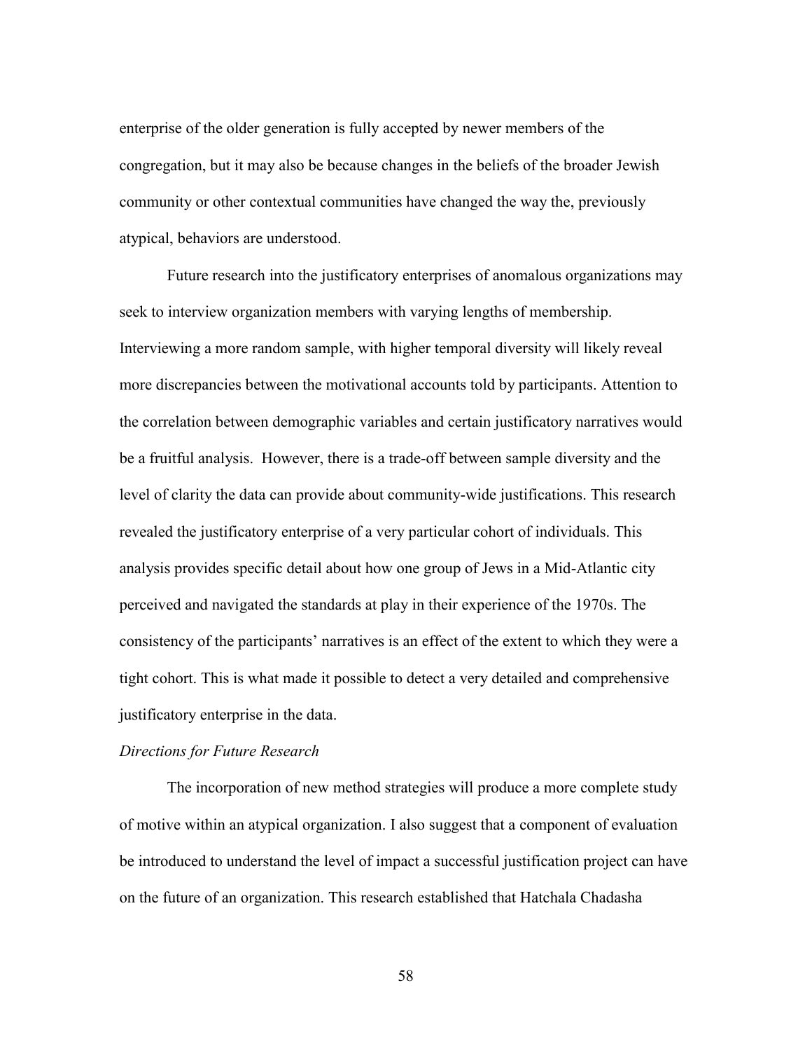enterprise of the older generation is fully accepted by newer members of the congregation, but it may also be because changes in the beliefs of the broader Jewish community or other contextual communities have changed the way the, previously atypical, behaviors are understood.

Future research into the justificatory enterprises of anomalous organizations may seek to interview organization members with varying lengths of membership. Interviewing a more random sample, with higher temporal diversity will likely reveal more discrepancies between the motivational accounts told by participants. Attention to the correlation between demographic variables and certain justificatory narratives would be a fruitful analysis. However, there is a trade-off between sample diversity and the level of clarity the data can provide about community-wide justifications. This research revealed the justificatory enterprise of a very particular cohort of individuals. This analysis provides specific detail about how one group of Jews in a Mid-Atlantic city perceived and navigated the standards at play in their experience of the 1970s. The consistency of the participants' narratives is an effect of the extent to which they were a tight cohort. This is what made it possible to detect a very detailed and comprehensive justificatory enterprise in the data.

*Directions for Future Research*

The incorporation of new method strategies will produce a more complete study of motive within an atypical organization. I also suggest that a component of evaluation be introduced to understand the level of impact a successful justification project can have on the future of an organization. This research established that Hatchala Chadasha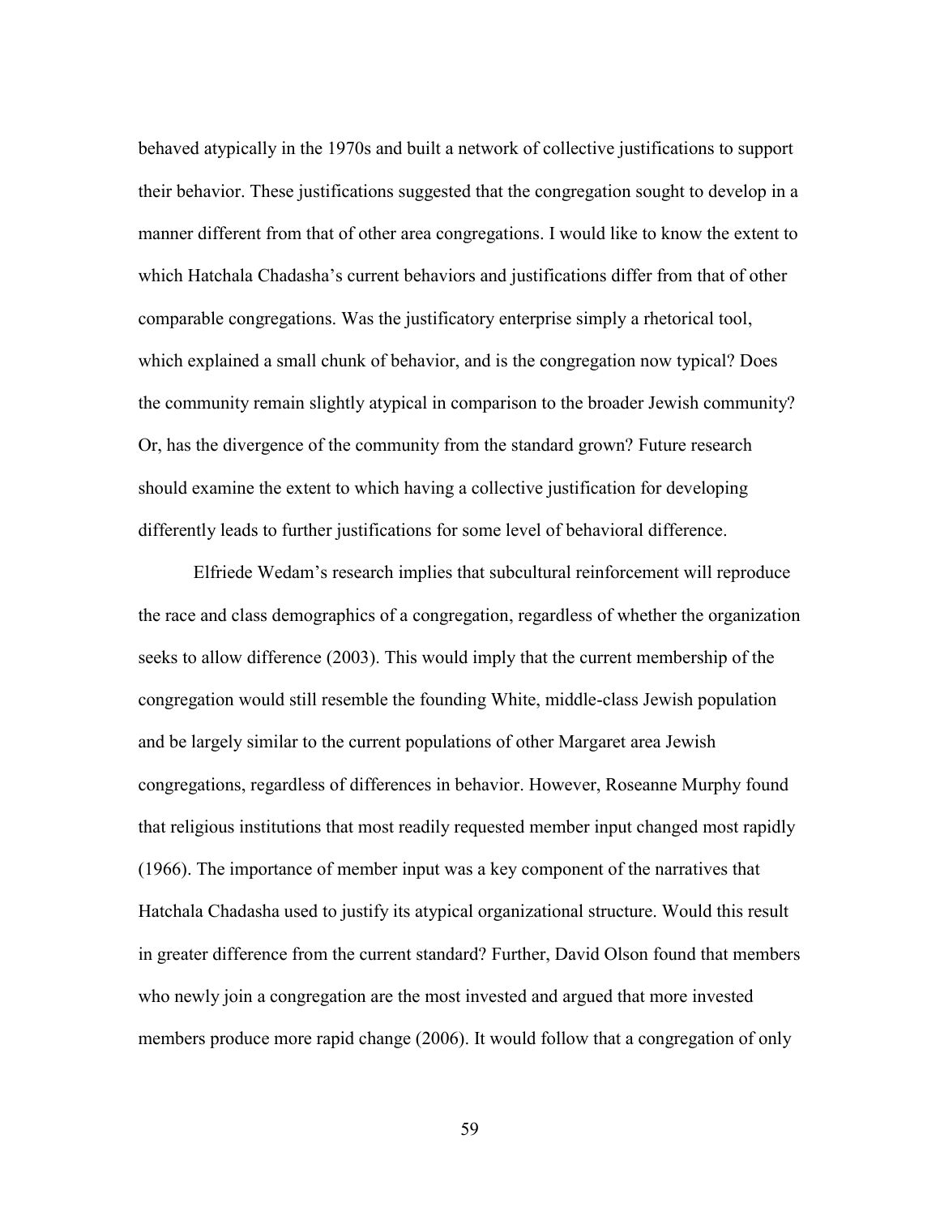behaved atypically in the 1970s and built a network of collective justifications to support their behavior. These justifications suggested that the congregation sought to develop in a manner different from that of other area congregations. I would like to know the extent to which Hatchala Chadasha's current behaviors and justifications differ from that of other comparable congregations. Was the justificatory enterprise simply a rhetorical tool, which explained a small chunk of behavior, and is the congregation now typical? Does the community remain slightly atypical in comparison to the broader Jewish community? Or, has the divergence of the community from the standard grown? Future research should examine the extent to which having a collective justification for developing differently leads to further justifications for some level of behavioral difference.

Elfriede Wedam's research implies that subcultural reinforcement will reproduce the race and class demographics of a congregation, regardless of whether the organization seeks to allow difference (2003). This would imply that the current membership of the congregation would still resemble the founding White, middle-class Jewish population and be largely similar to the current populations of other Margaret area Jewish congregations, regardless of differences in behavior. However, Roseanne Murphy found that religious institutions that most readily requested member input changed most rapidly (1966). The importance of member input was a key component of the narratives that Hatchala Chadasha used to justify its atypical organizational structure. Would this result in greater difference from the current standard? Further, David Olson found that members who newly join a congregation are the most invested and argued that more invested members produce more rapid change (2006). It would follow that a congregation of only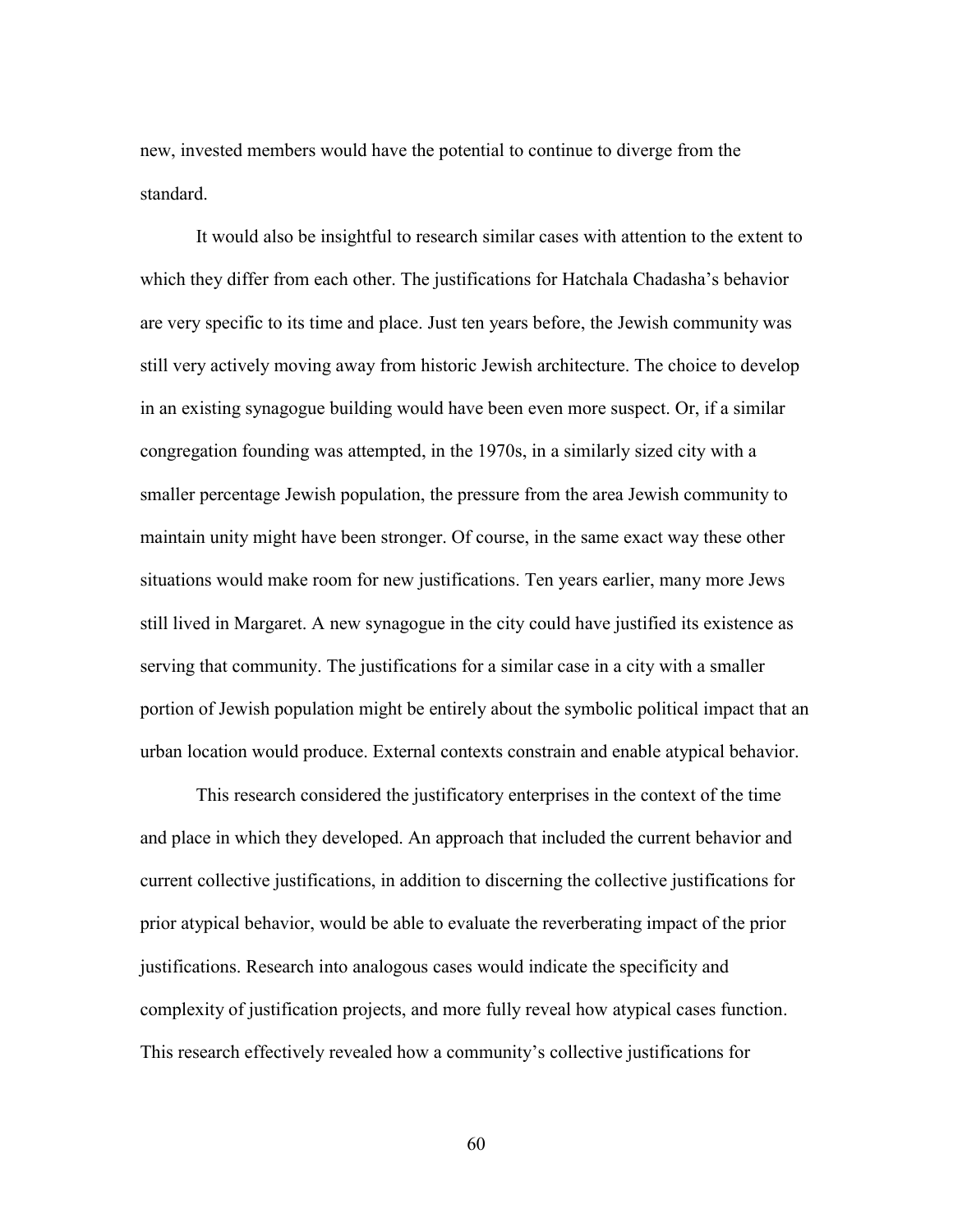new, invested members would have the potential to continue to diverge from the standard.

It would also be insightful to research similar cases with attention to the extent to which they differ from each other. The justifications for Hatchala Chadasha's behavior are very specific to its time and place. Just ten years before, the Jewish community was still very actively moving away from historic Jewish architecture. The choice to develop in an existing synagogue building would have been even more suspect. Or, if a similar congregation founding was attempted, in the 1970s, in a similarly sized city with a smaller percentage Jewish population, the pressure from the area Jewish community to maintain unity might have been stronger. Of course, in the same exact way these other situations would make room for new justifications. Ten years earlier, many more Jews still lived in Margaret. A new synagogue in the city could have justified its existence as serving that community. The justifications for a similar case in a city with a smaller portion of Jewish population might be entirely about the symbolic political impact that an urban location would produce. External contexts constrain and enable atypical behavior.

This research considered the justificatory enterprises in the context of the time and place in which they developed. An approach that included the current behavior and current collective justifications, in addition to discerning the collective justifications for prior atypical behavior, would be able to evaluate the reverberating impact of the prior justifications. Research into analogous cases would indicate the specificity and complexity of justification projects, and more fully reveal how atypical cases function. This research effectively revealed how a community's collective justifications for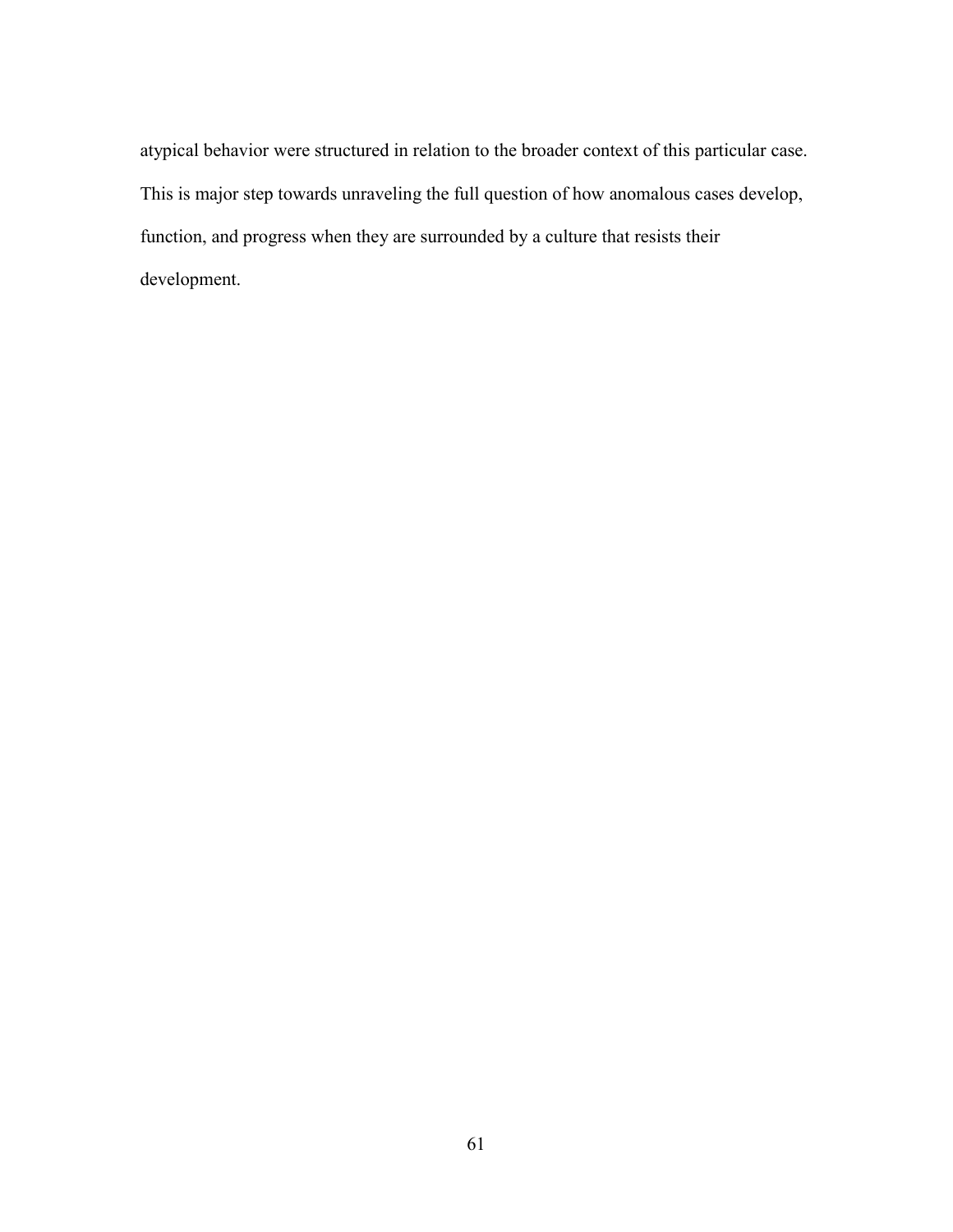atypical behavior were structured in relation to the broader context of this particular case. This is major step towards unraveling the full question of how anomalous cases develop, function, and progress when they are surrounded by a culture that resists their development.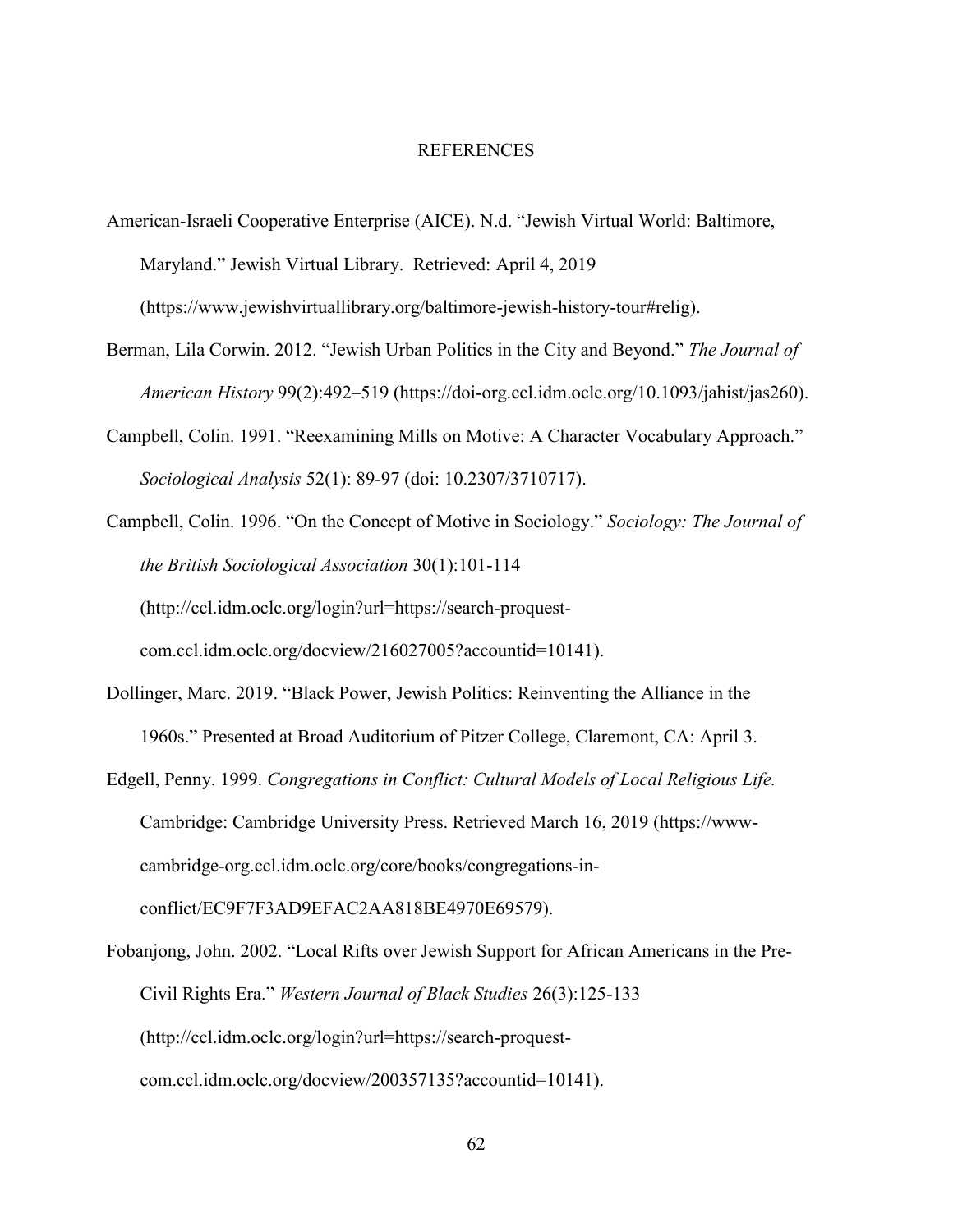# REFERENCES

American-Israeli Cooperative Enterprise (AICE). N.d. "Jewish Virtual World: Baltimore, Maryland." Jewish Virtual Library. Retrieved: April 4, 2019 (https://www.jewishvirtuallibrary.org/baltimore-jewish-history-tour#relig).

Berman, Lila Corwin. 2012. "Jewish Urban Politics in the City and Beyond." *The Journal of American History* 99(2):492–519 (https://doi-org.ccl.idm.oclc.org/10.1093/jahist/jas260).

Campbell, Colin. 1991. "Reexamining Mills on Motive: A Character Vocabulary Approach." *Sociological Analysis* 52(1): 89-97 (doi: 10.2307/3710717).

Campbell, Colin. 1996. "On the Concept of Motive in Sociology." *Sociology: The Journal of the British Sociological Association* 30(1):101-114 (http://ccl.idm.oclc.org/login?url=https://search-proquest-com.ccl.idm.oclc.org/docview/216027005?accountid=10141).

Dollinger, Marc. 2019. "Black Power, Jewish Politics: Reinventing the Alliance in the 1960s." Presented at Broad Auditorium of Pitzer College, Claremont, CA: April 3.

Edgell, Penny. 1999. *Congregations in Conflict: Cultural Models of Local Religious Life.* Cambridge: Cambridge University Press. Retrieved March 16, 2019 (https://www-cambridge-org.ccl.idm.oclc.org/core/books/congregations-in-conflict/EC9F7F3AD9EFAC2AA818BE4970E69579).

Fobanjong, John. 2002. "Local Rifts over Jewish Support for African Americans in the Pre-Civil Rights Era." *Western Journal of Black Studies* 26(3):125-133 (http://ccl.idm.oclc.org/login?url=https://search-proquest-com.ccl.idm.oclc.org/docview/200357135?accountid=10141).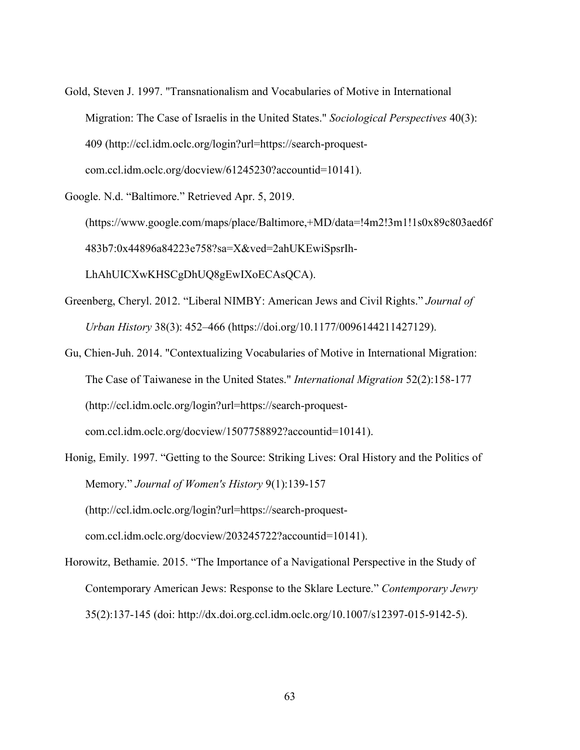Gold, Steven J. 1997. "Transnationalism and Vocabularies of Motive in International Migration: The Case of Israelis in the United States." *Sociological Perspectives* 40(3): 409 (http://ccl.idm.oclc.org/login?url=https://search-proquest-com.ccl.idm.oclc.org/docview/61245230?accountid=10141).

Google. N.d. "Baltimore." Retrieved Apr. 5, 2019. (https://www.google.com/maps/place/Baltimore,+MD/data=!4m2!3m1!1s0x89c803aed6f483b7:0x44896a84223e758?sa=X&ved=2ahUKEwiSpsrIh-LhAhUICXwKHSCgDhUQ8gEwIXoECAsQCA).

Greenberg, Cheryl. 2012. "Liberal NIMBY: American Jews and Civil Rights." *Journal of Urban History* 38(3): 452–466 (https://doi.org/10.1177/0096144211427129).

Gu, Chien-Juh. 2014. "Contextualizing Vocabularies of Motive in International Migration: The Case of Taiwanese in the United States." *International Migration* 52(2):158-177 (http://ccl.idm.oclc.org/login?url=https://search-proquest-com.ccl.idm.oclc.org/docview/1507758892?accountid=10141).

Honig, Emily. 1997. "Getting to the Source: Striking Lives: Oral History and the Politics of Memory." *Journal of Women's History* 9(1):139-157 (http://ccl.idm.oclc.org/login?url=https://search-proquest-com.ccl.idm.oclc.org/docview/203245722?accountid=10141).

Horowitz, Bethamie. 2015. "The Importance of a Navigational Perspective in the Study of Contemporary American Jews: Response to the Sklare Lecture." *Contemporary Jewry* 35(2):137-145 (doi: http://dx.doi.org.ccl.idm.oclc.org/10.1007/s12397-015-9142-5).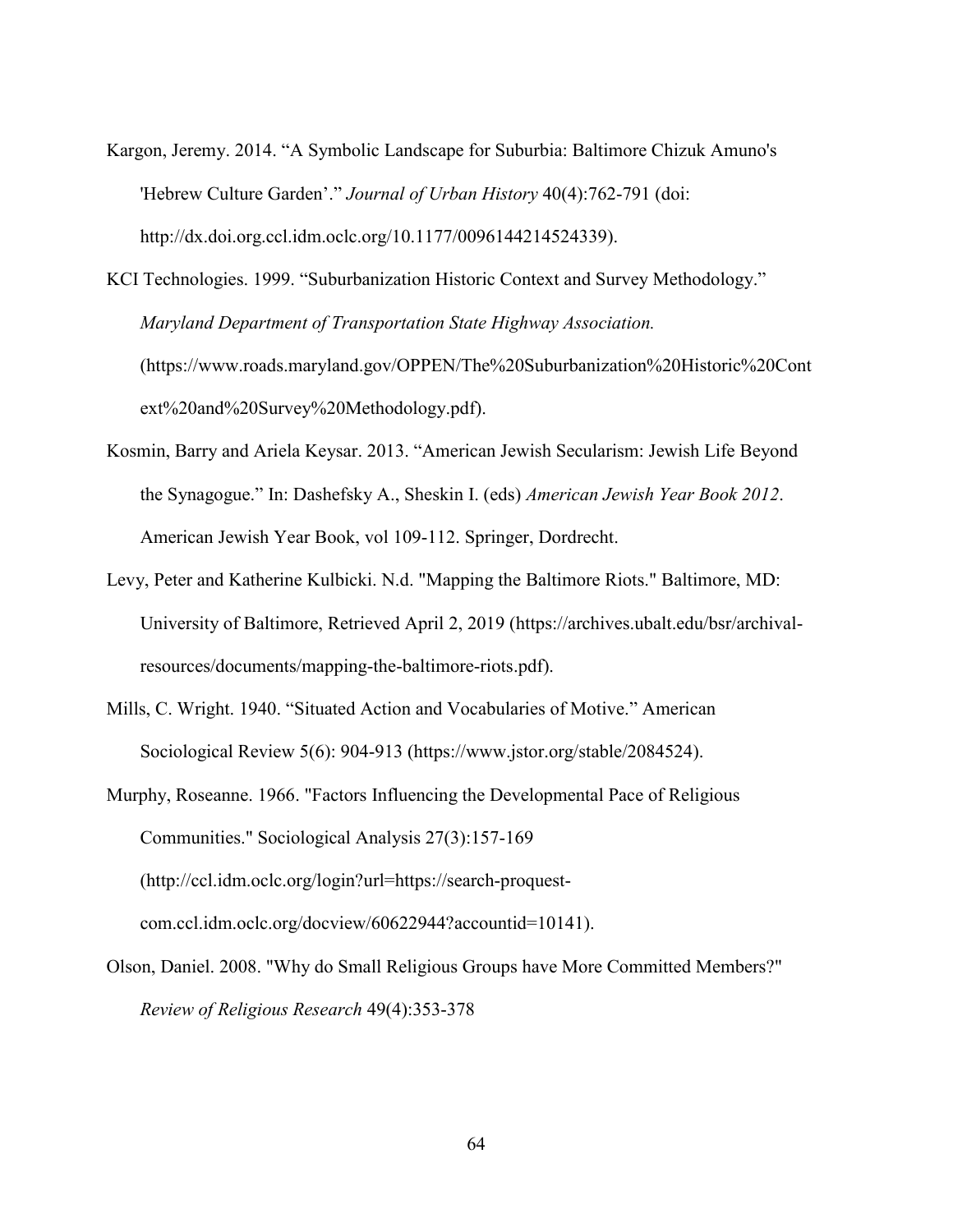Kargon, Jeremy. 2014. “A Symbolic Landscape for Suburbia: Baltimore Chizuk Amuno's 'Hebrew Culture Garden’.” *Journal of Urban History* 40(4):762-791 (doi: http://dx.doi.org.ccl.idm.oclc.org/10.1177/0096144214524339).

KCI Technologies. 1999. “Suburbanization Historic Context and Survey Methodology.” *Maryland Department of Transportation State Highway Association.* (https://www.roads.maryland.gov/OPPEN/The%20Suburbanization%20Historic%20Context%20and%20Survey%20Methodology.pdf).

Kosmin, Barry and Ariela Keysar. 2013. “American Jewish Secularism: Jewish Life Beyond the Synagogue.” In: Dashefsky A., Sheskin I. (eds) *American Jewish Year Book 2012*. American Jewish Year Book, vol 109-112. Springer, Dordrecht.

Levy, Peter and Katherine Kulbicki. N.d. "Mapping the Baltimore Riots." Baltimore, MD: University of Baltimore, Retrieved April 2, 2019 (https://archives.ubalt.edu/bsr/archival-resources/documents/mapping-the-baltimore-riots.pdf).

Mills, C. Wright. 1940. “Situated Action and Vocabularies of Motive.” American Sociological Review 5(6): 904-913 (https://www.jstor.org/stable/2084524).

Murphy, Roseanne. 1966. "Factors Influencing the Developmental Pace of Religious Communities." Sociological Analysis 27(3):157-169 (http://ccl.idm.oclc.org/login?url=https://search-proquest-com.ccl.idm.oclc.org/docview/60622944?accountid=10141).

Olson, Daniel. 2008. "Why do Small Religious Groups have More Committed Members?" *Review of Religious Research* 49(4):353-378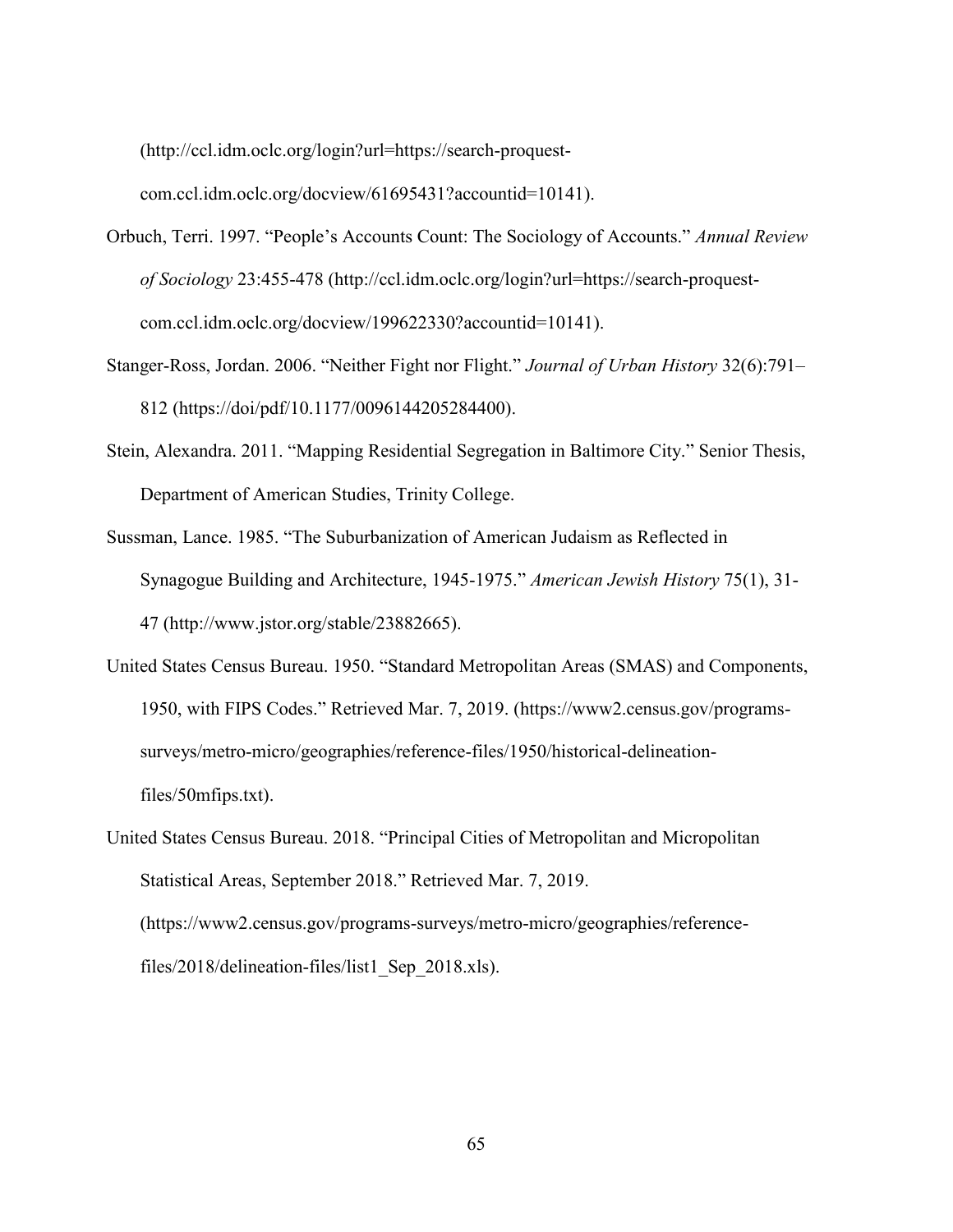(http://ccl.idm.oclc.org/login?url=https://search-proquest-com.ccl.idm.oclc.org/docview/61695431?accountid=10141).

Orbuch, Terri. 1997. "People's Accounts Count: The Sociology of Accounts." *Annual Review of Sociology* 23:455-478 (http://ccl.idm.oclc.org/login?url=https://search-proquest-com.ccl.idm.oclc.org/docview/199622330?accountid=10141).

Stanger-Ross, Jordan. 2006. "Neither Fight nor Flight." *Journal of Urban History* 32(6):791–812 (https://doi/pdf/10.1177/0096144205284400).

Stein, Alexandra. 2011. "Mapping Residential Segregation in Baltimore City." Senior Thesis, Department of American Studies, Trinity College.

Sussman, Lance. 1985. "The Suburbanization of American Judaism as Reflected in Synagogue Building and Architecture, 1945-1975." *American Jewish History* 75(1), 31-47 (http://www.jstor.org/stable/23882665).

United States Census Bureau. 1950. "Standard Metropolitan Areas (SMAS) and Components, 1950, with FIPS Codes." Retrieved Mar. 7, 2019. (https://www2.census.gov/programs-surveys/metro-micro/geographies/reference-files/1950/historical-delineation-files/50mfips.txt).

United States Census Bureau. 2018. "Principal Cities of Metropolitan and Micropolitan Statistical Areas, September 2018." Retrieved Mar. 7, 2019. (https://www2.census.gov/programs-surveys/metro-micro/geographies/reference-files/2018/delineation-files/list1_Sep_2018.xls).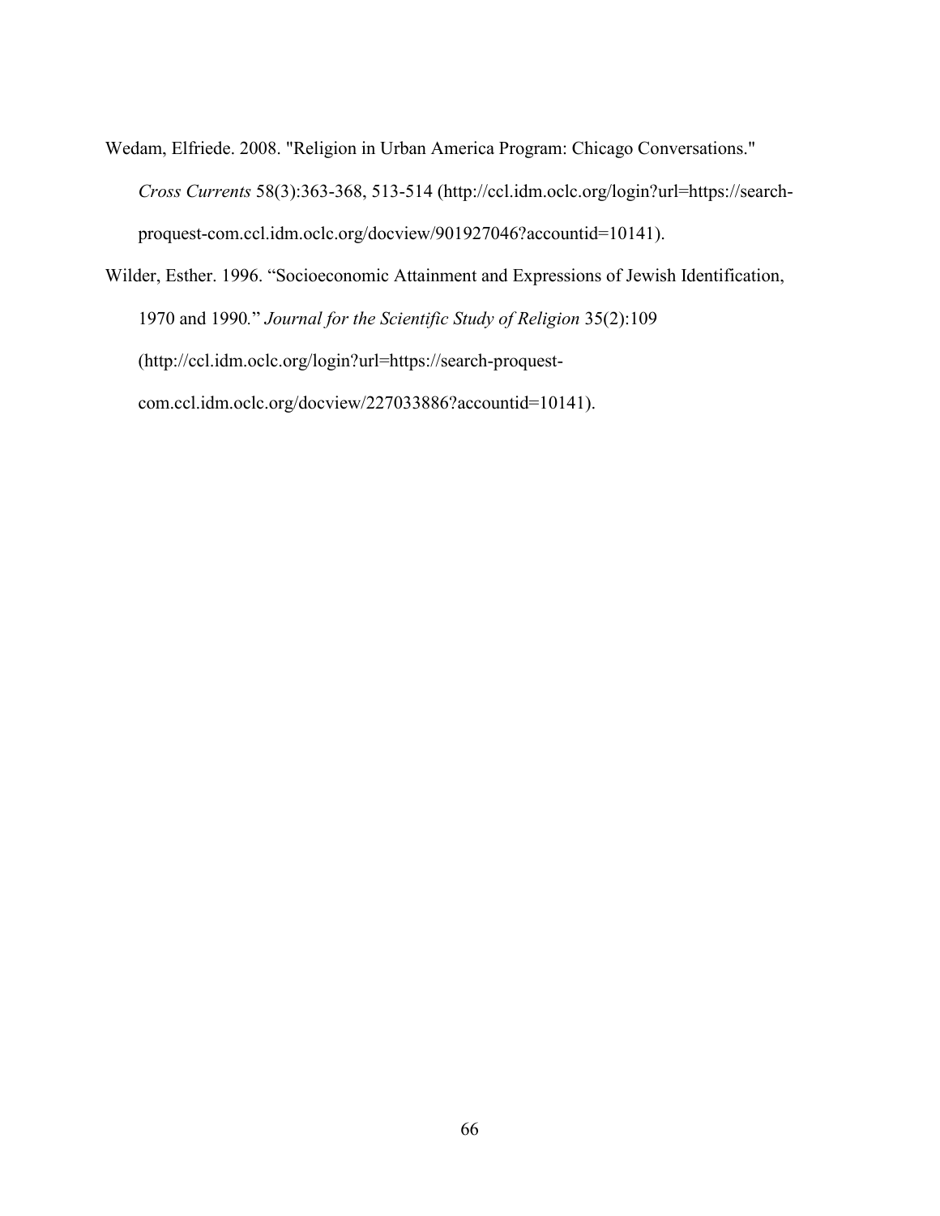Wedam, Elfriede. 2008. "Religion in Urban America Program: Chicago Conversations." *Cross Currents* 58(3):363-368, 513-514 (http://ccl.idm.oclc.org/login?url=https://search-proquest-com.ccl.idm.oclc.org/docview/901927046?accountid=10141).

Wilder, Esther. 1996. "Socioeconomic Attainment and Expressions of Jewish Identification, 1970 and 1990." *Journal for the Scientific Study of Religion* 35(2):109 (http://ccl.idm.oclc.org/login?url=https://search-proquest-com.ccl.idm.oclc.org/docview/227033886?accountid=10141).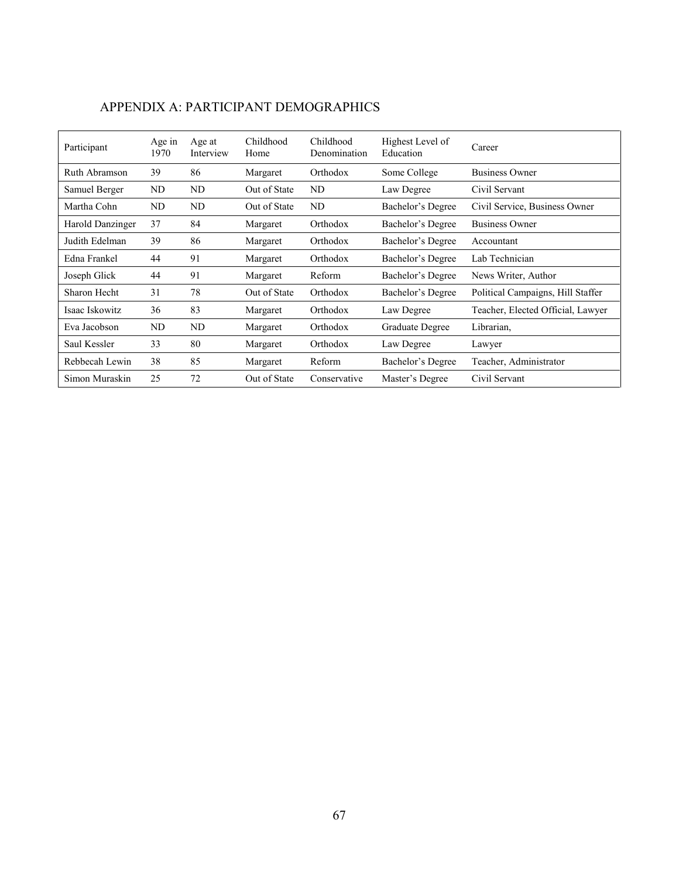# APPENDIX A: PARTICIPANT DEMOGRAPHICS

| Participant | Age in 1970 | Age at Interview | Childhood Home | Childhood Denomination | Highest Level of Education | Career |
|---|---|---|---|---|---|---|
| Ruth Abramson | 39 | 86 | Margaret | Orthodox | Some College | Business Owner |
| Samuel Berger | ND | ND | Out of State | ND | Law Degree | Civil Servant |
| Martha Cohn | ND | ND | Out of State | ND | Bachelor's Degree | Civil Service, Business Owner |
| Harold Danzinger | 37 | 84 | Margaret | Orthodox | Bachelor's Degree | Business Owner |
| Judith Edelman | 39 | 86 | Margaret | Orthodox | Bachelor's Degree | Accountant |
| Edna Frankel | 44 | 91 | Margaret | Orthodox | Bachelor's Degree | Lab Technician |
| Joseph Glick | 44 | 91 | Margaret | Reform | Bachelor's Degree | News Writer, Author |
| Sharon Hecht | 31 | 78 | Out of State | Orthodox | Bachelor's Degree | Political Campaigns, Hill Staffer |
| Isaac Iskowitz | 36 | 83 | Margaret | Orthodox | Law Degree | Teacher, Elected Official, Lawyer |
| Eva Jacobson | ND | ND | Margaret | Orthodox | Graduate Degree | Librarian, |
| Saul Kessler | 33 | 80 | Margaret | Orthodox | Law Degree | Lawyer |
| Rebbecah Lewin | 38 | 85 | Margaret | Reform | Bachelor's Degree | Teacher, Administrator |
| Simon Muraskin | 25 | 72 | Out of State | Conservative | Master's Degree | Civil Servant |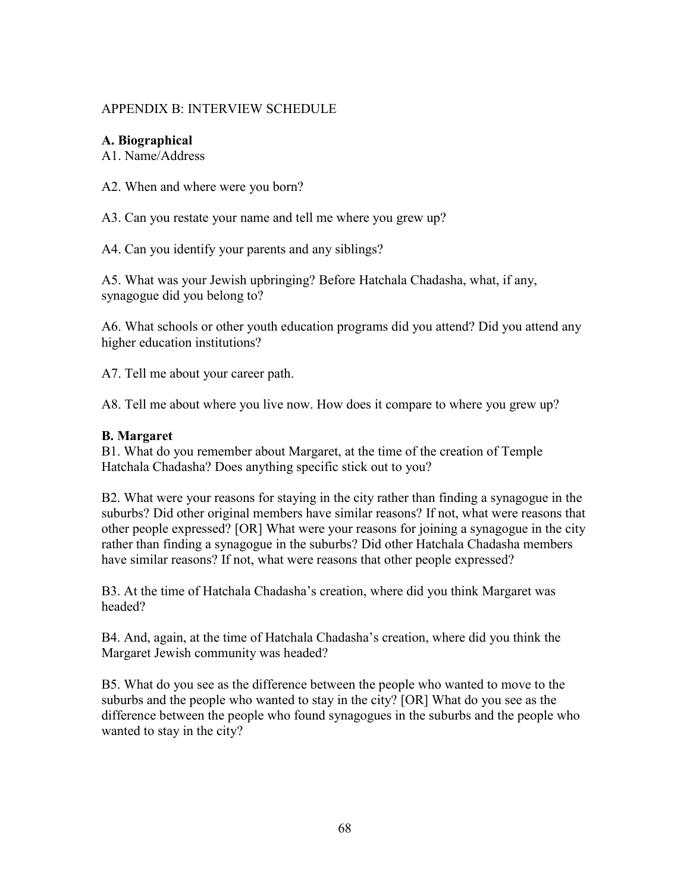## APPENDIX B: INTERVIEW SCHEDULE

### A. Biographical

A1. Name/Address

A2. When and where were you born?

A3. Can you restate your name and tell me where you grew up?

A4. Can you identify your parents and any siblings?

A5. What was your Jewish upbringing? Before Hatchala Chadasha, what, if any, synagogue did you belong to?

A6. What schools or other youth education programs did you attend? Did you attend any higher education institutions?

A7. Tell me about your career path.

A8. Tell me about where you live now. How does it compare to where you grew up?

### B. Margaret

B1. What do you remember about Margaret, at the time of the creation of Temple Hatchala Chadasha? Does anything specific stick out to you?

B2. What were your reasons for staying in the city rather than finding a synagogue in the suburbs? Did other original members have similar reasons? If not, what were reasons that other people expressed? [OR] What were your reasons for joining a synagogue in the city rather than finding a synagogue in the suburbs? Did other Hatchala Chadasha members have similar reasons? If not, what were reasons that other people expressed?

B3. At the time of Hatchala Chadasha's creation, where did you think Margaret was headed?

B4. And, again, at the time of Hatchala Chadasha's creation, where did you think the Margaret Jewish community was headed?

B5. What do you see as the difference between the people who wanted to move to the suburbs and the people who wanted to stay in the city? [OR] What do you see as the difference between the people who found synagogues in the suburbs and the people who wanted to stay in the city?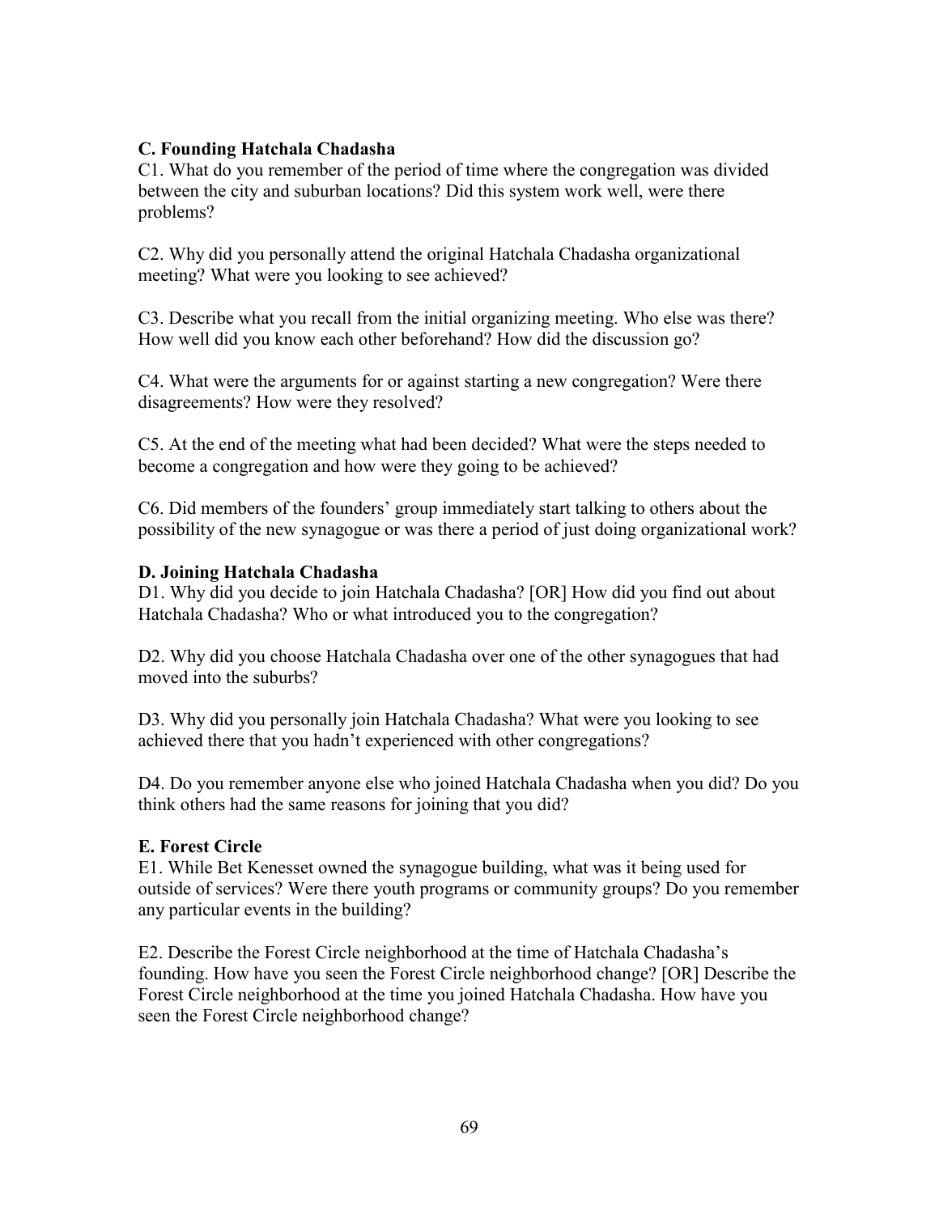**C. Founding Hatchala Chadasha**

C1. What do you remember of the period of time where the congregation was divided between the city and suburban locations? Did this system work well, were there problems?

C2. Why did you personally attend the original Hatchala Chadasha organizational meeting? What were you looking to see achieved?

C3. Describe what you recall from the initial organizing meeting. Who else was there? How well did you know each other beforehand? How did the discussion go?

C4. What were the arguments for or against starting a new congregation? Were there disagreements? How were they resolved?

C5. At the end of the meeting what had been decided? What were the steps needed to become a congregation and how were they going to be achieved?

C6. Did members of the founders' group immediately start talking to others about the possibility of the new synagogue or was there a period of just doing organizational work?

**D. Joining Hatchala Chadasha**

D1. Why did you decide to join Hatchala Chadasha? [OR] How did you find out about Hatchala Chadasha? Who or what introduced you to the congregation?

D2. Why did you choose Hatchala Chadasha over one of the other synagogues that had moved into the suburbs?

D3. Why did you personally join Hatchala Chadasha? What were you looking to see achieved there that you hadn't experienced with other congregations?

D4. Do you remember anyone else who joined Hatchala Chadasha when you did? Do you think others had the same reasons for joining that you did?

**E. Forest Circle**

E1. While Bet Kenesset owned the synagogue building, what was it being used for outside of services? Were there youth programs or community groups? Do you remember any particular events in the building?

E2. Describe the Forest Circle neighborhood at the time of Hatchala Chadasha's founding. How have you seen the Forest Circle neighborhood change? [OR] Describe the Forest Circle neighborhood at the time you joined Hatchala Chadasha. How have you seen the Forest Circle neighborhood change?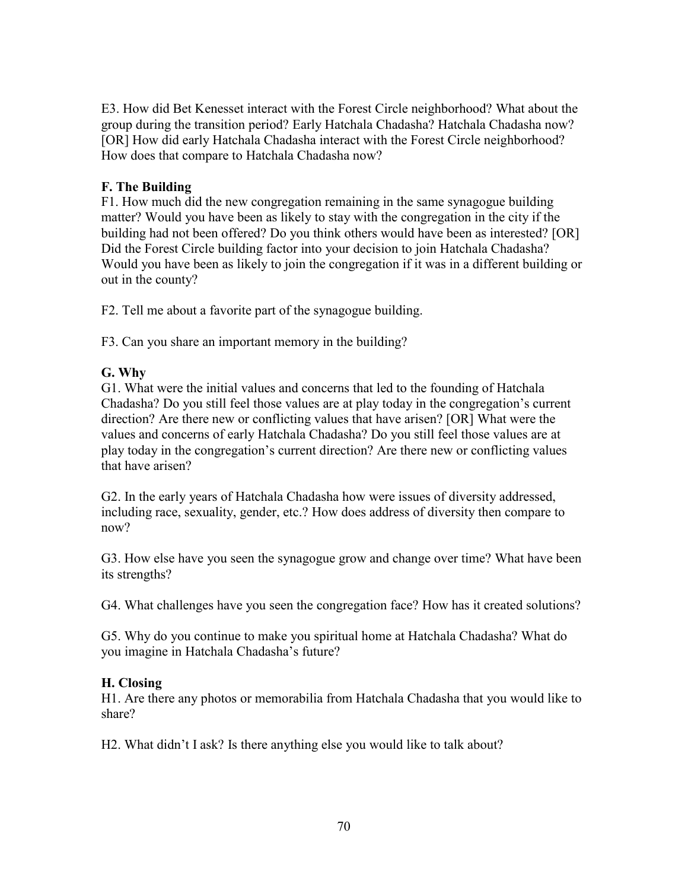E3. How did Bet Kenesset interact with the Forest Circle neighborhood? What about the group during the transition period? Early Hatchala Chadasha? Hatchala Chadasha now? [OR] How did early Hatchala Chadasha interact with the Forest Circle neighborhood? How does that compare to Hatchala Chadasha now?

**F. The Building**

F1. How much did the new congregation remaining in the same synagogue building matter? Would you have been as likely to stay with the congregation in the city if the building had not been offered? Do you think others would have been as interested? [OR] Did the Forest Circle building factor into your decision to join Hatchala Chadasha? Would you have been as likely to join the congregation if it was in a different building or out in the county?

F2. Tell me about a favorite part of the synagogue building.

F3. Can you share an important memory in the building?

**G. Why**

G1. What were the initial values and concerns that led to the founding of Hatchala Chadasha? Do you still feel those values are at play today in the congregation's current direction? Are there new or conflicting values that have arisen? [OR] What were the values and concerns of early Hatchala Chadasha? Do you still feel those values are at play today in the congregation's current direction? Are there new or conflicting values that have arisen?

G2. In the early years of Hatchala Chadasha how were issues of diversity addressed, including race, sexuality, gender, etc.? How does address of diversity then compare to now?

G3. How else have you seen the synagogue grow and change over time? What have been its strengths?

G4. What challenges have you seen the congregation face? How has it created solutions?

G5. Why do you continue to make you spiritual home at Hatchala Chadasha? What do you imagine in Hatchala Chadasha's future?

**H. Closing**

H1. Are there any photos or memorabilia from Hatchala Chadasha that you would like to share?

H2. What didn't I ask? Is there anything else you would like to talk about?